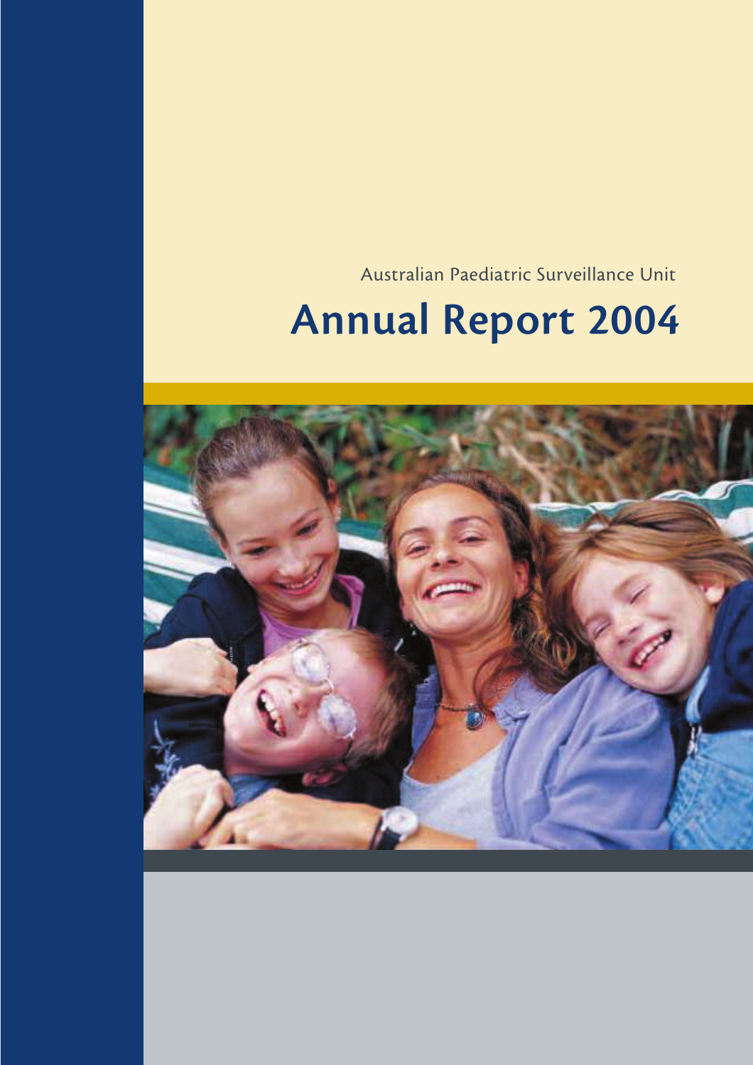Australian Paediatric Surveillance Unit

# Annual Report 2004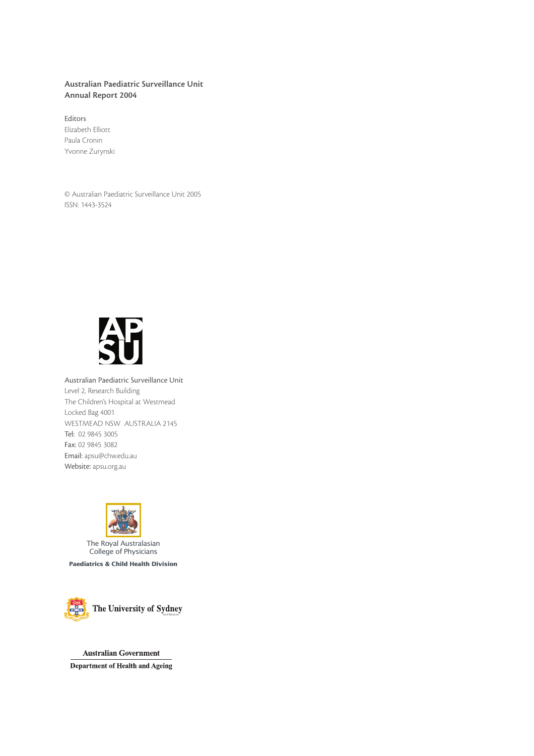**Australian Paediatric Surveillance Unit**
**Annual Report 2004**

Editors
Elizabeth Elliott
Paula Cronin
Yvonne Zurynski

© Australian Paediatric Surveillance Unit 2005
ISSN: 1443-3524

Australian Paediatric Surveillance Unit
Level 2, Research Building
The Children's Hospital at Westmead
Locked Bag 4001
WESTMEAD NSW AUSTRALIA 2145
Tel: 02 9845 3005
Fax: 02 9845 3082
Email: apsu@chw.edu.au
Website: apsu.org.au

The Royal Australasian College of Physicians
**Paediatrics & Child Health Division**

The University of Sydney

**Australian Government**
**Department of Health and Ageing**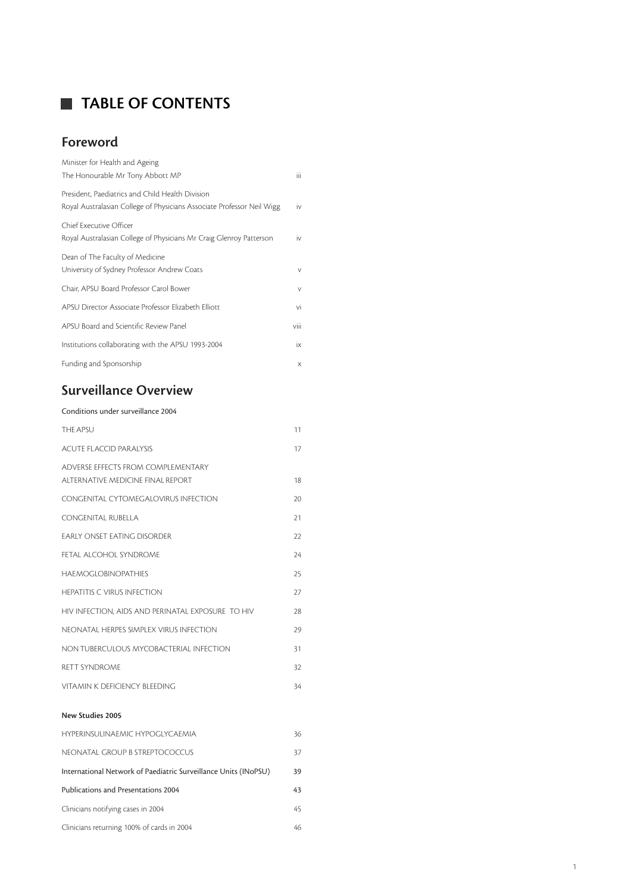# TABLE OF CONTENTS

## Foreword

| | |
|---|---|
| Minister for Health and Ageing<br>The Honourable Mr Tony Abbott MP | iii |
| President, Paediatrics and Child Health Division<br>Royal Australasian College of Physicians Associate Professor Neil Wigg | iv |
| Chief Executive Officer<br>Royal Australasian College of Physicians Mr Craig Glenroy Patterson | iv |
| Dean of The Faculty of Medicine<br>University of Sydney Professor Andrew Coats | v |
| Chair, APSU Board Professor Carol Bower | v |
| APSU Director Associate Professor Elizabeth Elliott | vi |
| APSU Board and Scientific Review Panel | viii |
| Institutions collaborating with the APSU 1993-2004 | ix |
| Funding and Sponsorship | x |

## Surveillance Overview

**Conditions under surveillance 2004**

| | |
|---|---|
| THE APSU | 11 |
| ACUTE FLACCID PARALYSIS | 17 |
| ADVERSE EFFECTS FROM COMPLEMENTARY<br>ALTERNATIVE MEDICINE FINAL REPORT | 18 |
| CONGENITAL CYTOMEGALOVIRUS INFECTION | 20 |
| CONGENITAL RUBELLA | 21 |
| EARLY ONSET EATING DISORDER | 22 |
| FETAL ALCOHOL SYNDROME | 24 |
| HAEMOGLOBINOPATHIES | 25 |
| HEPATITIS C VIRUS INFECTION | 27 |
| HIV INFECTION, AIDS AND PERINATAL EXPOSURE TO HIV | 28 |
| NEONATAL HERPES SIMPLEX VIRUS INFECTION | 29 |
| NON TUBERCULOUS MYCOBACTERIAL INFECTION | 31 |
| RETT SYNDROME | 32 |
| VITAMIN K DEFICIENCY BLEEDING | 34 |

**New Studies 2005**

| | |
|---|---|
| HYPERINSULINAEMIC HYPOGLYCAEMIA | 36 |
| NEONATAL GROUP B STREPTOCOCCUS | 37 |
| International Network of Paediatric Surveillance Units (INoPSU) | 39 |
| Publications and Presentations 2004 | 43 |
| Clinicians notifying cases in 2004 | 45 |
| Clinicians returning 100% of cards in 2004 | 46 |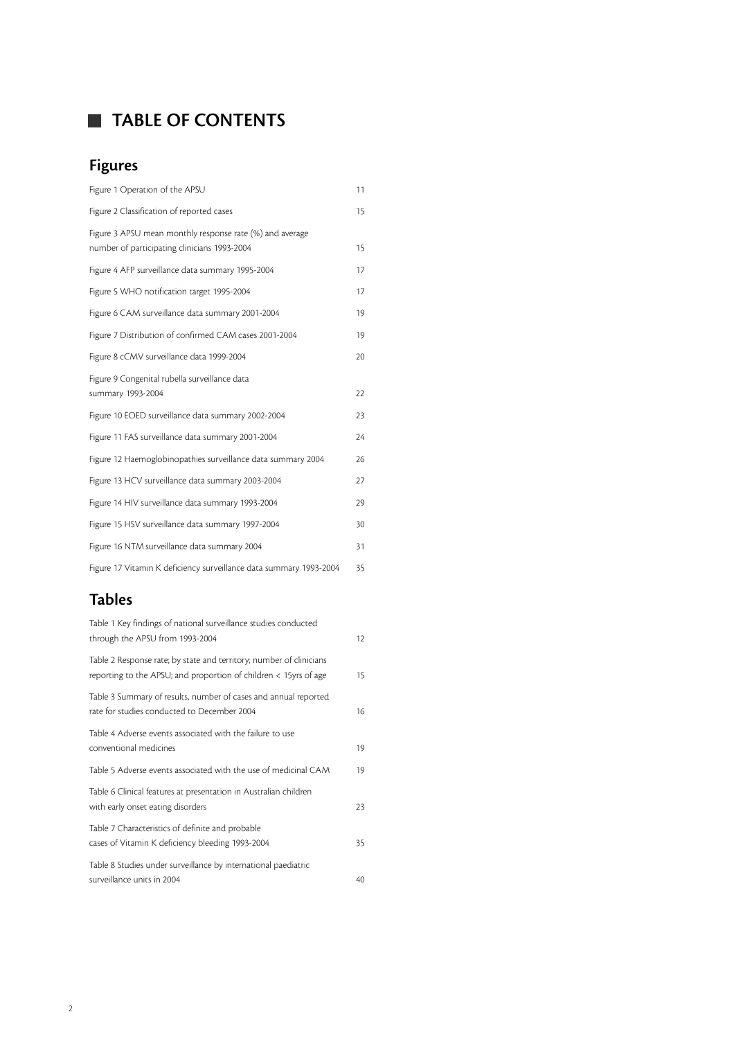# TABLE OF CONTENTS

## Figures

| | |
|---|---|
| Figure 1 Operation of the APSU | 11 |
| Figure 2 Classification of reported cases | 15 |
| Figure 3 APSU mean monthly response rate (%) and average number of participating clinicians 1993-2004 | 15 |
| Figure 4 AFP surveillance data summary 1995-2004 | 17 |
| Figure 5 WHO notification target 1995-2004 | 17 |
| Figure 6 CAM surveillance data summary 2001-2004 | 19 |
| Figure 7 Distribution of confirmed CAM cases 2001-2004 | 19 |
| Figure 8 cCMV surveillance data 1999-2004 | 20 |
| Figure 9 Congenital rubella surveillance data summary 1993-2004 | 22 |
| Figure 10 EOED surveillance data summary 2002-2004 | 23 |
| Figure 11 FAS surveillance data summary 2001-2004 | 24 |
| Figure 12 Haemoglobinopathies surveillance data summary 2004 | 26 |
| Figure 13 HCV surveillance data summary 2003-2004 | 27 |
| Figure 14 HIV surveillance data summary 1993-2004 | 29 |
| Figure 15 HSV surveillance data summary 1997-2004 | 30 |
| Figure 16 NTM surveillance data summary 2004 | 31 |
| Figure 17 Vitamin K deficiency surveillance data summary 1993-2004 | 35 |

## Tables

| | |
|---|---|
| Table 1 Key findings of national surveillance studies conducted through the APSU from 1993-2004 | 12 |
| Table 2 Response rate; by state and territory; number of clinicians reporting to the APSU; and proportion of children < 15yrs of age | 15 |
| Table 3 Summary of results, number of cases and annual reported rate for studies conducted to December 2004 | 16 |
| Table 4 Adverse events associated with the failure to use conventional medicines | 19 |
| Table 5 Adverse events associated with the use of medicinal CAM | 19 |
| Table 6 Clinical features at presentation in Australian children with early onset eating disorders | 23 |
| Table 7 Characteristics of definite and probable cases of Vitamin K deficiency bleeding 1993-2004 | 35 |
| Table 8 Studies under surveillance by international paediatric surveillance units in 2004 | 40 |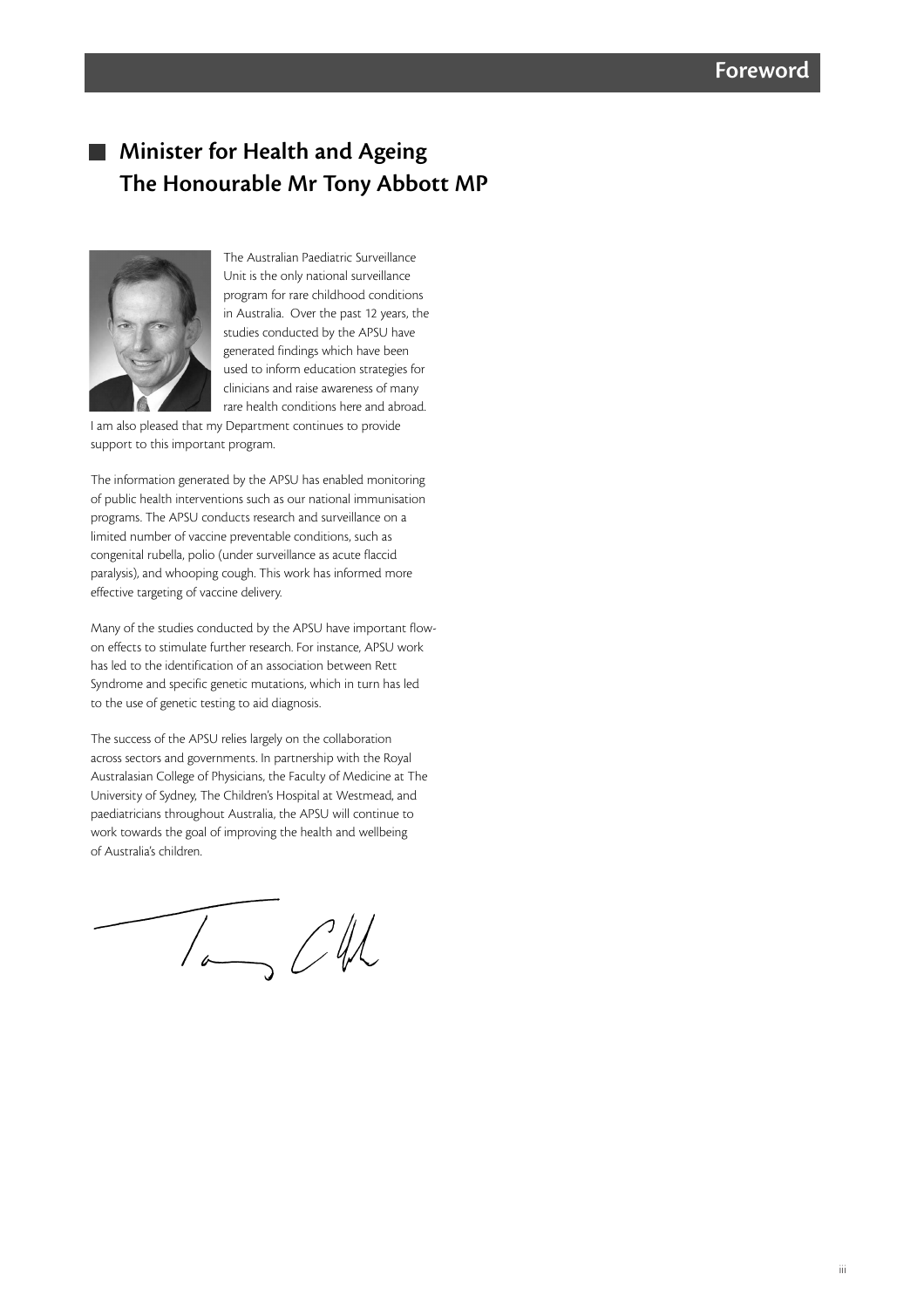# Foreword

## Minister for Health and Ageing The Honourable Mr Tony Abbott MP

The Australian Paediatric Surveillance Unit is the only national surveillance program for rare childhood conditions in Australia. Over the past 12 years, the studies conducted by the APSU have generated findings which have been used to inform education strategies for clinicians and raise awareness of many rare health conditions here and abroad. I am also pleased that my Department continues to provide support to this important program.

The information generated by the APSU has enabled monitoring of public health interventions such as our national immunisation programs. The APSU conducts research and surveillance on a limited number of vaccine preventable conditions, such as congenital rubella, polio (under surveillance as acute flaccid paralysis), and whooping cough. This work has informed more effective targeting of vaccine delivery.

Many of the studies conducted by the APSU have important flow-on effects to stimulate further research. For instance, APSU work has led to the identification of an association between Rett Syndrome and specific genetic mutations, which in turn has led to the use of genetic testing to aid diagnosis.

The success of the APSU relies largely on the collaboration across sectors and governments. In partnership with the Royal Australasian College of Physicians, the Faculty of Medicine at The University of Sydney, The Children's Hospital at Westmead, and paediatricians throughout Australia, the APSU will continue to work towards the goal of improving the health and wellbeing of Australia's children.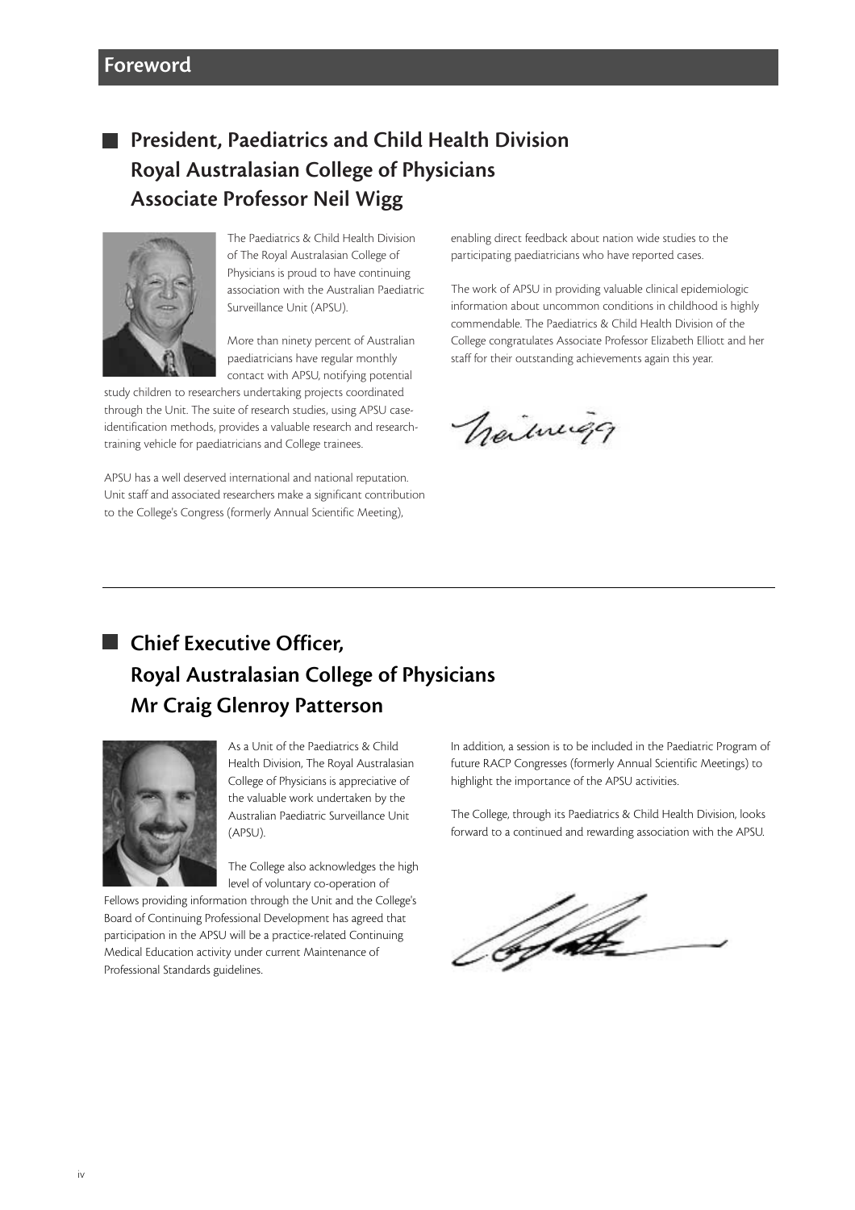# Foreword

## President, Paediatrics and Child Health Division Royal Australasian College of Physicians Associate Professor Neil Wigg

The Paediatrics & Child Health Division of The Royal Australasian College of Physicians is proud to have continuing association with the Australian Paediatric Surveillance Unit (APSU).

More than ninety percent of Australian paediatricians have regular monthly contact with APSU, notifying potential study children to researchers undertaking projects coordinated through the Unit. The suite of research studies, using APSU case-identification methods, provides a valuable research and research-training vehicle for paediatricians and College trainees.

APSU has a well deserved international and national reputation. Unit staff and associated researchers make a significant contribution to the College's Congress (formerly Annual Scientific Meeting), enabling direct feedback about nation wide studies to the participating paediatricians who have reported cases.

The work of APSU in providing valuable clinical epidemiologic information about uncommon conditions in childhood is highly commendable. The Paediatrics & Child Health Division of the College congratulates Associate Professor Elizabeth Elliott and her staff for their outstanding achievements again this year.

---

## Chief Executive Officer, Royal Australasian College of Physicians Mr Craig Glenroy Patterson

As a Unit of the Paediatrics & Child Health Division, The Royal Australasian College of Physicians is appreciative of the valuable work undertaken by the Australian Paediatric Surveillance Unit (APSU).

The College also acknowledges the high level of voluntary co-operation of Fellows providing information through the Unit and the College's Board of Continuing Professional Development has agreed that participation in the APSU will be a practice-related Continuing Medical Education activity under current Maintenance of Professional Standards guidelines.

In addition, a session is to be included in the Paediatric Program of future RACP Congresses (formerly Annual Scientific Meetings) to highlight the importance of the APSU activities.

The College, through its Paediatrics & Child Health Division, looks forward to a continued and rewarding association with the APSU.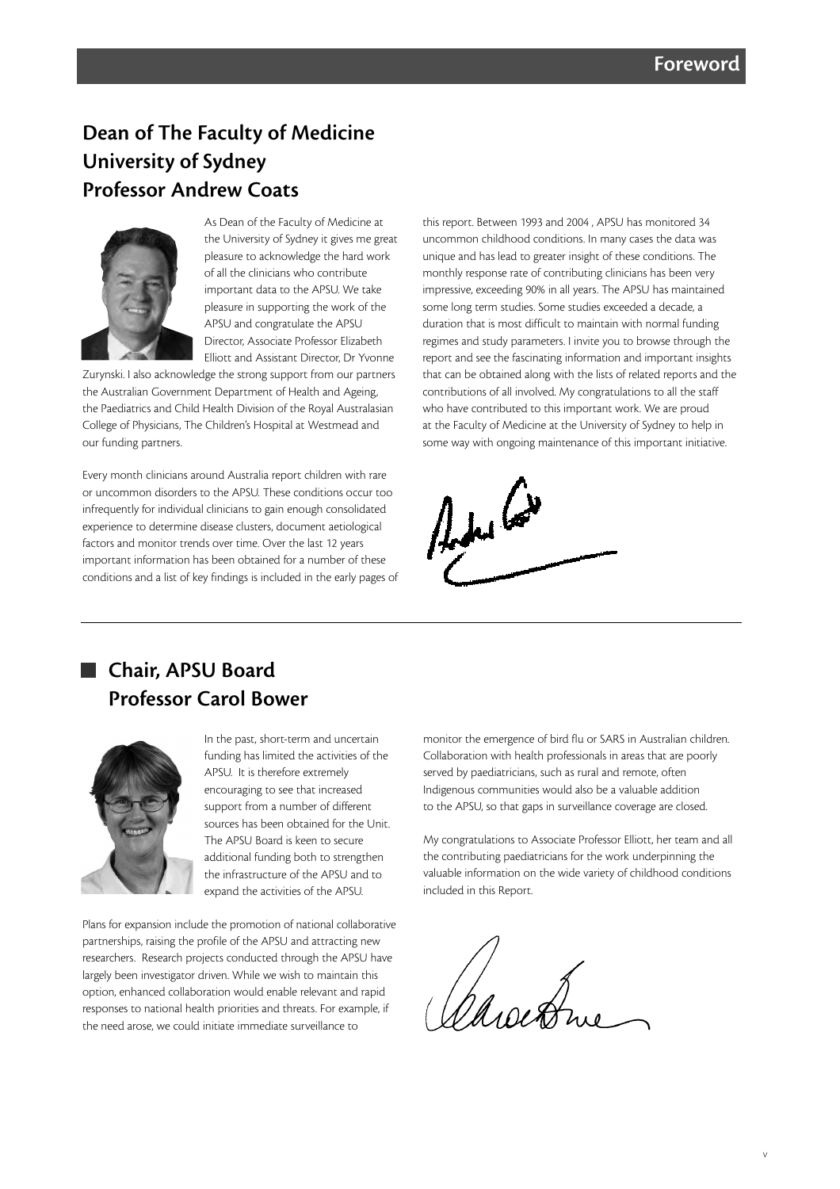# Foreword

## Dean of The Faculty of Medicine University of Sydney Professor Andrew Coats

As Dean of the Faculty of Medicine at the University of Sydney it gives me great pleasure to acknowledge the hard work of all the clinicians who contribute important data to the APSU. We take pleasure in supporting the work of the APSU and congratulate the APSU Director, Associate Professor Elizabeth Elliott and Assistant Director, Dr Yvonne Zurynski. I also acknowledge the strong support from our partners the Australian Government Department of Health and Ageing, the Paediatrics and Child Health Division of the Royal Australasian College of Physicians, The Children's Hospital at Westmead and our funding partners.

Every month clinicians around Australia report children with rare or uncommon disorders to the APSU. These conditions occur too infrequently for individual clinicians to gain enough consolidated experience to determine disease clusters, document aetiological factors and monitor trends over time. Over the last 12 years important information has been obtained for a number of these conditions and a list of key findings is included in the early pages of this report. Between 1993 and 2004 , APSU has monitored 34 uncommon childhood conditions. In many cases the data was unique and has lead to greater insight of these conditions. The monthly response rate of contributing clinicians has been very impressive, exceeding 90% in all years. The APSU has maintained some long term studies. Some studies exceeded a decade, a duration that is most difficult to maintain with normal funding regimes and study parameters. I invite you to browse through the report and see the fascinating information and important insights that can be obtained along with the lists of related reports and the contributions of all involved. My congratulations to all the staff who have contributed to this important work. We are proud at the Faculty of Medicine at the University of Sydney to help in some way with ongoing maintenance of this important initiative.

## Chair, APSU Board Professor Carol Bower

In the past, short-term and uncertain funding has limited the activities of the APSU. It is therefore extremely encouraging to see that increased support from a number of different sources has been obtained for the Unit. The APSU Board is keen to secure additional funding both to strengthen the infrastructure of the APSU and to expand the activities of the APSU.

Plans for expansion include the promotion of national collaborative partnerships, raising the profile of the APSU and attracting new researchers. Research projects conducted through the APSU have largely been investigator driven. While we wish to maintain this option, enhanced collaboration would enable relevant and rapid responses to national health priorities and threats. For example, if the need arose, we could initiate immediate surveillance to monitor the emergence of bird flu or SARS in Australian children. Collaboration with health professionals in areas that are poorly served by paediatricians, such as rural and remote, often Indigenous communities would also be a valuable addition to the APSU, so that gaps in surveillance coverage are closed.

My congratulations to Associate Professor Elliott, her team and all the contributing paediatricians for the work underpinning the valuable information on the wide variety of childhood conditions included in this Report.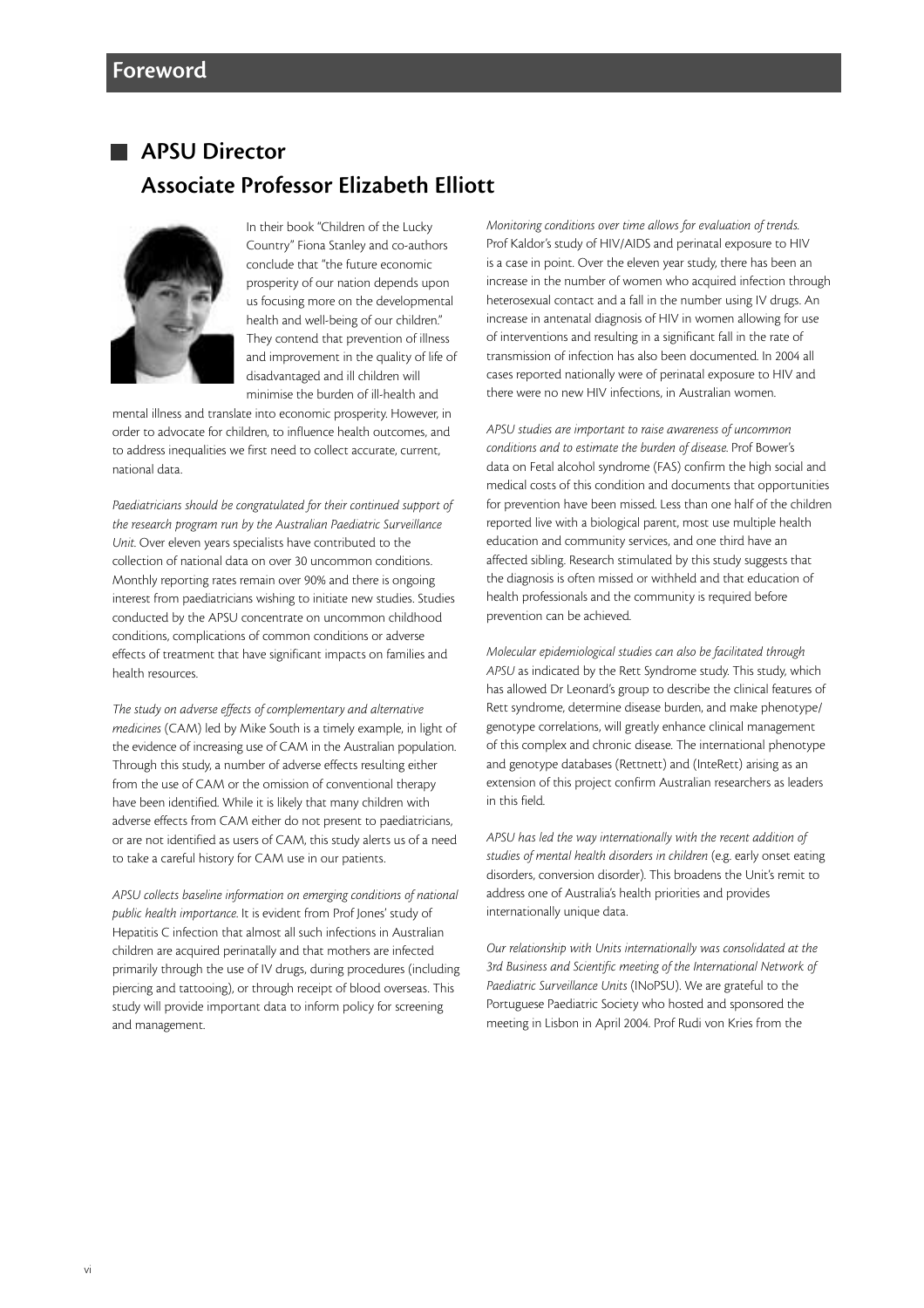# Foreword

## APSU Director
## Associate Professor Elizabeth Elliott

In their book "Children of the Lucky Country" Fiona Stanley and co-authors conclude that "the future economic prosperity of our nation depends upon us focusing more on the developmental health and well-being of our children." They contend that prevention of illness and improvement in the quality of life of disadvantaged and ill children will minimise the burden of ill-health and mental illness and translate into economic prosperity. However, in order to advocate for children, to influence health outcomes, and to address inequalities we first need to collect accurate, current, national data.

*Paediatricians should be congratulated for their continued support of the research program run by the Australian Paediatric Surveillance Unit.* Over eleven years specialists have contributed to the collection of national data on over 30 uncommon conditions. Monthly reporting rates remain over 90% and there is ongoing interest from paediatricians wishing to initiate new studies. Studies conducted by the APSU concentrate on uncommon childhood conditions, complications of common conditions or adverse effects of treatment that have significant impacts on families and health resources.

*The study on adverse effects of complementary and alternative medicines* (CAM) led by Mike South is a timely example, in light of the evidence of increasing use of CAM in the Australian population. Through this study, a number of adverse effects resulting either from the use of CAM or the omission of conventional therapy have been identified. While it is likely that many children with adverse effects from CAM either do not present to paediatricians, or are not identified as users of CAM, this study alerts us of a need to take a careful history for CAM use in our patients.

*APSU collects baseline information on emerging conditions of national public health importance.* It is evident from Prof Jones' study of Hepatitis C infection that almost all such infections in Australian children are acquired perinatally and that mothers are infected primarily through the use of IV drugs, during procedures (including piercing and tattooing), or through receipt of blood overseas. This study will provide important data to inform policy for screening and management.

*Monitoring conditions over time allows for evaluation of trends.* Prof Kaldor's study of HIV/AIDS and perinatal exposure to HIV is a case in point. Over the eleven year study, there has been an increase in the number of women who acquired infection through heterosexual contact and a fall in the number using IV drugs. An increase in antenatal diagnosis of HIV in women allowing for use of interventions and resulting in a significant fall in the rate of transmission of infection has also been documented. In 2004 all cases reported nationally were of perinatal exposure to HIV and there were no new HIV infections, in Australian women.

*APSU studies are important to raise awareness of uncommon conditions and to estimate the burden of disease.* Prof Bower's data on Fetal alcohol syndrome (FAS) confirm the high social and medical costs of this condition and documents that opportunities for prevention have been missed. Less than one half of the children reported live with a biological parent, most use multiple health education and community services, and one third have an affected sibling. Research stimulated by this study suggests that the diagnosis is often missed or withheld and that education of health professionals and the community is required before prevention can be achieved.

*Molecular epidemiological studies can also be facilitated through APSU* as indicated by the Rett Syndrome study. This study, which has allowed Dr Leonard's group to describe the clinical features of Rett syndrome, determine disease burden, and make phenotype/genotype correlations, will greatly enhance clinical management of this complex and chronic disease. The international phenotype and genotype databases (Rettnett) and (InteRett) arising as an extension of this project confirm Australian researchers as leaders in this field.

*APSU has led the way internationally with the recent addition of studies of mental health disorders in children* (e.g. early onset eating disorders, conversion disorder). This broadens the Unit's remit to address one of Australia's health priorities and provides internationally unique data.

*Our relationship with Units internationally was consolidated at the 3rd Business and Scientific meeting of the International Network of Paediatric Surveillance Units* (INoPSU). We are grateful to the Portuguese Paediatric Society who hosted and sponsored the meeting in Lisbon in April 2004. Prof Rudi von Kries from the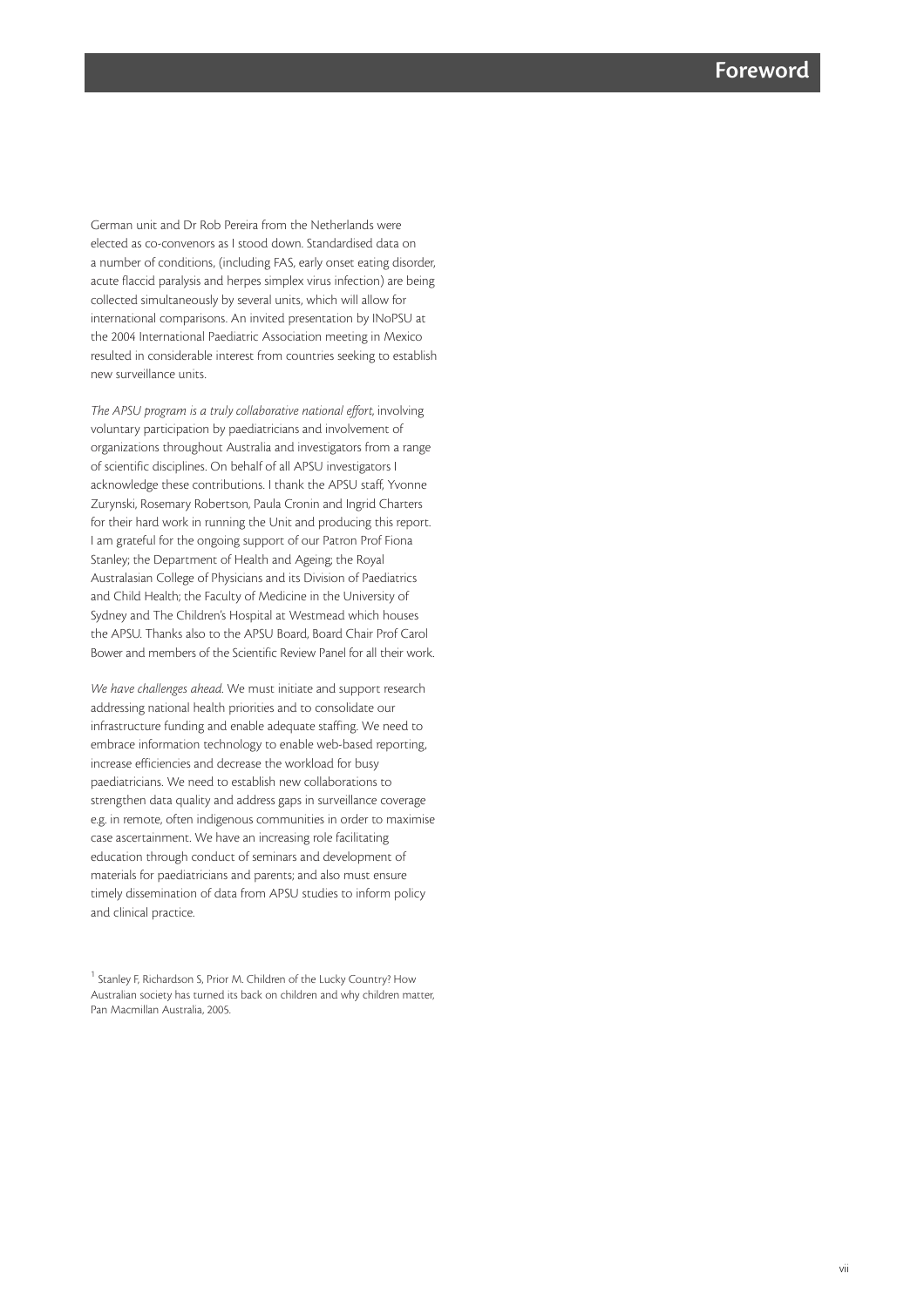# Foreword

German unit and Dr Rob Pereira from the Netherlands were elected as co-convenors as I stood down. Standardised data on a number of conditions, (including FAS, early onset eating disorder, acute flaccid paralysis and herpes simplex virus infection) are being collected simultaneously by several units, which will allow for international comparisons. An invited presentation by INoPSU at the 2004 International Paediatric Association meeting in Mexico resulted in considerable interest from countries seeking to establish new surveillance units.

*The APSU program is a truly collaborative national effort,* involving voluntary participation by paediatricians and involvement of organizations throughout Australia and investigators from a range of scientific disciplines. On behalf of all APSU investigators I acknowledge these contributions. I thank the APSU staff, Yvonne Zurynski, Rosemary Robertson, Paula Cronin and Ingrid Charters for their hard work in running the Unit and producing this report. I am grateful for the ongoing support of our Patron Prof Fiona Stanley; the Department of Health and Ageing; the Royal Australasian College of Physicians and its Division of Paediatrics and Child Health; the Faculty of Medicine in the University of Sydney and The Children's Hospital at Westmead which houses the APSU. Thanks also to the APSU Board, Board Chair Prof Carol Bower and members of the Scientific Review Panel for all their work.

*We have challenges ahead.* We must initiate and support research addressing national health priorities and to consolidate our infrastructure funding and enable adequate staffing. We need to embrace information technology to enable web-based reporting, increase efficiencies and decrease the workload for busy paediatricians. We need to establish new collaborations to strengthen data quality and address gaps in surveillance coverage e.g. in remote, often indigenous communities in order to maximise case ascertainment. We have an increasing role facilitating education through conduct of seminars and development of materials for paediatricians and parents; and also must ensure timely dissemination of data from APSU studies to inform policy and clinical practice.

[1] Stanley F, Richardson S, Prior M. Children of the Lucky Country? How Australian society has turned its back on children and why children matter, Pan Macmillan Australia, 2005.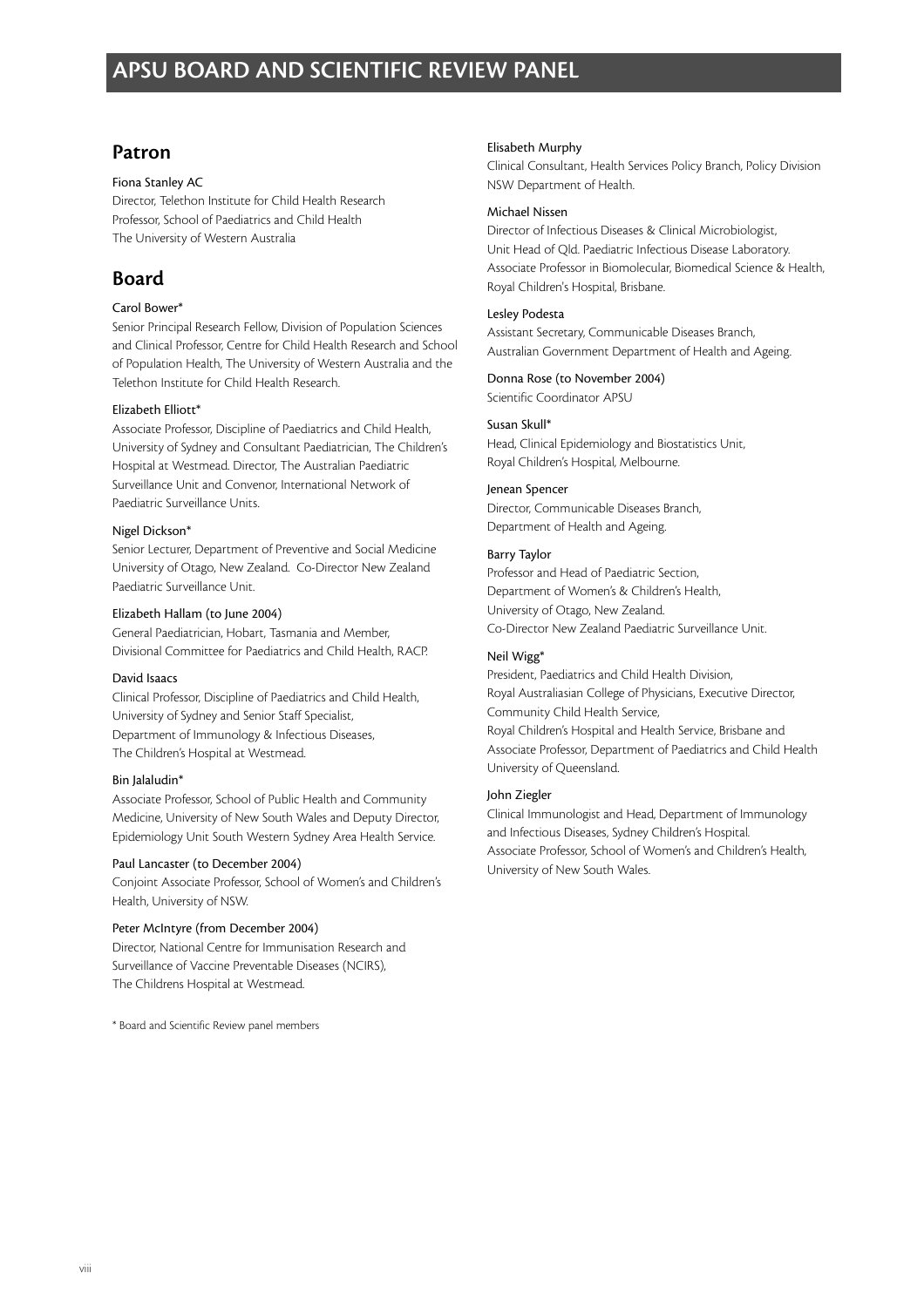# APSU BOARD AND SCIENTIFIC REVIEW PANEL

## Patron

Fiona Stanley AC
Director, Telethon Institute for Child Health Research
Professor, School of Paediatrics and Child Health
The University of Western Australia

## Board

Carol Bower*
Senior Principal Research Fellow, Division of Population Sciences and Clinical Professor, Centre for Child Health Research and School of Population Health, The University of Western Australia and the Telethon Institute for Child Health Research.

Elizabeth Elliott*
Associate Professor, Discipline of Paediatrics and Child Health, University of Sydney and Consultant Paediatrician, The Children's Hospital at Westmead. Director, The Australian Paediatric Surveillance Unit and Convenor, International Network of Paediatric Surveillance Units.

Nigel Dickson*
Senior Lecturer, Department of Preventive and Social Medicine University of Otago, New Zealand. Co-Director New Zealand Paediatric Surveillance Unit.

Elizabeth Hallam (to June 2004)
General Paediatrician, Hobart, Tasmania and Member, Divisional Committee for Paediatrics and Child Health, RACP.

David Isaacs
Clinical Professor, Discipline of Paediatrics and Child Health, University of Sydney and Senior Staff Specialist, Department of Immunology & Infectious Diseases, The Children's Hospital at Westmead.

Bin Jalaludin*
Associate Professor, School of Public Health and Community Medicine, University of New South Wales and Deputy Director, Epidemiology Unit South Western Sydney Area Health Service.

Paul Lancaster (to December 2004)
Conjoint Associate Professor, School of Women's and Children's Health, University of NSW.

Peter McIntyre (from December 2004)
Director, National Centre for Immunisation Research and Surveillance of Vaccine Preventable Diseases (NCIRS), The Childrens Hospital at Westmead.

Elisabeth Murphy
Clinical Consultant, Health Services Policy Branch, Policy Division NSW Department of Health.

Michael Nissen
Director of Infectious Diseases & Clinical Microbiologist, Unit Head of Qld. Paediatric Infectious Disease Laboratory. Associate Professor in Biomolecular, Biomedical Science & Health, Royal Children's Hospital, Brisbane.

Lesley Podesta
Assistant Secretary, Communicable Diseases Branch, Australian Government Department of Health and Ageing.

Donna Rose (to November 2004)
Scientific Coordinator APSU

Susan Skull*
Head, Clinical Epidemiology and Biostatistics Unit, Royal Children's Hospital, Melbourne.

Jenean Spencer
Director, Communicable Diseases Branch, Department of Health and Ageing.

Barry Taylor
Professor and Head of Paediatric Section, Department of Women's & Children's Health, University of Otago, New Zealand. Co-Director New Zealand Paediatric Surveillance Unit.

Neil Wigg*
President, Paediatrics and Child Health Division, Royal Australiasian College of Physicians, Executive Director, Community Child Health Service, Royal Children's Hospital and Health Service, Brisbane and Associate Professor, Department of Paediatrics and Child Health University of Queensland.

John Ziegler
Clinical Immunologist and Head, Department of Immunology and Infectious Diseases, Sydney Children's Hospital. Associate Professor, School of Women's and Children's Health, University of New South Wales.

\* Board and Scientific Review panel members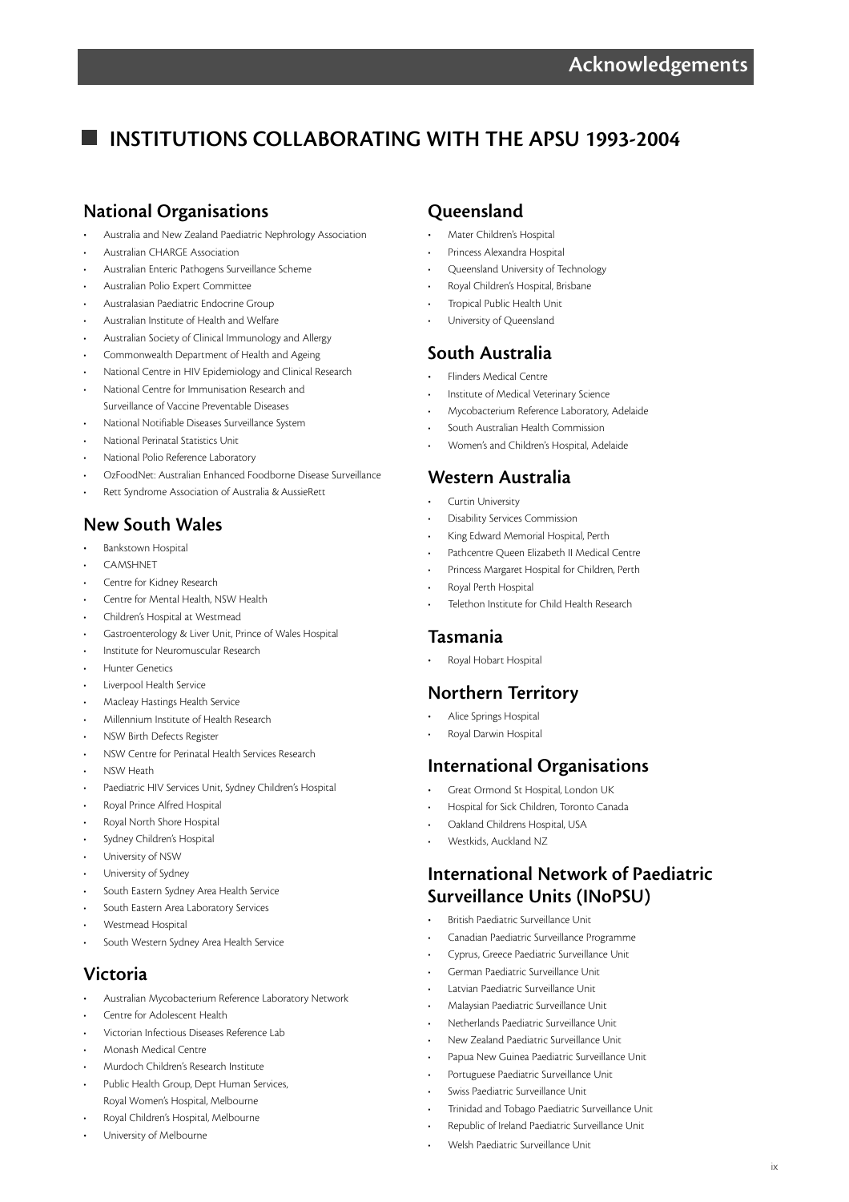# Acknowledgements

## INSTITUTIONS COLLABORATING WITH THE APSU 1993-2004

### National Organisations

- Australia and New Zealand Paediatric Nephrology Association
- Australian CHARGE Association
- Australian Enteric Pathogens Surveillance Scheme
- Australian Polio Expert Committee
- Australasian Paediatric Endocrine Group
- Australian Institute of Health and Welfare
- Australian Society of Clinical Immunology and Allergy
- Commonwealth Department of Health and Ageing
- National Centre in HIV Epidemiology and Clinical Research
- National Centre for Immunisation Research and Surveillance of Vaccine Preventable Diseases
- National Notifiable Diseases Surveillance System
- National Perinatal Statistics Unit
- National Polio Reference Laboratory
- OzFoodNet: Australian Enhanced Foodborne Disease Surveillance
- Rett Syndrome Association of Australia & AussieRett

### New South Wales

- Bankstown Hospital
- CAMSHNET
- Centre for Kidney Research
- Centre for Mental Health, NSW Health
- Children's Hospital at Westmead
- Gastroenterology & Liver Unit, Prince of Wales Hospital
- Institute for Neuromuscular Research
- Hunter Genetics
- Liverpool Health Service
- Macleay Hastings Health Service
- Millennium Institute of Health Research
- NSW Birth Defects Register
- NSW Centre for Perinatal Health Services Research
- NSW Heath
- Paediatric HIV Services Unit, Sydney Children's Hospital
- Royal Prince Alfred Hospital
- Royal North Shore Hospital
- Sydney Children's Hospital
- University of NSW
- University of Sydney
- South Eastern Sydney Area Health Service
- South Eastern Area Laboratory Services
- Westmead Hospital
- South Western Sydney Area Health Service

### Victoria

- Australian Mycobacterium Reference Laboratory Network
- Centre for Adolescent Health
- Victorian Infectious Diseases Reference Lab
- Monash Medical Centre
- Murdoch Children's Research Institute
- Public Health Group, Dept Human Services, Royal Women's Hospital, Melbourne
- Royal Children's Hospital, Melbourne
- University of Melbourne

### Queensland

- Mater Children's Hospital
- Princess Alexandra Hospital
- Queensland University of Technology
- Royal Children's Hospital, Brisbane
- Tropical Public Health Unit
- University of Queensland

### South Australia

- Flinders Medical Centre
- Institute of Medical Veterinary Science
- Mycobacterium Reference Laboratory, Adelaide
- South Australian Health Commission
- Women's and Children's Hospital, Adelaide

### Western Australia

- Curtin University
- Disability Services Commission
- King Edward Memorial Hospital, Perth
- Pathcentre Queen Elizabeth II Medical Centre
- Princess Margaret Hospital for Children, Perth
- Royal Perth Hospital
- Telethon Institute for Child Health Research

### Tasmania

- Royal Hobart Hospital

### Northern Territory

- Alice Springs Hospital
- Royal Darwin Hospital

### International Organisations

- Great Ormond St Hospital, London UK
- Hospital for Sick Children, Toronto Canada
- Oakland Childrens Hospital, USA
- Westkids, Auckland NZ

### International Network of Paediatric Surveillance Units (INoPSU)

- British Paediatric Surveillance Unit
- Canadian Paediatric Surveillance Programme
- Cyprus, Greece Paediatric Surveillance Unit
- German Paediatric Surveillance Unit
- Latvian Paediatric Surveillance Unit
- Malaysian Paediatric Surveillance Unit
- Netherlands Paediatric Surveillance Unit
- New Zealand Paediatric Surveillance Unit
- Papua New Guinea Paediatric Surveillance Unit
- Portuguese Paediatric Surveillance Unit
- Swiss Paediatric Surveillance Unit
- Trinidad and Tobago Paediatric Surveillance Unit
- Republic of Ireland Paediatric Surveillance Unit
- Welsh Paediatric Surveillance Unit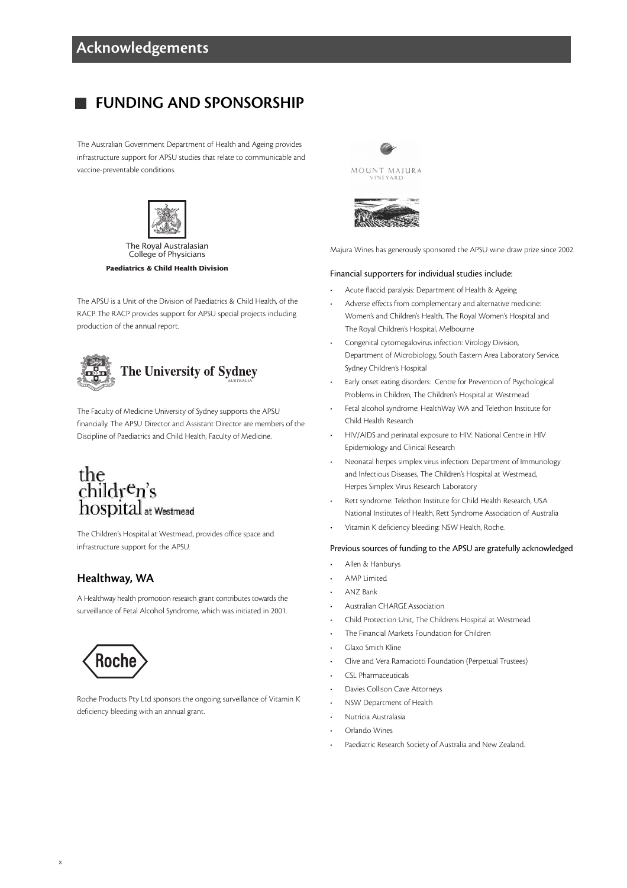# Acknowledgements

## FUNDING AND SPONSORSHIP

The Australian Government Department of Health and Ageing provides infrastructure support for APSU studies that relate to communicable and vaccine-preventable conditions.

The Royal Australasian College of Physicians
**Paediatrics & Child Health Division**

The APSU is a Unit of the Division of Paediatrics & Child Health, of the RACP. The RACP provides support for APSU special projects including production of the annual report.

The University of Sydney

The Faculty of Medicine University of Sydney supports the APSU financially. The APSU Director and Assistant Director are members of the Discipline of Paediatrics and Child Health, Faculty of Medicine.

the children's hospital at Westmead

The Children's Hospital at Westmead, provides office space and infrastructure support for the APSU.

### Healthway, WA

A Healthway health promotion research grant contributes towards the surveillance of Fetal Alcohol Syndrome, which was initiated in 2001.

Roche

Roche Products Pty Ltd sponsors the ongoing surveillance of Vitamin K deficiency bleeding with an annual grant.

MOUNT MAJURA VINEYARD

Majura Wines has generously sponsored the APSU wine draw prize since 2002.

#### Financial supporters for individual studies include:

- Acute flaccid paralysis: Department of Health & Ageing
- Adverse effects from complementary and alternative medicine: Women's and Children's Health, The Royal Women's Hospital and The Royal Children's Hospital, Melbourne
- Congenital cytomegalovirus infection: Virology Division, Department of Microbiology, South Eastern Area Laboratory Service, Sydney Children's Hospital
- Early onset eating disorders: Centre for Prevention of Psychological Problems in Children, The Children's Hospital at Westmead
- Fetal alcohol syndrome: HealthWay WA and Telethon Institute for Child Health Research
- HIV/AIDS and perinatal exposure to HIV: National Centre in HIV Epidemiology and Clinical Research
- Neonatal herpes simplex virus infection: Department of Immunology and Infectious Diseases, The Children's Hospital at Westmead, Herpes Simplex Virus Research Laboratory
- Rett syndrome: Telethon Institute for Child Health Research, USA National Institutes of Health, Rett Syndrome Association of Australia
- Vitamin K deficiency bleeding: NSW Health, Roche.

#### Previous sources of funding to the APSU are gratefully acknowledged

- Allen & Hanburys
- AMP Limited
- ANZ Bank
- Australian CHARGE Association
- Child Protection Unit, The Childrens Hospital at Westmead
- The Financial Markets Foundation for Children
- Glaxo Smith Kline
- Clive and Vera Ramaciotti Foundation (Perpetual Trustees)
- CSL Pharmaceuticals
- Davies Collison Cave Attorneys
- NSW Department of Health
- Nutricia Australasia
- Orlando Wines
- Paediatric Research Society of Australia and New Zealand.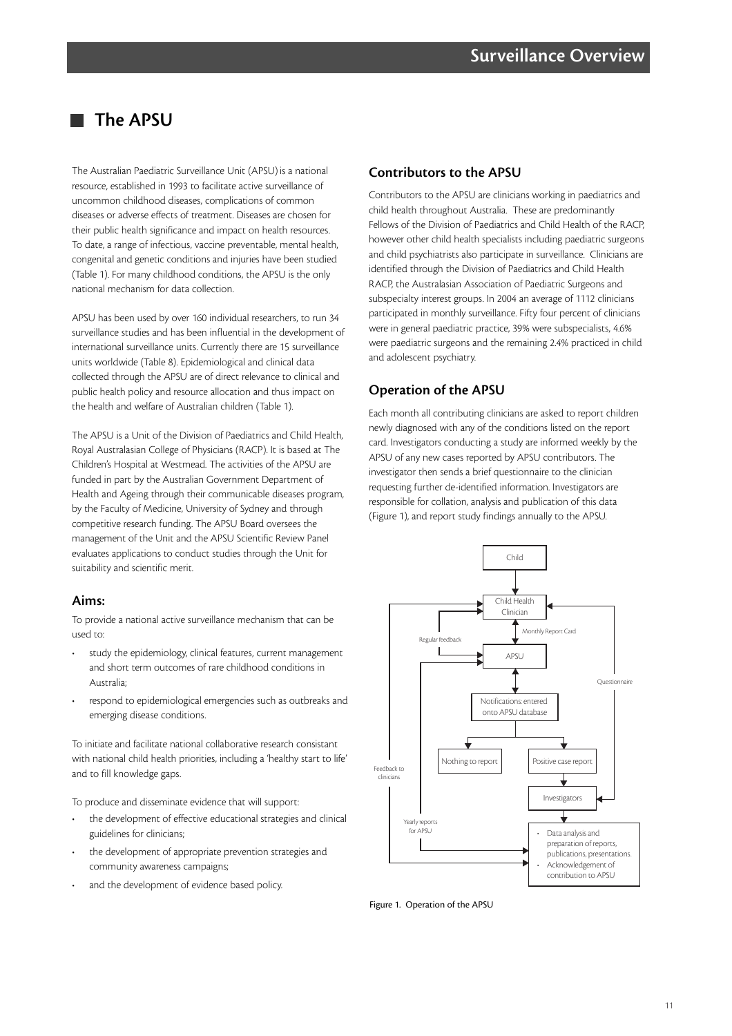# Surveillance Overview

## The APSU

The Australian Paediatric Surveillance Unit (APSU) is a national resource, established in 1993 to facilitate active surveillance of uncommon childhood diseases, complications of common diseases or adverse effects of treatment. Diseases are chosen for their public health significance and impact on health resources. To date, a range of infectious, vaccine preventable, mental health, congenital and genetic conditions and injuries have been studied (Table 1). For many childhood conditions, the APSU is the only national mechanism for data collection.

APSU has been used by over 160 individual researchers, to run 34 surveillance studies and has been influential in the development of international surveillance units. Currently there are 15 surveillance units worldwide (Table 8). Epidemiological and clinical data collected through the APSU are of direct relevance to clinical and public health policy and resource allocation and thus impact on the health and welfare of Australian children (Table 1).

The APSU is a Unit of the Division of Paediatrics and Child Health, Royal Australasian College of Physicians (RACP). It is based at The Children's Hospital at Westmead. The activities of the APSU are funded in part by the Australian Government Department of Health and Ageing through their communicable diseases program, by the Faculty of Medicine, University of Sydney and through competitive research funding. The APSU Board oversees the management of the Unit and the APSU Scientific Review Panel evaluates applications to conduct studies through the Unit for suitability and scientific merit.

### Aims:

To provide a national active surveillance mechanism that can be used to:

- study the epidemiology, clinical features, current management and short term outcomes of rare childhood conditions in Australia;
- respond to epidemiological emergencies such as outbreaks and emerging disease conditions.

To initiate and facilitate national collaborative research consistant with national child health priorities, including a 'healthy start to life' and to fill knowledge gaps.

To produce and disseminate evidence that will support:

- the development of effective educational strategies and clinical guidelines for clinicians;
- the development of appropriate prevention strategies and community awareness campaigns;
- and the development of evidence based policy.

### Contributors to the APSU

Contributors to the APSU are clinicians working in paediatrics and child health throughout Australia. These are predominantly Fellows of the Division of Paediatrics and Child Health of the RACP, however other child health specialists including paediatric surgeons and child psychiatrists also participate in surveillance. Clinicians are identified through the Division of Paediatrics and Child Health RACP, the Australasian Association of Paediatric Surgeons and subspecialty interest groups. In 2004 an average of 1112 clinicians participated in monthly surveillance. Fifty four percent of clinicians were in general paediatric practice, 39% were subspecialists, 4.6% were paediatric surgeons and the remaining 2.4% practiced in child and adolescent psychiatry.

### Operation of the APSU

Each month all contributing clinicians are asked to report children newly diagnosed with any of the conditions listed on the report card. Investigators conducting a study are informed weekly by the APSU of any new cases reported by APSU contributors. The investigator then sends a brief questionnaire to the clinician requesting further de-identified information. Investigators are responsible for collation, analysis and publication of this data (Figure 1), and report study findings annually to the APSU.

Child → Child Health Clinician ↔ (Monthly Report Card) APSU ↔ Notifications: entered onto APSU database → Nothing to report / Positive case report → Investigators → Data analysis and preparation of reports, publications, presentations; Acknowledgement of contribution to APSU. Investigators → Questionnaire → Child Health Clinician. APSU → Regular feedback → Child Health Clinician. Yearly reports for APSU → APSU. Feedback to clinicians → Child Health Clinician.

Figure 1. Operation of the APSU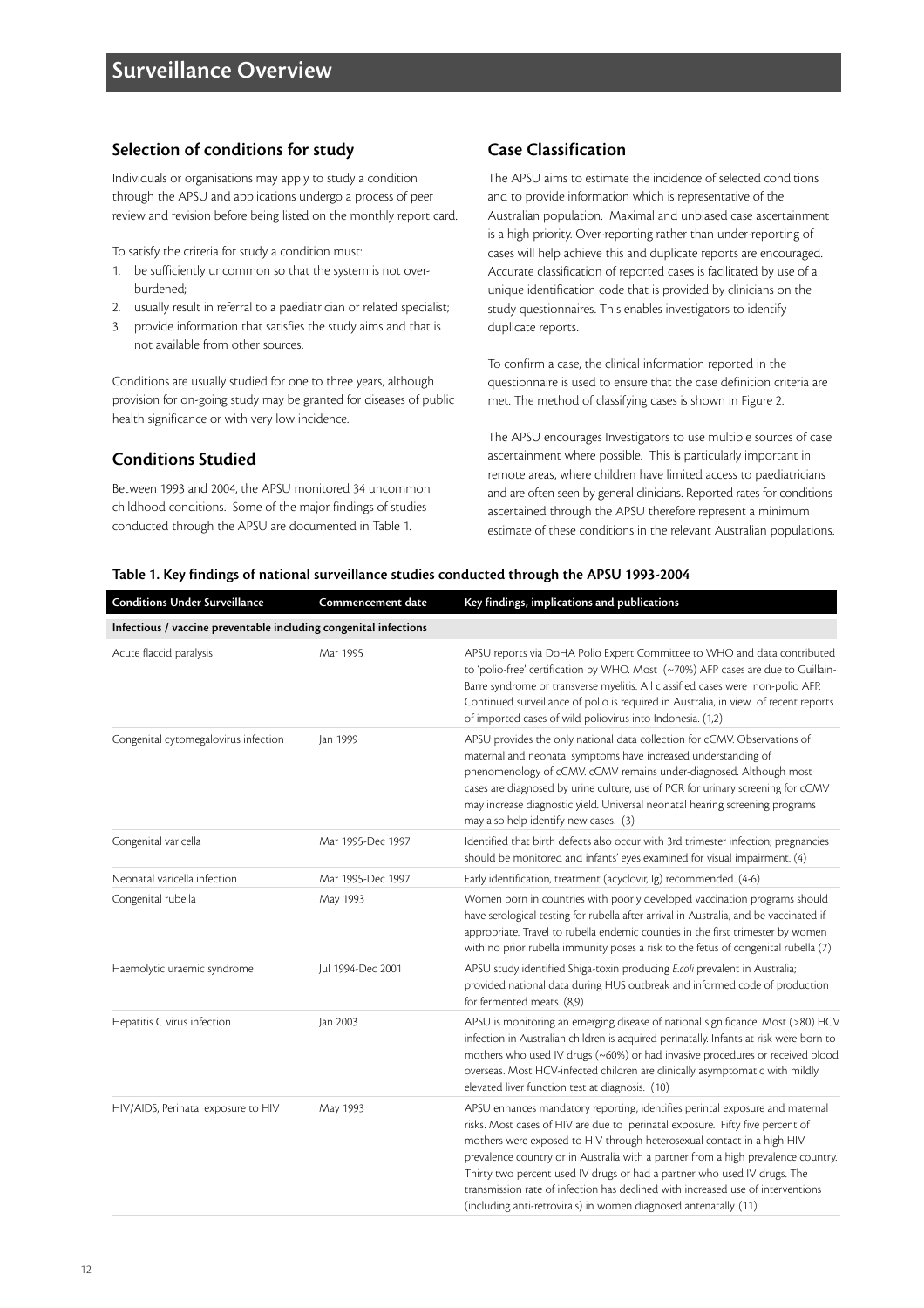# Surveillance Overview

## Selection of conditions for study

Individuals or organisations may apply to study a condition through the APSU and applications undergo a process of peer review and revision before being listed on the monthly report card.

To satisfy the criteria for study a condition must:

1. be sufficiently uncommon so that the system is not over-burdened;
2. usually result in referral to a paediatrician or related specialist;
3. provide information that satisfies the study aims and that is not available from other sources.

Conditions are usually studied for one to three years, although provision for on-going study may be granted for diseases of public health significance or with very low incidence.

## Conditions Studied

Between 1993 and 2004, the APSU monitored 34 uncommon childhood conditions. Some of the major findings of studies conducted through the APSU are documented in Table 1.

## Case Classification

The APSU aims to estimate the incidence of selected conditions and to provide information which is representative of the Australian population. Maximal and unbiased case ascertainment is a high priority. Over-reporting rather than under-reporting of cases will help achieve this and duplicate reports are encouraged. Accurate classification of reported cases is facilitated by use of a unique identification code that is provided by clinicians on the study questionnaires. This enables investigators to identify duplicate reports.

To confirm a case, the clinical information reported in the questionnaire is used to ensure that the case definition criteria are met. The method of classifying cases is shown in Figure 2.

The APSU encourages Investigators to use multiple sources of case ascertainment where possible. This is particularly important in remote areas, where children have limited access to paediatricians and are often seen by general clinicians. Reported rates for conditions ascertained through the APSU therefore represent a minimum estimate of these conditions in the relevant Australian populations.

**Table 1. Key findings of national surveillance studies conducted through the APSU 1993-2004**

| Conditions Under Surveillance | Commencement date | Key findings, implications and publications |
|---|---|---|
| **Infectious / vaccine preventable including congenital infections** | | |
| Acute flaccid paralysis | Mar 1995 | APSU reports via DoHA Polio Expert Committee to WHO and data contributed to 'polio-free' certification by WHO. Most (~70%) AFP cases are due to Guillain-Barre syndrome or transverse myelitis. All classified cases were non-polio AFP. Continued surveillance of polio is required in Australia, in view of recent reports of imported cases of wild poliovirus into Indonesia. (1,2) |
| Congenital cytomegalovirus infection | Jan 1999 | APSU provides the only national data collection for cCMV. Observations of maternal and neonatal symptoms have increased understanding of phenomenology of cCMV. cCMV remains under-diagnosed. Although most cases are diagnosed by urine culture, use of PCR for urinary screening for cCMV may increase diagnostic yield. Universal neonatal hearing screening programs may also help identify new cases. (3) |
| Congenital varicella | Mar 1995-Dec 1997 | Identified that birth defects also occur with 3rd trimester infection; pregnancies should be monitored and infants' eyes examined for visual impairment. (4) |
| Neonatal varicella infection | Mar 1995-Dec 1997 | Early identification, treatment (acyclovir, Ig) recommended. (4-6) |
| Congenital rubella | May 1993 | Women born in countries with poorly developed vaccination programs should have serological testing for rubella after arrival in Australia, and be vaccinated if appropriate. Travel to rubella endemic counties in the first trimester by women with no prior rubella immunity poses a risk to the fetus of congenital rubella (7) |
| Haemolytic uraemic syndrome | Jul 1994-Dec 2001 | APSU study identified Shiga-toxin producing *E.coli* prevalent in Australia; provided national data during HUS outbreak and informed code of production for fermented meats. (8,9) |
| Hepatitis C virus infection | Jan 2003 | APSU is monitoring an emerging disease of national significance. Most (>80) HCV infection in Australian children is acquired perinatally. Infants at risk were born to mothers who used IV drugs (~60%) or had invasive procedures or received blood overseas. Most HCV-infected children are clinically asymptomatic with mildly elevated liver function test at diagnosis. (10) |
| HIV/AIDS, Perinatal exposure to HIV | May 1993 | APSU enhances mandatory reporting, identifies perintal exposure and maternal risks. Most cases of HIV are due to perinatal exposure. Fifty five percent of mothers were exposed to HIV through heterosexual contact in a high HIV prevalence country or in Australia with a partner from a high prevalence country. Thirty two percent used IV drugs or had a partner who used IV drugs. The transmission rate of infection has declined with increased use of interventions (including anti-retrovirals) in women diagnosed antenatally. (11) |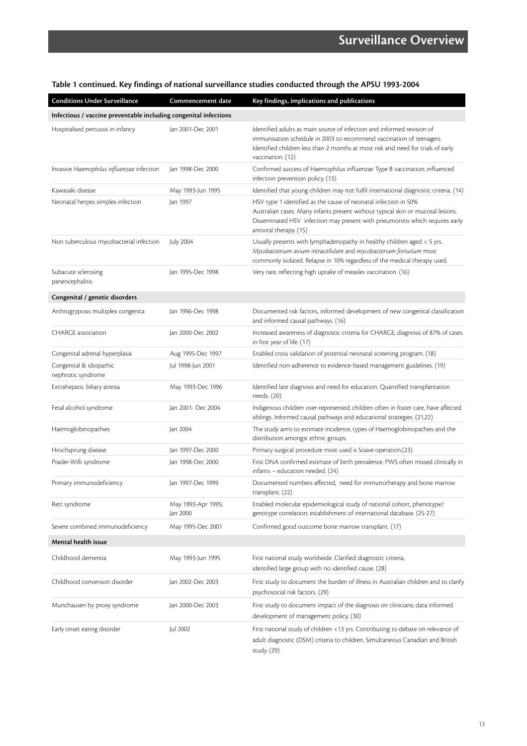## Surveillance Overview

### Table 1 continued. Key findings of national surveillance studies conducted through the APSU 1993-2004

| Conditions Under Surveillance | Commencement date | Key findings, implications and publications |
|---|---|---|
| **Infectious / vaccine preventable including congenital infections** | | |
| Hospitalised pertussis in infancy | Jan 2001-Dec 2001 | Identified adults as main source of infection and informed revision of immunisation schedule in 2003 to recommend vaccination of teenagers. Identified children less than 2 months at most risk and need for trials of early vaccination. (12) |
| Invasive *Haemophilus influenzae* infection | Jan 1998-Dec 2000 | Confirmed success of Haemophilus influenzae Type B vaccination; influenced infection prevention policy. (13) |
| Kawasaki disease | May 1993-Jun 1995 | Identified that young children may not fulfil international diagnostic criteria. (14) |
| Neonatal herpes simplex infection | Jan 1997 | HSV type 1 identified as the cause of neonatal infection in 50% Australian cases. Many infants present without typical skin or mucosal lesions. Disseminated HSV infection may present with pneumonitis which requires early antiviral therapy. (15) |
| Non tuberculous mycobacterial infection | July 2004 | Usually presents with lymphadenopathy in healthy children aged < 5 yrs. *Mycobacterium avium intracellulare* and *mycobacterium fortuitum* most commonly isolated. Relapse in 10% regardless of the medical therapy used. |
| Subacute sclerosing panencephalitis | Jan 1995-Dec 1998 | Very rare, reflecting high uptake of measles vaccination. (16) |
| **Congenital / genetic disorders** | | |
| Arthrogryposis multiplex congenita | Jan 1996-Dec 1998 | Documented risk factors, informed development of new congenital classification and informed causal pathways. (16) |
| CHARGE association | Jan 2000-Dec 2002 | Increased awareness of diagnostic criteria for CHARGE; diagnosis of 87% of cases in first year of life. (17) |
| Congenital adrenal hyperplasia | Aug 1995-Dec 1997 | Enabled cross validation of potential neonatal screening program. (18) |
| Congenital & idiopathic nephrotic syndrome | Jul 1998-Jun 2001 | Identified non-adherence to evidence-based management guidelines. (19) |
| Extrahepatic biliary atresia | May 1993-Dec 1996 | Identified late diagnosis and need for education. Quantified transplantation needs. (20) |
| Fetal alcohol syndrome | Jan 2001- Dec 2004 | Indigenous children over-represented; children often in foster care, have affected siblings. Informed causal pathways and educational strategies. (21,22) |
| Haemoglobinopathies | Jan 2004 | The study aims to estimate incidence, types of Haemoglobinopathies and the distribution amongst ethnic groups. |
| Hirschsprung disease | Jan 1997-Dec 2000 | Primary surgical procedure most used is Soave operation.(23) |
| Prader-Willi syndrome | Jan 1998-Dec 2000 | First DNA confirmed estimate of birth prevalence. PWS often missed clinically in infants – education needed. (24) |
| Primary immunodeficiency | Jan 1997-Dec 1999 | Documented numbers affected, need for immunotherapy and bone marrow transplant. (22) |
| Rett syndrome | May 1993-Apr 1995; Jan 2000 | Enabled molecular epidemiological study of national cohort, phenotype/ genotype correlation; establishment of international database. (25-27) |
| Severe combined immunodeficiency | May 1995-Dec 2001 | Confirmed good outcome bone marrow transplant. (17) |
| **Mental health issue** | | |
| Childhood dementia | May 1993-Jun 1995 | First national study worldwide. Clarified diagnostic criteria, identified large group with no identified cause. (28) |
| Childhood conversion disorder | Jan 2002-Dec 2003 | First study to document the burden of illness in Australian children and to clarify psychosocial risk factors. (29) |
| Munchausen by proxy syndrome | Jan 2000-Dec 2003 | First study to document impact of the diagnosis on clinicians; data informed development of management policy. (30) |
| Early onset eating disorder | Jul 2002 | First national study of children <13 yrs. Contributing to debate on relevance of adult diagnostic (DSM) criteria to children. Simultaneous Canadian and British study. (29) |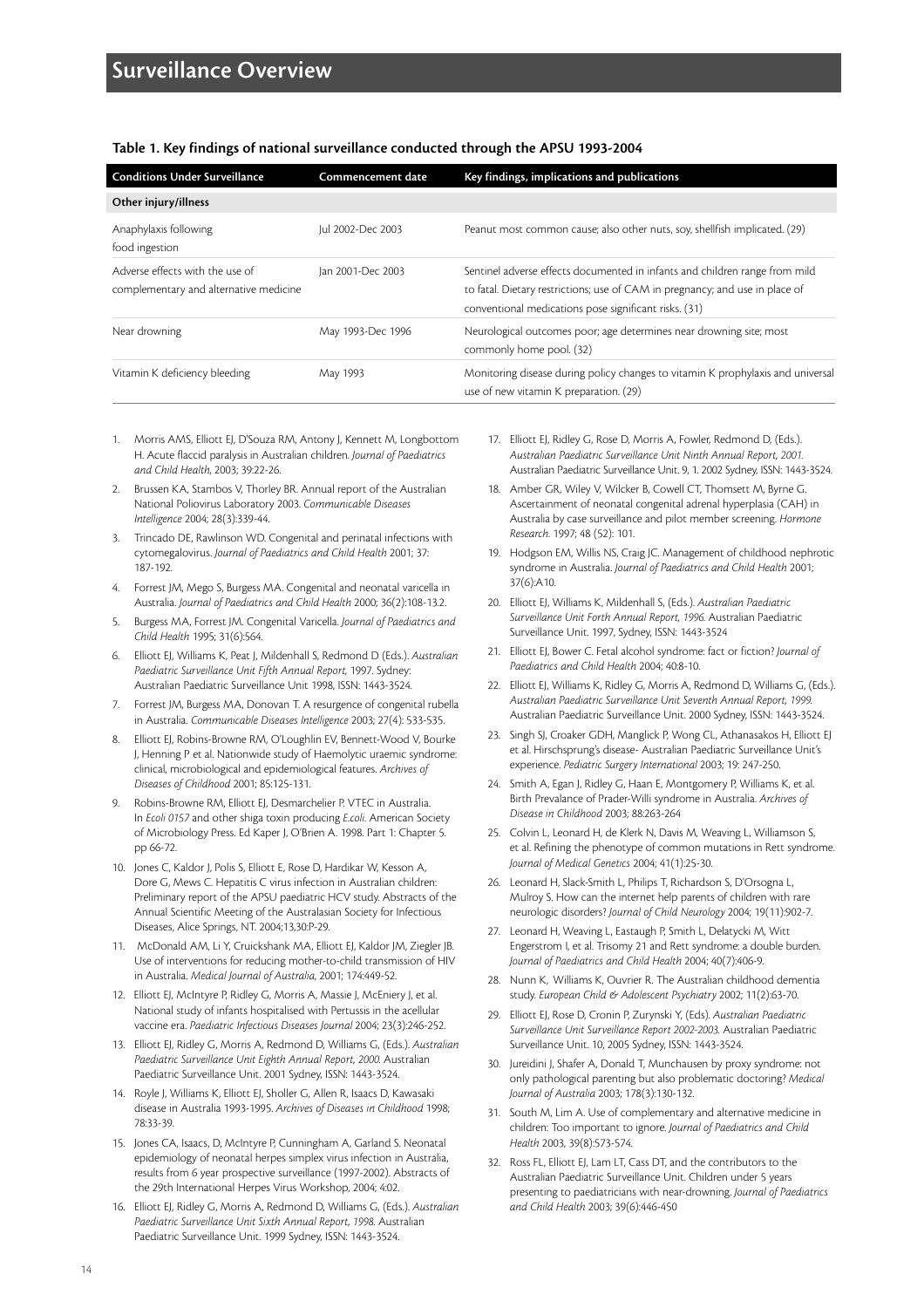# Surveillance Overview

**Table 1. Key findings of national surveillance conducted through the APSU 1993-2004**

| Conditions Under Surveillance | Commencement date | Key findings, implications and publications |
|---|---|---|
| **Other injury/illness** | | |
| Anaphylaxis following food ingestion | Jul 2002-Dec 2003 | Peanut most common cause; also other nuts, soy, shellfish implicated. (29) |
| Adverse effects with the use of complementary and alternative medicine | Jan 2001-Dec 2003 | Sentinel adverse effects documented in infants and children range from mild to fatal. Dietary restrictions; use of CAM in pregnancy; and use in place of conventional medications pose significant risks. (31) |
| Near drowning | May 1993-Dec 1996 | Neurological outcomes poor; age determines near drowning site; most commonly home pool. (32) |
| Vitamin K deficiency bleeding | May 1993 | Monitoring disease during policy changes to vitamin K prophylaxis and universal use of new vitamin K preparation. (29) |

1. Morris AMS, Elliott EJ, D'Souza RM, Antony J, Kennett M, Longbottom H. Acute flaccid paralysis in Australian children. *Journal of Paediatrics and Child Health*, 2003; 39:22-26.
2. Brussen KA, Stambos V, Thorley BR. Annual report of the Australian National Poliovirus Laboratory 2003. *Communicable Diseases Intelligence* 2004; 28(3):339-44.
3. Trincado DE, Rawlinson WD. Congenital and perinatal infections with cytomegalovirus. *Journal of Paediatrics and Child Health* 2001; 37: 187-192.
4. Forrest JM, Mego S, Burgess MA. Congenital and neonatal varicella in Australia. *Journal of Paediatrics and Child Health* 2000; 36(2):108-13.2.
5. Burgess MA, Forrest JM. Congenital Varicella. *Journal of Paediatrics and Child Health* 1995; 31(6):564.
6. Elliott EJ, Williams K, Peat J, Mildenhall S, Redmond D (Eds.). *Australian Paediatric Surveillance Unit Fifth Annual Report*, 1997. Sydney: Australian Paediatric Surveillance Unit 1998, ISSN: 1443-3524.
7. Forrest JM, Burgess MA, Donovan T. A resurgence of congenital rubella in Australia. *Communicable Diseases Intelligence* 2003; 27(4): 533-535.
8. Elliott EJ, Robins-Browne RM, O'Loughlin EV, Bennett-Wood V, Bourke J, Henning P et al. Nationwide study of Haemolytic uraemic syndrome: clinical, microbiological and epidemiological features. *Archives of Diseases of Childhood* 2001; 85:125-131.
9. Robins-Browne RM, Elliott EJ, Desmarchelier P. VTEC in Australia. In *Ecoli 0157* and other shiga toxin producing *E.coli*. American Society of Microbiology Press. Ed Kaper J, O'Brien A. 1998. Part 1: Chapter 5. pp 66-72.
10. Jones C, Kaldor J, Polis S, Elliott E, Rose D, Hardikar W, Kesson A, Dore G, Mews C. Hepatitis C virus infection in Australian children: Preliminary report of the APSU paediatric HCV study. Abstracts of the Annual Scientific Meeting of the Australasian Society for Infectious Diseases, Alice Springs, NT. 2004;13,30:P-29.
11. McDonald AM, Li Y, Cruickshank MA, Elliott EJ, Kaldor JM, Ziegler JB. Use of interventions for reducing mother-to-child transmission of HIV in Australia. *Medical Journal of Australia*, 2001; 174:449-52.
12. Elliott EJ, McIntyre P, Ridley G, Morris A, Massie J, McEniery J, et al. National study of infants hospitalised with Pertussis in the acellular vaccine era. *Paediatric Infectious Diseases Journal* 2004; 23(3):246-252.
13. Elliott EJ, Ridley G, Morris A, Redmond D, Williams G, (Eds.). *Australian Paediatric Surveillance Unit Eighth Annual Report, 2000.* Australian Paediatric Surveillance Unit. 2001 Sydney, ISSN: 1443-3524.
14. Royle J, Williams K, Elliott EJ, Sholler G, Allen R, Isaacs D, Kawasaki disease in Australia 1993-1995. *Archives of Diseases in Childhood* 1998; 78:33-39.
15. Jones CA, Isaacs, D, McIntyre P, Cunningham A, Garland S. Neonatal epidemiology of neonatal herpes simplex virus infection in Australia, results from 6 year prospective surveillance (1997-2002). Abstracts of the 29th International Herpes Virus Workshop, 2004; 4:02.
16. Elliott EJ, Ridley G, Morris A, Redmond D, Williams G, (Eds.). *Australian Paediatric Surveillance Unit Sixth Annual Report, 1998.* Australian Paediatric Surveillance Unit. 1999 Sydney, ISSN: 1443-3524.
17. Elliott EJ, Ridley G, Rose D, Morris A, Fowler, Redmond D, (Eds.). *Australian Paediatric Surveillance Unit Ninth Annual Report, 2001.* Australian Paediatric Surveillance Unit. 9, 1. 2002 Sydney, ISSN: 1443-3524.
18. Amber GR, Wiley V, Wilcker B, Cowell CT, Thomsett M, Byrne G. Ascertainment of neonatal congenital adrenal hyperplasia (CAH) in Australia by case surveillance and pilot member screening. *Hormone Research.* 1997; 48 (52): 101.
19. Hodgson EM, Willis NS, Craig JC. Management of childhood nephrotic syndrome in Australia. *Journal of Paediatrics and Child Health* 2001; 37(6):A10.
20. Elliott EJ, Williams K, Mildenhall S, (Eds.). *Australian Paediatric Surveillance Unit Forth Annual Report, 1996.* Australian Paediatric Surveillance Unit. 1997, Sydney, ISSN: 1443-3524
21. Elliott EJ, Bower C. Fetal alcohol syndrome: fact or fiction? *Journal of Paediatrics and Child Health* 2004; 40:8-10.
22. Elliott EJ, Williams K, Ridley G, Morris A, Redmond D, Williams G, (Eds.). *Australian Paediatric Surveillance Unit Seventh Annual Report, 1999.* Australian Paediatric Surveillance Unit. 2000 Sydney, ISSN: 1443-3524.
23. Singh SJ, Croaker GDH, Manglick P, Wong CL, Athanasakos H, Elliott EJ et al. Hirschsprung's disease- Australian Paediatric Surveillance Unit's experience. *Pediatric Surgery International* 2003; 19: 247-250.
24. Smith A, Egan J, Ridley G, Haan E, Montgomery P, Williams K, et al. Birth Prevalance of Prader-Willi syndrome in Australia. *Archives of Disease in Childhood* 2003; 88:263-264
25. Colvin L, Leonard H, de Klerk N, Davis M, Weaving L, Williamson S, et al. Refining the phenotype of common mutations in Rett syndrome. *Journal of Medical Genetics* 2004; 41(1):25-30.
26. Leonard H, Slack-Smith L, Philips T, Richardson S, D'Orsogna L, Mulroy S. How can the internet help parents of children with rare neurologic disorders? *Journal of Child Neurology* 2004; 19(11):902-7.
27. Leonard H, Weaving L, Eastaugh P, Smith L, Delatycki M, Witt Engerstrom I, et al. Trisomy 21 and Rett syndrome: a double burden. *Journal of Paediatrics and Child Health* 2004; 40(7):406-9.
28. Nunn K, Williams K, Ouvrier R. The Australian childhood dementia study. *European Child & Adolescent Psychiatry* 2002; 11(2):63-70.
29. Elliott EJ, Rose D, Cronin P, Zurynski Y, (Eds). *Australian Paediatric Surveillance Unit Surveillance Report 2002-2003.* Australian Paediatric Surveillance Unit. 10, 2005 Sydney, ISSN: 1443-3524.
30. Jureidini J, Shafer A, Donald T, Munchausen by proxy syndrome: not only pathological parenting but also problematic doctoring? *Medical Journal of Australia* 2003; 178(3):130-132.
31. South M, Lim A. Use of complementary and alternative medicine in children: Too important to ignore. *Journal of Paediatrics and Child Health* 2003, 39(8):573-574.
32. Ross FL, Elliott EJ, Lam LT, Cass DT, and the contributors to the Australian Paediatric Surveillance Unit. Children under 5 years presenting to paediatricians with near-drowning. *Journal of Paediatrics and Child Health* 2003; 39(6):446-450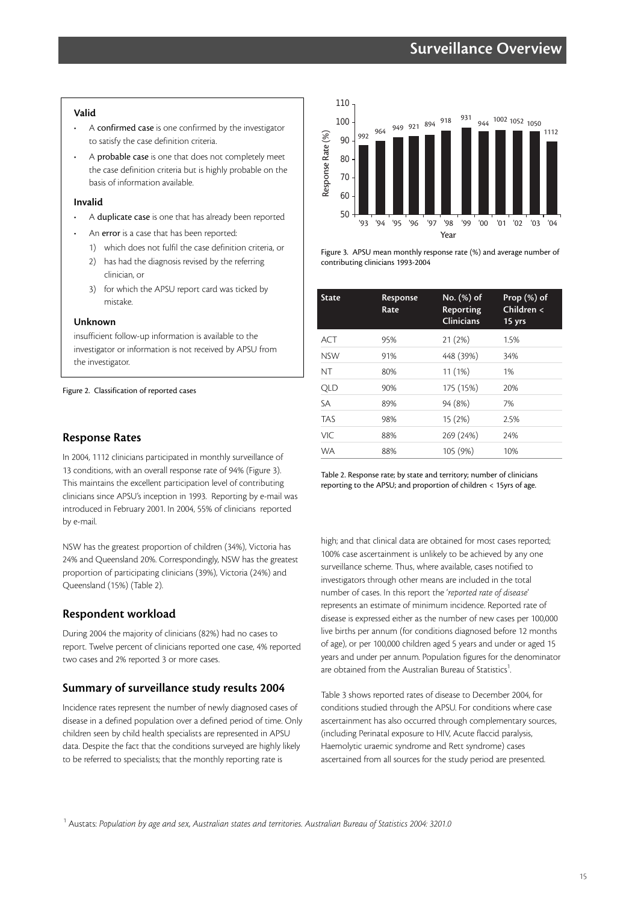**Valid**

- A **confirmed case** is one confirmed by the investigator to satisfy the case definition criteria.
- A **probable case** is one that does not completely meet the case definition criteria but is highly probable on the basis of information available.

**Invalid**

- A **duplicate case** is one that has already been reported
- An **error** is a case that has been reported:
  1) which does not fulfil the case definition criteria, or
  2) has had the diagnosis revised by the referring clinician, or
  3) for which the APSU report card was ticked by mistake.

**Unknown**

insufficient follow-up information is available to the investigator or information is not received by APSU from the investigator.

Figure 2. Classification of reported cases

## Response Rates

In 2004, 1112 clinicians participated in monthly surveillance of 13 conditions, with an overall response rate of 94% (Figure 3). This maintains the excellent participation level of contributing clinicians since APSU's inception in 1993. Reporting by e-mail was introduced in February 2001. In 2004, 55% of clinicians reported by e-mail.

NSW has the greatest proportion of children (34%), Victoria has 24% and Queensland 20%. Correspondingly, NSW has the greatest proportion of participating clinicians (39%), Victoria (24%) and Queensland (15%) (Table 2).

## Respondent workload

During 2004 the majority of clinicians (82%) had no cases to report. Twelve percent of clinicians reported one case, 4% reported two cases and 2% reported 3 or more cases.

## Summary of surveillance study results 2004

Incidence rates represent the number of newly diagnosed cases of disease in a defined population over a defined period of time. Only children seen by child health specialists are represented in APSU data. Despite the fact that the conditions surveyed are highly likely to be referred to specialists; that the monthly reporting rate is high; and that clinical data are obtained for most cases reported; 100% case ascertainment is unlikely to be achieved by any one surveillance scheme. Thus, where available, cases notified to investigators through other means are included in the total number of cases. In this report the '*reported rate of disease*' represents an estimate of minimum incidence. Reported rate of disease is expressed either as the number of new cases per 100,000 live births per annum (for conditions diagnosed before 12 months of age), or per 100,000 children aged 5 years and under or aged 15 years and under per annum. Population figures for the denominator are obtained from the Australian Bureau of Statistics[1].

Table 3 shows reported rates of disease to December 2004, for conditions studied through the APSU. For conditions where case ascertainment has also occurred through complementary sources, (including Perinatal exposure to HIV, Acute flaccid paralysis, Haemolytic uraemic syndrome and Rett syndrome) cases ascertained from all sources for the study period are presented.

Figure 3. APSU mean monthly response rate (%) and average number of contributing clinicians 1993-2004

| State | Response Rate | No. (%) of Reporting Clinicians | Prop (%) of Children < 15 yrs |
|---|---|---|---|
| ACT | 95% | 21 (2%) | 1.5% |
| NSW | 91% | 448 (39%) | 34% |
| NT | 80% | 11 (1%) | 1% |
| QLD | 90% | 175 (15%) | 20% |
| SA | 89% | 94 (8%) | 7% |
| TAS | 98% | 15 (2%) | 2.5% |
| VIC | 88% | 269 (24%) | 24% |
| WA | 88% | 105 (9%) | 10% |

Table 2. Response rate; by state and territory; number of clinicians reporting to the APSU; and proportion of children < 15yrs of age.

[1] Austats: *Population by age and sex, Australian states and territories. Australian Bureau of Statistics 2004: 3201.0*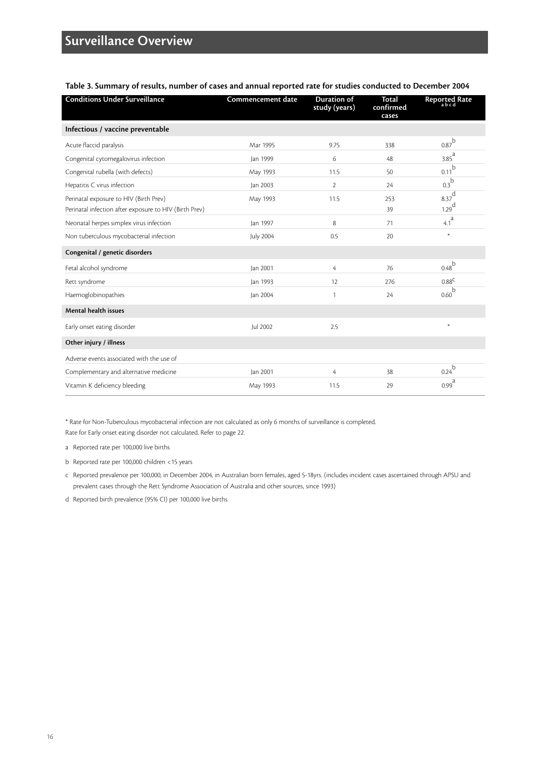# Surveillance Overview

**Table 3. Summary of results, number of cases and annual reported rate for studies conducted to December 2004**

| Conditions Under Surveillance | Commencement date | Duration of study (years) | Total confirmed cases | Reported Rate a b c d |
|---|---|---|---|---|
| **Infectious / vaccine preventable** | | | | |
| Acute flaccid paralysis | Mar 1995 | 9.75 | 338 | 0.87[b] |
| Congenital cytomegalovirus infection | Jan 1999 | 6 | 48 | 3.85[a] |
| Congenital rubella (with defects) | May 1993 | 11.5 | 50 | 0.11[b] |
| Hepatitis C virus infection | Jan 2003 | 2 | 24 | 0.3[b] |
| Perinatal exposure to HIV (Birth Prev) | May 1993 | 11.5 | 253 | 8.37[d] |
| Perinatal infection after exposure to HIV (Birth Prev) | | | 39 | 1.29[d] |
| Neonatal herpes simplex virus infection | Jan 1997 | 8 | 71 | 4.1[a] |
| Non tuberculous mycobacterial infection | July 2004 | 0.5 | 20 | * |
| **Congenital / genetic disorders** | | | | |
| Fetal alcohol syndrome | Jan 2001 | 4 | 76 | 0.48[b] |
| Rett syndrome | Jan 1993 | 12 | 276 | 0.88[c] |
| Haemoglobinopathies | Jan 2004 | 1 | 24 | 0.60[b] |
| **Mental health issues** | | | | |
| Early onset eating disorder | Jul 2002 | 2.5 | | * |
| **Other injury / illness** | | | | |
| Adverse events associated with the use of Complementary and alternative medicine | Jan 2001 | 4 | 38 | 0.24[b] |
| Vitamin K deficiency bleeding | May 1993 | 11.5 | 29 | 0.99[a] |

\* Rate for Non-Tuberculous mycobacterial infection are not calculated as only 6 months of surveillance is completed.
Rate for Early onset eating disorder not calculated. Refer to page 22.

a Reported rate per 100,000 live births

b Reported rate per 100,000 children <15 years

c Reported prevalence per 100,000, in December 2004, in Australian born females, aged 5-18yrs. (includes incident cases ascertained through APSU and prevalent cases through the Rett Syndrome Association of Australia and other sources, since 1993)

d Reported birth prevalence (95% CI) per 100,000 live births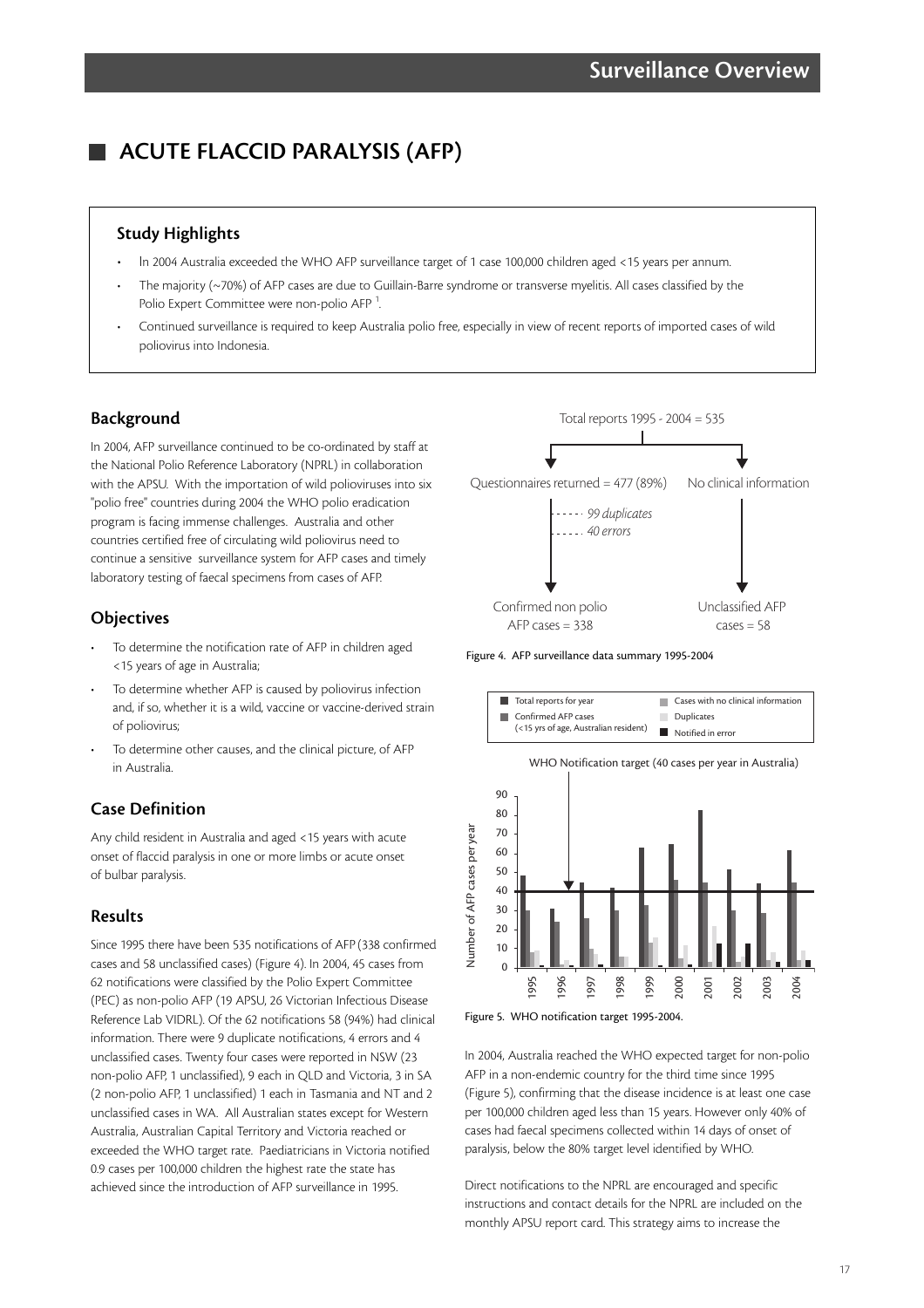# ACUTE FLACCID PARALYSIS (AFP)

## Study Highlights

- In 2004 Australia exceeded the WHO AFP surveillance target of 1 case 100,000 children aged <15 years per annum.
- The majority (~70%) of AFP cases are due to Guillain-Barre syndrome or transverse myelitis. All cases classified by the Polio Expert Committee were non-polio AFP [1].
- Continued surveillance is required to keep Australia polio free, especially in view of recent reports of imported cases of wild poliovirus into Indonesia.

## Background

In 2004, AFP surveillance continued to be co-ordinated by staff at the National Polio Reference Laboratory (NPRL) in collaboration with the APSU. With the importation of wild polioviruses into six "polio free" countries during 2004 the WHO polio eradication program is facing immense challenges. Australia and other countries certified free of circulating wild poliovirus need to continue a sensitive surveillance system for AFP cases and timely laboratory testing of faecal specimens from cases of AFP.

## Objectives

- To determine the notification rate of AFP in children aged <15 years of age in Australia;
- To determine whether AFP is caused by poliovirus infection and, if so, whether it is a wild, vaccine or vaccine-derived strain of poliovirus;
- To determine other causes, and the clinical picture, of AFP in Australia.

## Case Definition

Any child resident in Australia and aged <15 years with acute onset of flaccid paralysis in one or more limbs or acute onset of bulbar paralysis.

## Results

Since 1995 there have been 535 notifications of AFP (338 confirmed cases and 58 unclassified cases) (Figure 4). In 2004, 45 cases from 62 notifications were classified by the Polio Expert Committee (PEC) as non-polio AFP (19 APSU, 26 Victorian Infectious Disease Reference Lab VIDRL). Of the 62 notifications 58 (94%) had clinical information. There were 9 duplicate notifications, 4 errors and 4 unclassified cases. Twenty four cases were reported in NSW (23 non-polio AFP, 1 unclassified), 9 each in QLD and Victoria, 3 in SA (2 non-polio AFP, 1 unclassified) 1 each in Tasmania and NT and 2 unclassified cases in WA. All Australian states except for Western Australia, Australian Capital Territory and Victoria reached or exceeded the WHO target rate. Paediatricians in Victoria notified 0.9 cases per 100,000 children the highest rate the state has achieved since the introduction of AFP surveillance in 1995.

Total reports 1995 - 2004 = 535
- Questionnaires returned = 477 (89%)
  - *99 duplicates*
  - *40 errors*
  - Confirmed non polio AFP cases = 338
- No clinical information
  - Unclassified AFP cases = 58

Figure 4. AFP surveillance data summary 1995-2004

Figure 5. WHO notification target 1995-2004.

In 2004, Australia reached the WHO expected target for non-polio AFP in a non-endemic country for the third time since 1995 (Figure 5), confirming that the disease incidence is at least one case per 100,000 children aged less than 15 years. However only 40% of cases had faecal specimens collected within 14 days of onset of paralysis, below the 80% target level identified by WHO.

Direct notifications to the NPRL are encouraged and specific instructions and contact details for the NPRL are included on the monthly APSU report card. This strategy aims to increase the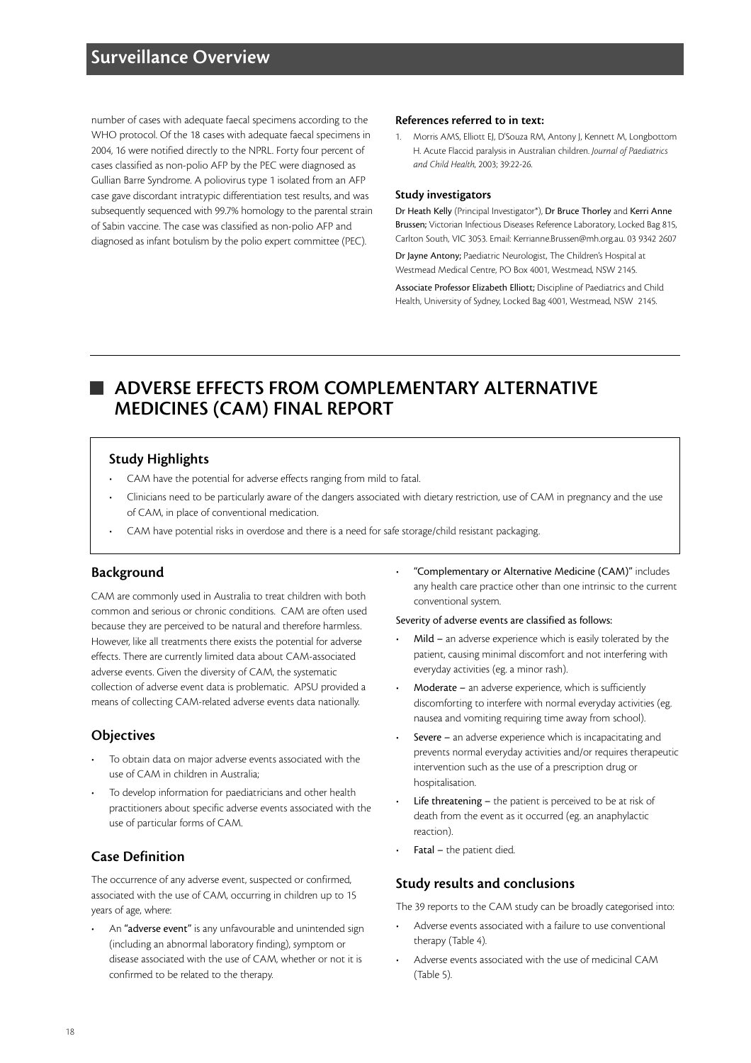number of cases with adequate faecal specimens according to the WHO protocol. Of the 18 cases with adequate faecal specimens in 2004, 16 were notified directly to the NPRL. Forty four percent of cases classified as non-polio AFP by the PEC were diagnosed as Gullian Barre Syndrome. A poliovirus type 1 isolated from an AFP case gave discordant intratypic differentiation test results, and was subsequently sequenced with 99.7% homology to the parental strain of Sabin vaccine. The case was classified as non-polio AFP and diagnosed as infant botulism by the polio expert committee (PEC).

#### References referred to in text:

1. Morris AMS, Elliott EJ, D'Souza RM, Antony J, Kennett M, Longbottom H. Acute Flaccid paralysis in Australian children. *Journal of Paediatrics and Child Health*, 2003; 39:22-26.

#### Study investigators

**Dr Heath Kelly** (Principal Investigator*), **Dr Bruce Thorley** and **Kerri Anne Brussen;** Victorian Infectious Diseases Reference Laboratory, Locked Bag 815, Carlton South, VIC 3053. Email: Kerrianne.Brussen@mh.org.au. 03 9342 2607

**Dr Jayne Antony;** Paediatric Neurologist, The Children's Hospital at Westmead Medical Centre, PO Box 4001, Westmead, NSW 2145.

**Associate Professor Elizabeth Elliott;** Discipline of Paediatrics and Child Health, University of Sydney, Locked Bag 4001, Westmead, NSW 2145.

## ADVERSE EFFECTS FROM COMPLEMENTARY ALTERNATIVE MEDICINES (CAM) FINAL REPORT

### Study Highlights

- CAM have the potential for adverse effects ranging from mild to fatal.
- Clinicians need to be particularly aware of the dangers associated with dietary restriction, use of CAM in pregnancy and the use of CAM, in place of conventional medication.
- CAM have potential risks in overdose and there is a need for safe storage/child resistant packaging.

### Background

CAM are commonly used in Australia to treat children with both common and serious or chronic conditions. CAM are often used because they are perceived to be natural and therefore harmless. However, like all treatments there exists the potential for adverse effects. There are currently limited data about CAM-associated adverse events. Given the diversity of CAM, the systematic collection of adverse event data is problematic. APSU provided a means of collecting CAM-related adverse events data nationally.

### Objectives

- To obtain data on major adverse events associated with the use of CAM in children in Australia;
- To develop information for paediatricians and other health practitioners about specific adverse events associated with the use of particular forms of CAM.

### Case Definition

The occurrence of any adverse event, suspected or confirmed, associated with the use of CAM, occurring in children up to 15 years of age, where:

- An **"adverse event"** is any unfavourable and unintended sign (including an abnormal laboratory finding), symptom or disease associated with the use of CAM, whether or not it is confirmed to be related to the therapy.
- **"Complementary or Alternative Medicine (CAM)"** includes any health care practice other than one intrinsic to the current conventional system.

Severity of adverse events are classified as follows:

- **Mild** – an adverse experience which is easily tolerated by the patient, causing minimal discomfort and not interfering with everyday activities (eg. a minor rash).
- **Moderate** – an adverse experience, which is sufficiently discomforting to interfere with normal everyday activities (eg. nausea and vomiting requiring time away from school).
- **Severe** – an adverse experience which is incapacitating and prevents normal everyday activities and/or requires therapeutic intervention such as the use of a prescription drug or hospitalisation.
- **Life threatening** – the patient is perceived to be at risk of death from the event as it occurred (eg. an anaphylactic reaction).
- **Fatal** – the patient died.

### Study results and conclusions

The 39 reports to the CAM study can be broadly categorised into:

- Adverse events associated with a failure to use conventional therapy (Table 4).
- Adverse events associated with the use of medicinal CAM (Table 5).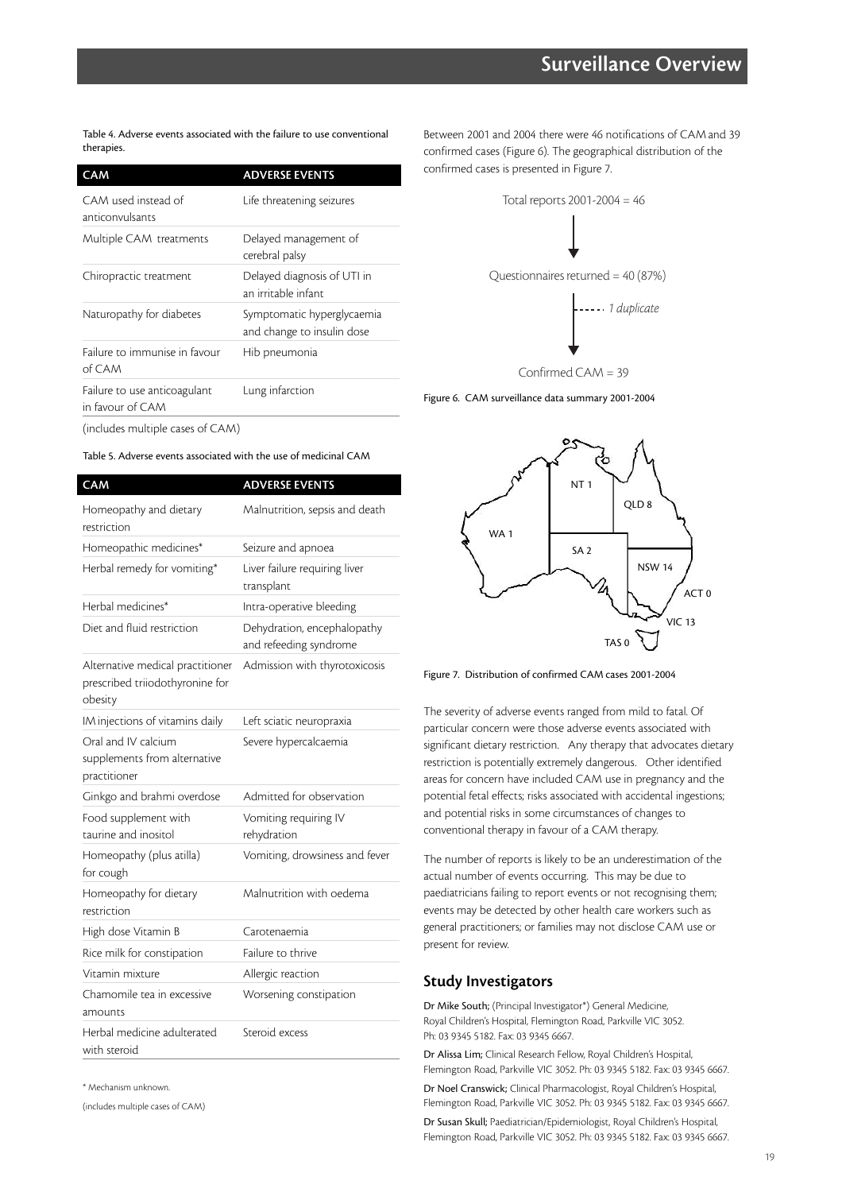Table 4. Adverse events associated with the failure to use conventional therapies.

| CAM | ADVERSE EVENTS |
| --- | --- |
| CAM used instead of anticonvulsants | Life threatening seizures |
| Multiple CAM treatments | Delayed management of cerebral palsy |
| Chiropractic treatment | Delayed diagnosis of UTI in an irritable infant |
| Naturopathy for diabetes | Symptomatic hyperglycaemia and change to insulin dose |
| Failure to immunise in favour of CAM | Hib pneumonia |
| Failure to use anticoagulant in favour of CAM | Lung infarction |

(includes multiple cases of CAM)

Table 5. Adverse events associated with the use of medicinal CAM

| CAM | ADVERSE EVENTS |
| --- | --- |
| Homeopathy and dietary restriction | Malnutrition, sepsis and death |
| Homeopathic medicines* | Seizure and apnoea |
| Herbal remedy for vomiting* | Liver failure requiring liver transplant |
| Herbal medicines* | Intra-operative bleeding |
| Diet and fluid restriction | Dehydration, encephalopathy and refeeding syndrome |
| Alternative medical practitioner prescribed triiodothyronine for obesity | Admission with thyrotoxicosis |
| IM injections of vitamins daily | Left sciatic neuropraxia |
| Oral and IV calcium supplements from alternative practitioner | Severe hypercalcaemia |
| Ginkgo and brahmi overdose | Admitted for observation |
| Food supplement with taurine and inositol | Vomiting requiring IV rehydration |
| Homeopathy (plus atilla) for cough | Vomiting, drowsiness and fever |
| Homeopathy for dietary restriction | Malnutrition with oedema |
| High dose Vitamin B | Carotenaemia |
| Rice milk for constipation | Failure to thrive |
| Vitamin mixture | Allergic reaction |
| Chamomile tea in excessive amounts | Worsening constipation |
| Herbal medicine adulterated with steroid | Steroid excess |

\* Mechanism unknown.

(includes multiple cases of CAM)

Between 2001 and 2004 there were 46 notifications of CAM and 39 confirmed cases (Figure 6). The geographical distribution of the confirmed cases is presented in Figure 7.

Total reports 2001-2004 = 46

Questionnaires returned = 40 (87%)

*1 duplicate*

Confirmed CAM = 39

Figure 6. CAM surveillance data summary 2001-2004

NT 1, QLD 8, WA 1, SA 2, NSW 14, ACT 0, VIC 13, TAS 0

Figure 7. Distribution of confirmed CAM cases 2001-2004

The severity of adverse events ranged from mild to fatal. Of particular concern were those adverse events associated with significant dietary restriction. Any therapy that advocates dietary restriction is potentially extremely dangerous. Other identified areas for concern have included CAM use in pregnancy and the potential fetal effects; risks associated with accidental ingestions; and potential risks in some circumstances of changes to conventional therapy in favour of a CAM therapy.

The number of reports is likely to be an underestimation of the actual number of events occurring. This may be due to paediatricians failing to report events or not recognising them; events may be detected by other health care workers such as general practitioners; or families may not disclose CAM use or present for review.

## Study Investigators

**Dr Mike South;** (Principal Investigator*) General Medicine, Royal Children's Hospital, Flemington Road, Parkville VIC 3052. Ph: 03 9345 5182. Fax: 03 9345 6667.

**Dr Alissa Lim;** Clinical Research Fellow, Royal Children's Hospital, Flemington Road, Parkville VIC 3052. Ph: 03 9345 5182. Fax: 03 9345 6667.

**Dr Noel Cranswick;** Clinical Pharmacologist, Royal Children's Hospital, Flemington Road, Parkville VIC 3052. Ph: 03 9345 5182. Fax: 03 9345 6667.

**Dr Susan Skull;** Paediatrician/Epidemiologist, Royal Children's Hospital, Flemington Road, Parkville VIC 3052. Ph: 03 9345 5182. Fax: 03 9345 6667.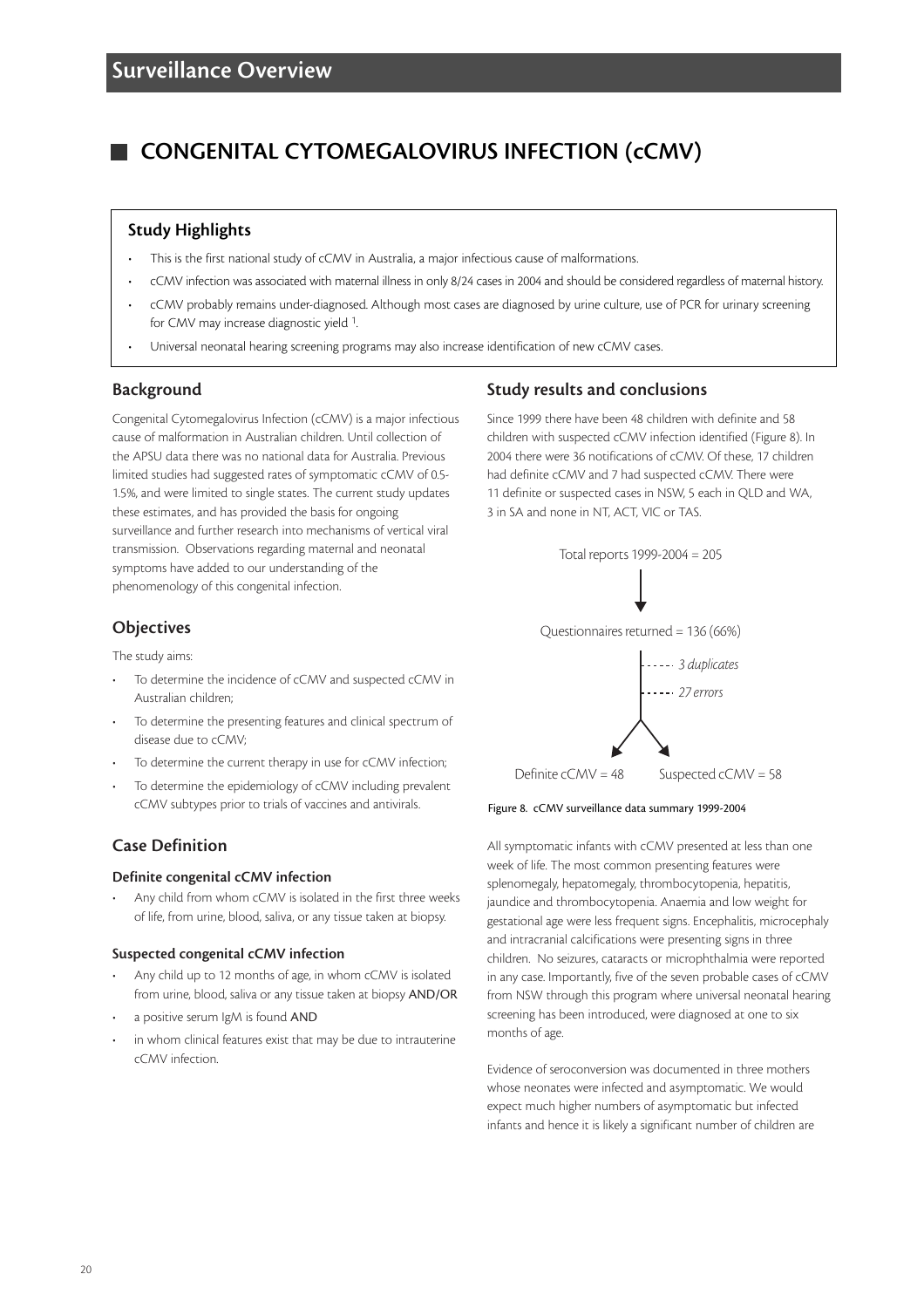# Surveillance Overview

## CONGENITAL CYTOMEGALOVIRUS INFECTION (cCMV)

### Study Highlights

- This is the first national study of cCMV in Australia, a major infectious cause of malformations.
- cCMV infection was associated with maternal illness in only 8/24 cases in 2004 and should be considered regardless of maternal history.
- cCMV probably remains under-diagnosed. Although most cases are diagnosed by urine culture, use of PCR for urinary screening for CMV may increase diagnostic yield [1].
- Universal neonatal hearing screening programs may also increase identification of new cCMV cases.

### Background

Congenital Cytomegalovirus Infection (cCMV) is a major infectious cause of malformation in Australian children. Until collection of the APSU data there was no national data for Australia. Previous limited studies had suggested rates of symptomatic cCMV of 0.5-1.5%, and were limited to single states. The current study updates these estimates, and has provided the basis for ongoing surveillance and further research into mechanisms of vertical viral transmission. Observations regarding maternal and neonatal symptoms have added to our understanding of the phenomenology of this congenital infection.

### Objectives

The study aims:

- To determine the incidence of cCMV and suspected cCMV in Australian children;
- To determine the presenting features and clinical spectrum of disease due to cCMV;
- To determine the current therapy in use for cCMV infection;
- To determine the epidemiology of cCMV including prevalent cCMV subtypes prior to trials of vaccines and antivirals.

### Case Definition

#### Definite congenital cCMV infection

- Any child from whom cCMV is isolated in the first three weeks of life, from urine, blood, saliva, or any tissue taken at biopsy.

#### Suspected congenital cCMV infection

- Any child up to 12 months of age, in whom cCMV is isolated from urine, blood, saliva or any tissue taken at biopsy **AND/OR**
- a positive serum IgM is found **AND**
- in whom clinical features exist that may be due to intrauterine cCMV infection.

### Study results and conclusions

Since 1999 there have been 48 children with definite and 58 children with suspected cCMV infection identified (Figure 8). In 2004 there were 36 notifications of cCMV. Of these, 17 children had definite cCMV and 7 had suspected cCMV. There were 11 definite or suspected cases in NSW, 5 each in QLD and WA, 3 in SA and none in NT, ACT, VIC or TAS.

Total reports 1999-2004 = 205

↓

Questionnaires returned = 136 (66%)

- *3 duplicates*
- *27 errors*

Definite cCMV = 48 | Suspected cCMV = 58

Figure 8. cCMV surveillance data summary 1999-2004

All symptomatic infants with cCMV presented at less than one week of life. The most common presenting features were splenomegaly, hepatomegaly, thrombocytopenia, hepatitis, jaundice and thrombocytopenia. Anaemia and low weight for gestational age were less frequent signs. Encephalitis, microcephaly and intracranial calcifications were presenting signs in three children. No seizures, cataracts or microphthalmia were reported in any case. Importantly, five of the seven probable cases of cCMV from NSW through this program where universal neonatal hearing screening has been introduced, were diagnosed at one to six months of age.

Evidence of seroconversion was documented in three mothers whose neonates were infected and asymptomatic. We would expect much higher numbers of asymptomatic but infected infants and hence it is likely a significant number of children are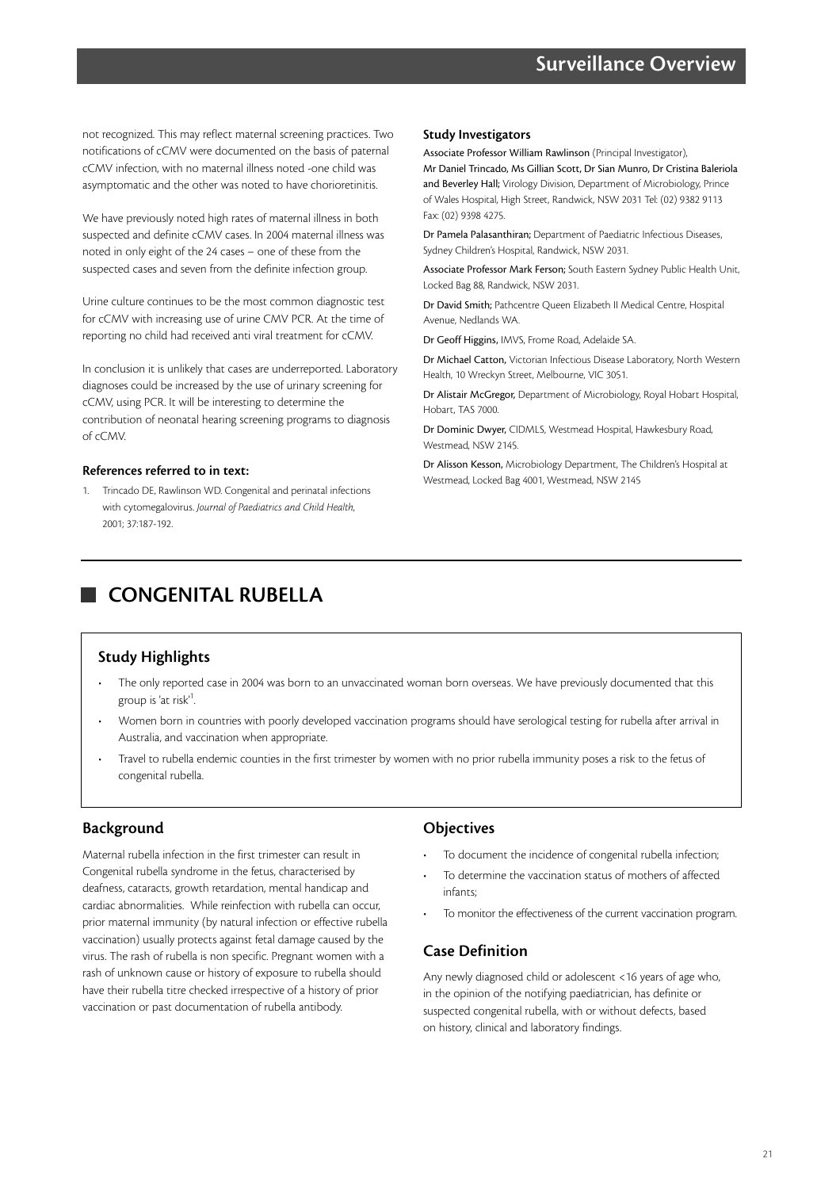not recognized. This may reflect maternal screening practices. Two notifications of cCMV were documented on the basis of paternal cCMV infection, with no maternal illness noted -one child was asymptomatic and the other was noted to have chorioretinitis.

We have previously noted high rates of maternal illness in both suspected and definite cCMV cases. In 2004 maternal illness was noted in only eight of the 24 cases – one of these from the suspected cases and seven from the definite infection group.

Urine culture continues to be the most common diagnostic test for cCMV with increasing use of urine CMV PCR. At the time of reporting no child had received anti viral treatment for cCMV.

In conclusion it is unlikely that cases are underreported. Laboratory diagnoses could be increased by the use of urinary screening for cCMV, using PCR. It will be interesting to determine the contribution of neonatal hearing screening programs to diagnosis of cCMV.

#### References referred to in text:

1. Trincado DE, Rawlinson WD. Congenital and perinatal infections with cytomegalovirus. *Journal of Paediatrics and Child Health*, 2001; 37:187-192.

#### Study Investigators

**Associate Professor William Rawlinson** (Principal Investigator), **Mr Daniel Trincado, Ms Gillian Scott, Dr Sian Munro, Dr Cristina Baleriola and Beverley Hall;** Virology Division, Department of Microbiology, Prince of Wales Hospital, High Street, Randwick, NSW 2031 Tel: (02) 9382 9113 Fax: (02) 9398 4275.

**Dr Pamela Palasanthiran;** Department of Paediatric Infectious Diseases, Sydney Children's Hospital, Randwick, NSW 2031.

**Associate Professor Mark Ferson;** South Eastern Sydney Public Health Unit, Locked Bag 88, Randwick, NSW 2031.

**Dr David Smith;** Pathcentre Queen Elizabeth II Medical Centre, Hospital Avenue, Nedlands WA.

**Dr Geoff Higgins,** IMVS, Frome Road, Adelaide SA.

**Dr Michael Catton,** Victorian Infectious Disease Laboratory, North Western Health, 10 Wreckyn Street, Melbourne, VIC 3051.

**Dr Alistair McGregor,** Department of Microbiology, Royal Hobart Hospital, Hobart, TAS 7000.

**Dr Dominic Dwyer,** CIDMLS, Westmead Hospital, Hawkesbury Road, Westmead, NSW 2145.

**Dr Alisson Kesson,** Microbiology Department, The Children's Hospital at Westmead, Locked Bag 4001, Westmead, NSW 2145

## CONGENITAL RUBELLA

### Study Highlights

- The only reported case in 2004 was born to an unvaccinated woman born overseas. We have previously documented that this group is 'at risk'[1].
- Women born in countries with poorly developed vaccination programs should have serological testing for rubella after arrival in Australia, and vaccination when appropriate.
- Travel to rubella endemic counties in the first trimester by women with no prior rubella immunity poses a risk to the fetus of congenital rubella.

### Background

Maternal rubella infection in the first trimester can result in Congenital rubella syndrome in the fetus, characterised by deafness, cataracts, growth retardation, mental handicap and cardiac abnormalities. While reinfection with rubella can occur, prior maternal immunity (by natural infection or effective rubella vaccination) usually protects against fetal damage caused by the virus. The rash of rubella is non specific. Pregnant women with a rash of unknown cause or history of exposure to rubella should have their rubella titre checked irrespective of a history of prior vaccination or past documentation of rubella antibody.

### Objectives

- To document the incidence of congenital rubella infection;
- To determine the vaccination status of mothers of affected infants;
- To monitor the effectiveness of the current vaccination program.

### Case Definition

Any newly diagnosed child or adolescent <16 years of age who, in the opinion of the notifying paediatrician, has definite or suspected congenital rubella, with or without defects, based on history, clinical and laboratory findings.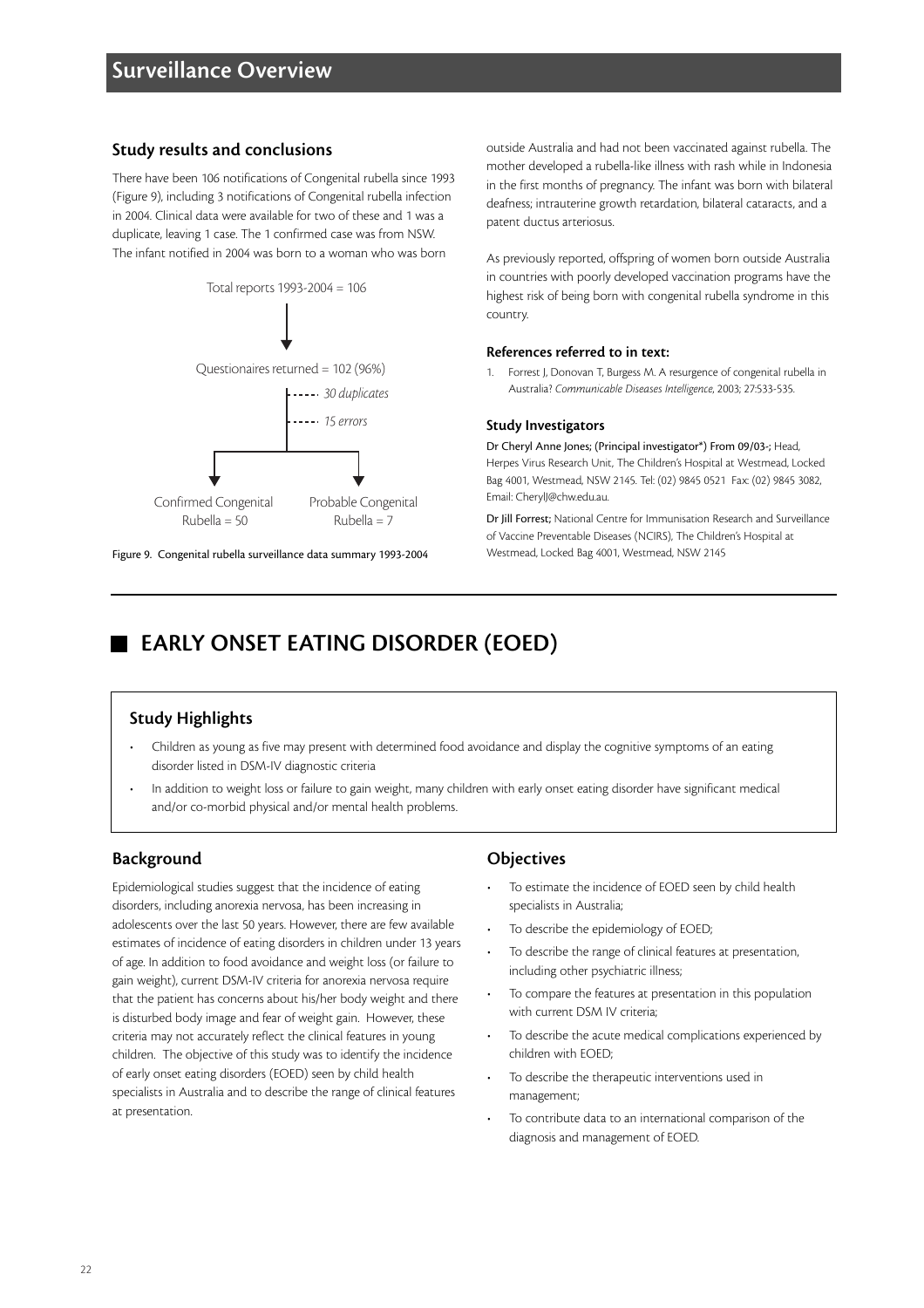## Study results and conclusions

There have been 106 notifications of Congenital rubella since 1993 (Figure 9), including 3 notifications of Congenital rubella infection in 2004. Clinical data were available for two of these and 1 was a duplicate, leaving 1 case. The 1 confirmed case was from NSW. The infant notified in 2004 was born to a woman who was born outside Australia and had not been vaccinated against rubella. The mother developed a rubella-like illness with rash while in Indonesia in the first months of pregnancy. The infant was born with bilateral deafness; intrauterine growth retardation, bilateral cataracts, and a patent ductus arteriosus.

Total reports 1993-2004 = 106

Questionaires returned = 102 (96%)

*30 duplicates*

*15 errors*

Confirmed Congenital Rubella = 50

Probable Congenital Rubella = 7

Figure 9. Congenital rubella surveillance data summary 1993-2004

As previously reported, offspring of women born outside Australia in countries with poorly developed vaccination programs have the highest risk of being born with congenital rubella syndrome in this country.

#### References referred to in text:

1. Forrest J, Donovan T, Burgess M. A resurgence of congenital rubella in Australia? *Communicable Diseases Intelligence*, 2003; 27:533-535.

#### Study Investigators

Dr Cheryl Anne Jones; (Principal investigator*) From 09/03-; Head, Herpes Virus Research Unit, The Children's Hospital at Westmead, Locked Bag 4001, Westmead, NSW 2145. Tel: (02) 9845 0521 Fax: (02) 9845 3082, Email: CherylJ@chw.edu.au.

Dr Jill Forrest; National Centre for Immunisation Research and Surveillance of Vaccine Preventable Diseases (NCIRS), The Children's Hospital at Westmead, Locked Bag 4001, Westmead, NSW 2145

# EARLY ONSET EATING DISORDER (EOED)

## Study Highlights

- Children as young as five may present with determined food avoidance and display the cognitive symptoms of an eating disorder listed in DSM-IV diagnostic criteria
- In addition to weight loss or failure to gain weight, many children with early onset eating disorder have significant medical and/or co-morbid physical and/or mental health problems.

## Background

Epidemiological studies suggest that the incidence of eating disorders, including anorexia nervosa, has been increasing in adolescents over the last 50 years. However, there are few available estimates of incidence of eating disorders in children under 13 years of age. In addition to food avoidance and weight loss (or failure to gain weight), current DSM-IV criteria for anorexia nervosa require that the patient has concerns about his/her body weight and there is disturbed body image and fear of weight gain. However, these criteria may not accurately reflect the clinical features in young children. The objective of this study was to identify the incidence of early onset eating disorders (EOED) seen by child health specialists in Australia and to describe the range of clinical features at presentation.

## Objectives

- To estimate the incidence of EOED seen by child health specialists in Australia;
- To describe the epidemiology of EOED;
- To describe the range of clinical features at presentation, including other psychiatric illness;
- To compare the features at presentation in this population with current DSM IV criteria;
- To describe the acute medical complications experienced by children with EOED;
- To describe the therapeutic interventions used in management;
- To contribute data to an international comparison of the diagnosis and management of EOED.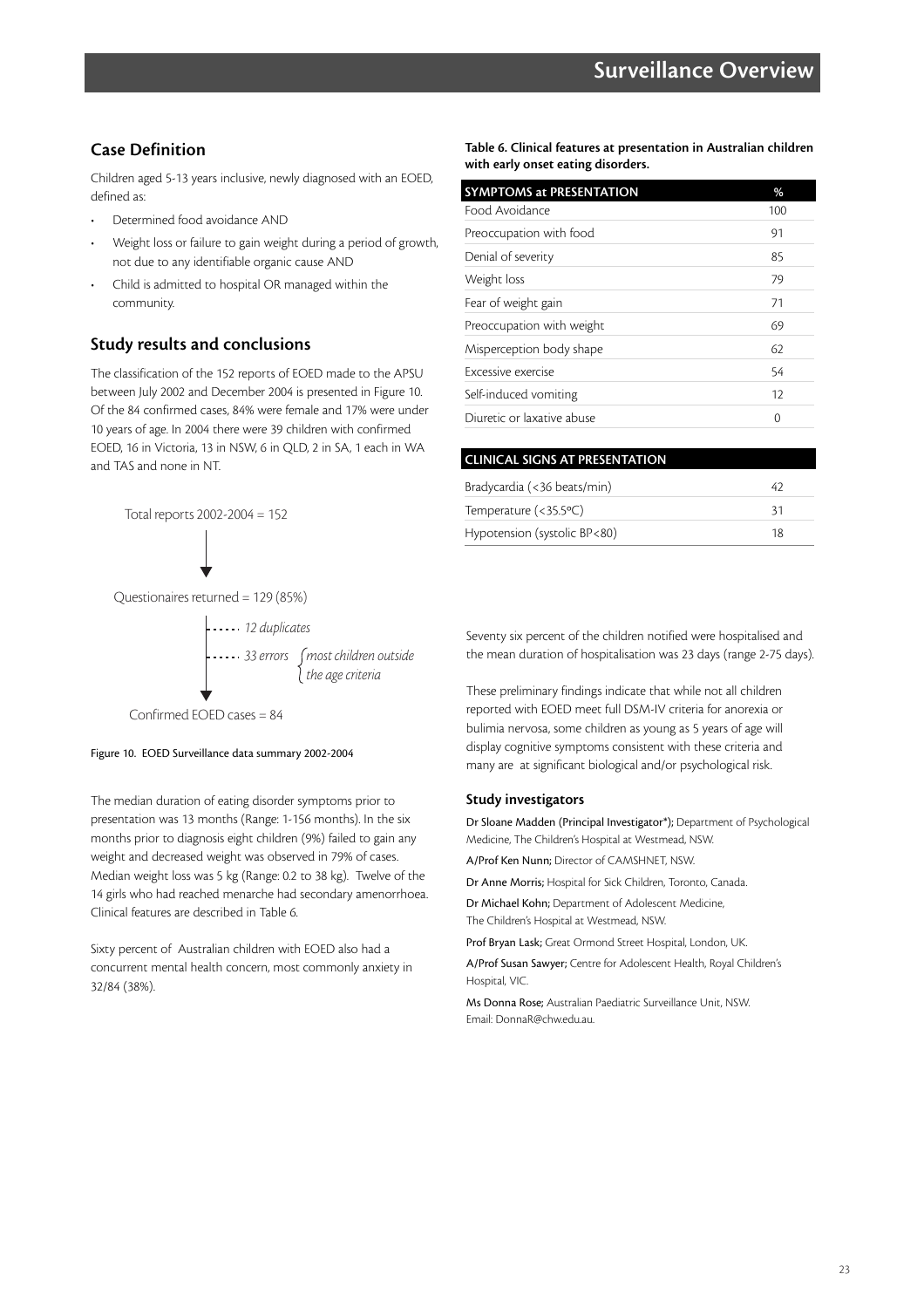## Case Definition

Children aged 5-13 years inclusive, newly diagnosed with an EOED, defined as:

- Determined food avoidance AND
- Weight loss or failure to gain weight during a period of growth, not due to any identifiable organic cause AND
- Child is admitted to hospital OR managed within the community.

## Study results and conclusions

The classification of the 152 reports of EOED made to the APSU between July 2002 and December 2004 is presented in Figure 10. Of the 84 confirmed cases, 84% were female and 17% were under 10 years of age. In 2004 there were 39 children with confirmed EOED, 16 in Victoria, 13 in NSW, 6 in QLD, 2 in SA, 1 each in WA and TAS and none in NT.

Total reports 2002-2004 = 152

↓

Questionaires returned = 129 (85%)

- *12 duplicates*
- *33 errors* — *most children outside the age criteria*

↓

Confirmed EOED cases = 84

Figure 10. EOED Surveillance data summary 2002-2004

The median duration of eating disorder symptoms prior to presentation was 13 months (Range: 1-156 months). In the six months prior to diagnosis eight children (9%) failed to gain any weight and decreased weight was observed in 79% of cases. Median weight loss was 5 kg (Range: 0.2 to 38 kg). Twelve of the 14 girls who had reached menarche had secondary amenorrhoea. Clinical features are described in Table 6.

Sixty percent of Australian children with EOED also had a concurrent mental health concern, most commonly anxiety in 32/84 (38%).

**Table 6. Clinical features at presentation in Australian children with early onset eating disorders.**

| SYMPTOMS at PRESENTATION | % |
|---|---|
| Food Avoidance | 100 |
| Preoccupation with food | 91 |
| Denial of severity | 85 |
| Weight loss | 79 |
| Fear of weight gain | 71 |
| Preoccupation with weight | 69 |
| Misperception body shape | 62 |
| Excessive exercise | 54 |
| Self-induced vomiting | 12 |
| Diuretic or laxative abuse | 0 |
| **CLINICAL SIGNS AT PRESENTATION** | |
| Bradycardia (<36 beats/min) | 42 |
| Temperature (<35.5ºC) | 31 |
| Hypotension (systolic BP<80) | 18 |

Seventy six percent of the children notified were hospitalised and the mean duration of hospitalisation was 23 days (range 2-75 days).

These preliminary findings indicate that while not all children reported with EOED meet full DSM-IV criteria for anorexia or bulimia nervosa, some children as young as 5 years of age will display cognitive symptoms consistent with these criteria and many are at significant biological and/or psychological risk.

### Study investigators

**Dr Sloane Madden (Principal Investigator*);** Department of Psychological Medicine, The Children's Hospital at Westmead, NSW.

**A/Prof Ken Nunn;** Director of CAMSHNET, NSW.

**Dr Anne Morris;** Hospital for Sick Children, Toronto, Canada.

**Dr Michael Kohn;** Department of Adolescent Medicine, The Children's Hospital at Westmead, NSW.

**Prof Bryan Lask;** Great Ormond Street Hospital, London, UK.

**A/Prof Susan Sawyer;** Centre for Adolescent Health, Royal Children's Hospital, VIC.

**Ms Donna Rose;** Australian Paediatric Surveillance Unit, NSW. Email: DonnaR@chw.edu.au.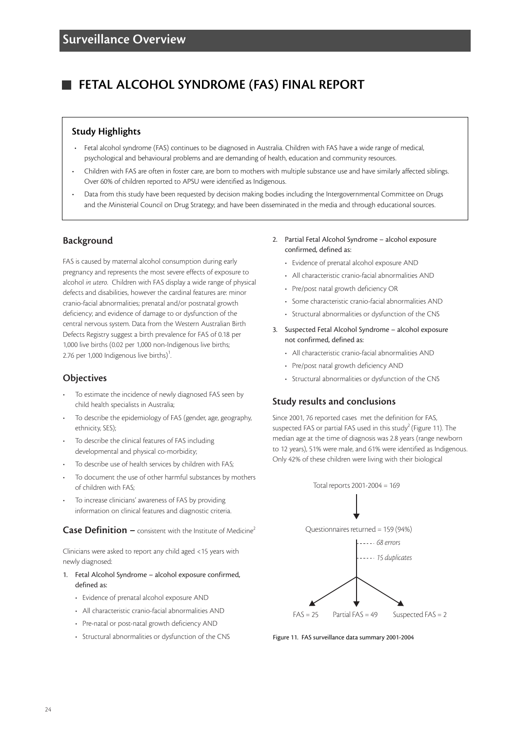# Surveillance Overview

## FETAL ALCOHOL SYNDROME (FAS) FINAL REPORT

### Study Highlights

- Fetal alcohol syndrome (FAS) continues to be diagnosed in Australia. Children with FAS have a wide range of medical, psychological and behavioural problems and are demanding of health, education and community resources.
- Children with FAS are often in foster care, are born to mothers with multiple substance use and have similarly affected siblings. Over 60% of children reported to APSU were identified as Indigenous.
- Data from this study have been requested by decision making bodies including the Intergovernmental Committee on Drugs and the Ministerial Council on Drug Strategy; and have been disseminated in the media and through educational sources.

### Background

FAS is caused by maternal alcohol consumption during early pregnancy and represents the most severe effects of exposure to alcohol *in utero*. Children with FAS display a wide range of physical defects and disabilities, however the cardinal features are: minor cranio-facial abnormalities; prenatal and/or postnatal growth deficiency; and evidence of damage to or dysfunction of the central nervous system. Data from the Western Australian Birth Defects Registry suggest a birth prevalence for FAS of 0.18 per 1,000 live births (0.02 per 1,000 non-Indigenous live births; 2.76 per 1,000 Indigenous live births)[1].

### Objectives

- To estimate the incidence of newly diagnosed FAS seen by child health specialists in Australia;
- To describe the epidemiology of FAS (gender, age, geography, ethnicity, SES);
- To describe the clinical features of FAS including developmental and physical co-morbidity;
- To describe use of health services by children with FAS;
- To document the use of other harmful substances by mothers of children with FAS;
- To increase clinicians' awareness of FAS by providing information on clinical features and diagnostic criteria.

### Case Definition – consistent with the Institute of Medicine[2]

Clinicians were asked to report any child aged <15 years with newly diagnosed:

1. Fetal Alcohol Syndrome – alcohol exposure confirmed, defined as:
   - Evidence of prenatal alcohol exposure AND
   - All characteristic cranio-facial abnormalities AND
   - Pre-natal or post-natal growth deficiency AND
   - Structural abnormalities or dysfunction of the CNS
2. Partial Fetal Alcohol Syndrome – alcohol exposure confirmed, defined as:
   - Evidence of prenatal alcohol exposure AND
   - All characteristic cranio-facial abnormalities AND
   - Pre/post natal growth deficiency OR
   - Some characteristic cranio-facial abnormalities AND
   - Structural abnormalities or dysfunction of the CNS
3. Suspected Fetal Alcohol Syndrome – alcohol exposure not confirmed, defined as:
   - All characteristic cranio-facial abnormalities AND
   - Pre/post natal growth deficiency AND
   - Structural abnormalities or dysfunction of the CNS

### Study results and conclusions

Since 2001, 76 reported cases met the definition for FAS, suspected FAS or partial FAS used in this study[2] (Figure 11). The median age at the time of diagnosis was 2.8 years (range newborn to 12 years), 51% were male, and 61% were identified as Indigenous. Only 42% of these children were living with their biological

Total reports 2001-2004 = 169

↓

Questionnaires returned = 159 (94%)

- *68 errors*
- *15 duplicates*

FAS = 25 | Partial FAS = 49 | Suspected FAS = 2

Figure 11. FAS surveillance data summary 2001-2004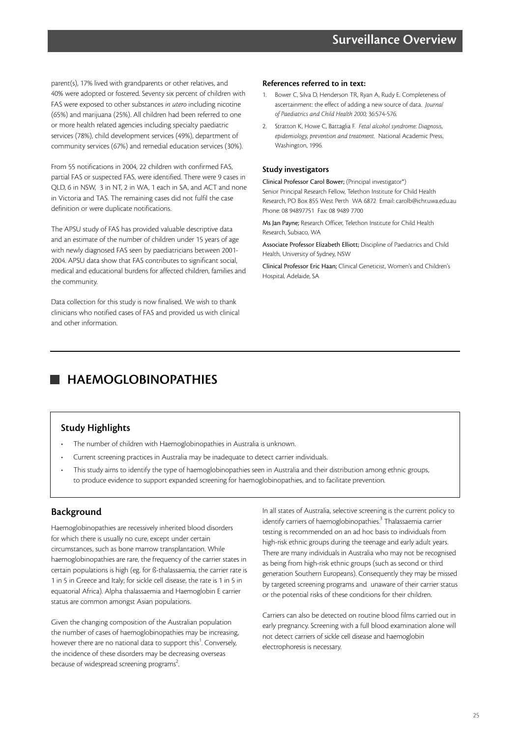parent(s), 17% lived with grandparents or other relatives, and 40% were adopted or fostered. Seventy six percent of children with FAS were exposed to other substances *in utero* including nicotine (65%) and marijuana (25%). All children had been referred to one or more health related agencies including specialty paediatric services (78%), child development services (49%), department of community services (67%) and remedial education services (30%).

From 55 notifications in 2004, 22 children with confirmed FAS, partial FAS or suspected FAS, were identified. There were 9 cases in QLD, 6 in NSW, 3 in NT, 2 in WA, 1 each in SA, and ACT and none in Victoria and TAS. The remaining cases did not fulfil the case definition or were duplicate notifications.

The APSU study of FAS has provided valuable descriptive data and an estimate of the number of children under 15 years of age with newly diagnosed FAS seen by paediatricians between 2001-2004. APSU data show that FAS contributes to significant social, medical and educational burdens for affected children, families and the community.

Data collection for this study is now finalised. We wish to thank clinicians who notified cases of FAS and provided us with clinical and other information.

**References referred to in text:**

1. Bower C, Silva D, Henderson TR, Ryan A, Rudy E. Completeness of ascertainment: the effect of adding a new source of data. *Journal of Paediatrics and Child Health 2000;* 36:574-576.
2. Stratton K, Howe C, Battaglia F. *Fetal alcohol syndrome: Diagnosis, epidemiology, prevention and treatment.* National Academic Press, Washington, 1996.

**Study investigators**

Clinical Professor Carol Bower; (Principal investigator*)
Senior Principal Research Fellow, Telethon Institute for Child Health Research, PO Box 855 West Perth WA 6872 Email: carolb@ichr.uwa.edu.au Phone: 08 94897751 Fax: 08 9489 7700

Ms Jan Payne; Research Officer, Telethon Institute for Child Health Research, Subiaco, WA

Associate Professor Elizabeth Elliott; Discipline of Paediatrics and Child Health, University of Sydney, NSW

Clinical Professor Eric Haan; Clinical Geneticist, Women's and Children's Hospital, Adelaide, SA

## HAEMOGLOBINOPATHIES

### Study Highlights

- The number of children with Haemoglobinopathies in Australia is unknown.
- Current screening practices in Australia may be inadequate to detect carrier individuals.
- This study aims to identify the type of haemoglobinopathies seen in Australia and their distribution among ethnic groups, to produce evidence to support expanded screening for haemoglobinopathies, and to facilitate prevention.

### Background

Haemoglobinopathies are recessively inherited blood disorders for which there is usually no cure, except under certain circumstances, such as bone marrow transplantation. While haemoglobinopathies are rare, the frequency of the carrier states in certain populations is high (eg. for ß-thalassaemia, the carrier rate is 1 in 5 in Greece and Italy; for sickle cell disease, the rate is 1 in 5 in equatorial Africa). Alpha thalassaemia and Haemoglobin E carrier status are common amongst Asian populations.

Given the changing composition of the Australian population the number of cases of haemoglobinopathies may be increasing, however there are no national data to support this[1]. Conversely, the incidence of these disorders may be decreasing overseas because of widespread screening programs[2].

In all states of Australia, selective screening is the current policy to identify carriers of haemoglobinopathies.[3] Thalassaemia carrier testing is recommended on an ad hoc basis to individuals from high-risk ethnic groups during the teenage and early adult years. There are many individuals in Australia who may not be recognised as being from high-risk ethnic groups (such as second or third generation Southern Europeans). Consequently they may be missed by targeted screening programs and unaware of their carrier status or the potential risks of these conditions for their children.

Carriers can also be detected on routine blood films carried out in early pregnancy. Screening with a full blood examination alone will not detect carriers of sickle cell disease and haemoglobin electrophoresis is necessary.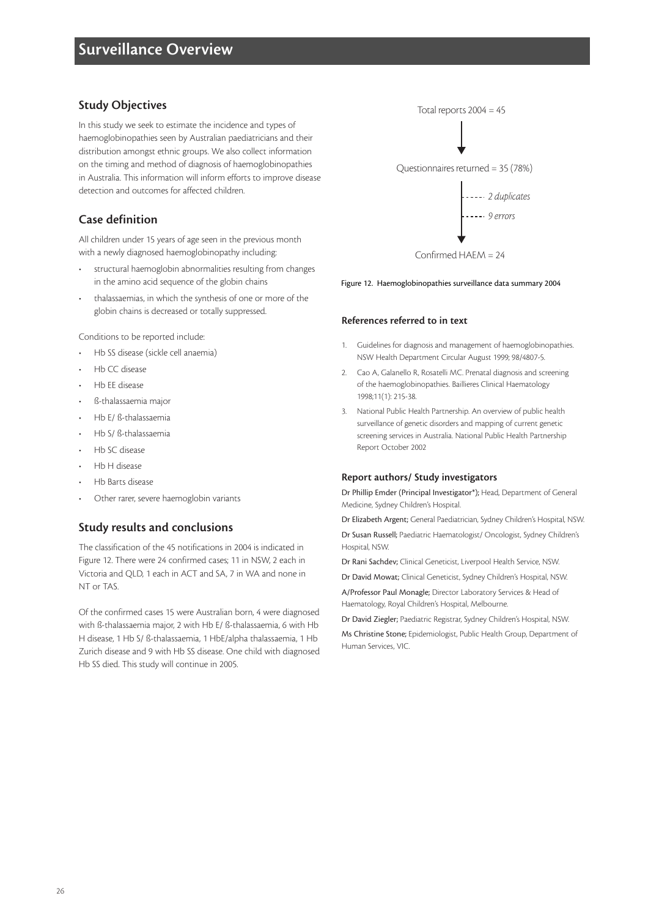# Surveillance Overview

## Study Objectives

In this study we seek to estimate the incidence and types of haemoglobinopathies seen by Australian paediatricians and their distribution amongst ethnic groups. We also collect information on the timing and method of diagnosis of haemoglobinopathies in Australia. This information will inform efforts to improve disease detection and outcomes for affected children.

## Case definition

All children under 15 years of age seen in the previous month with a newly diagnosed haemoglobinopathy including:

- structural haemoglobin abnormalities resulting from changes in the amino acid sequence of the globin chains
- thalassaemias, in which the synthesis of one or more of the globin chains is decreased or totally suppressed.

Conditions to be reported include:

- Hb SS disease (sickle cell anaemia)
- Hb CC disease
- Hb EE disease
- ß-thalassaemia major
- Hb E/ ß-thalassaemia
- Hb S/ ß-thalassaemia
- Hb SC disease
- Hb H disease
- Hb Barts disease
- Other rarer, severe haemoglobin variants

## Study results and conclusions

The classification of the 45 notifications in 2004 is indicated in Figure 12. There were 24 confirmed cases; 11 in NSW, 2 each in Victoria and QLD, 1 each in ACT and SA, 7 in WA and none in NT or TAS.

Of the confirmed cases 15 were Australian born, 4 were diagnosed with ß-thalassaemia major, 2 with Hb E/ ß-thalassaemia, 6 with Hb H disease, 1 Hb S/ ß-thalassaemia, 1 HbE/alpha thalassaemia, 1 Hb Zurich disease and 9 with Hb SS disease. One child with diagnosed Hb SS died. This study will continue in 2005.

Total reports 2004 = 45

Questionnaires returned = 35 (78%)

*2 duplicates*

*9 errors*

Confirmed HAEM = 24

Figure 12. Haemoglobinopathies surveillance data summary 2004

### References referred to in text

1. Guidelines for diagnosis and management of haemoglobinopathies. NSW Health Department Circular August 1999; 98/4807-5.
2. Cao A, Galanello R, Rosatelli MC. Prenatal diagnosis and screening of the haemoglobinopathies. Baillieres Clinical Haematology 1998;11(1): 215-38.
3. National Public Health Partnership. An overview of public health surveillance of genetic disorders and mapping of current genetic screening services in Australia. National Public Health Partnership Report October 2002

### Report authors/ Study investigators

Dr Phillip Emder (Principal Investigator*); Head, Department of General Medicine, Sydney Children's Hospital.

Dr Elizabeth Argent; General Paediatrician, Sydney Children's Hospital, NSW.

Dr Susan Russell; Paediatric Haematologist/ Oncologist, Sydney Children's Hospital, NSW.

Dr Rani Sachdev; Clinical Geneticist, Liverpool Health Service, NSW.

Dr David Mowat; Clinical Geneticist, Sydney Children's Hospital, NSW.

A/Professor Paul Monagle; Director Laboratory Services & Head of Haematology, Royal Children's Hospital, Melbourne.

Dr David Ziegler; Paediatric Registrar, Sydney Children's Hospital, NSW.

Ms Christine Stone; Epidemiologist, Public Health Group, Department of Human Services, VIC.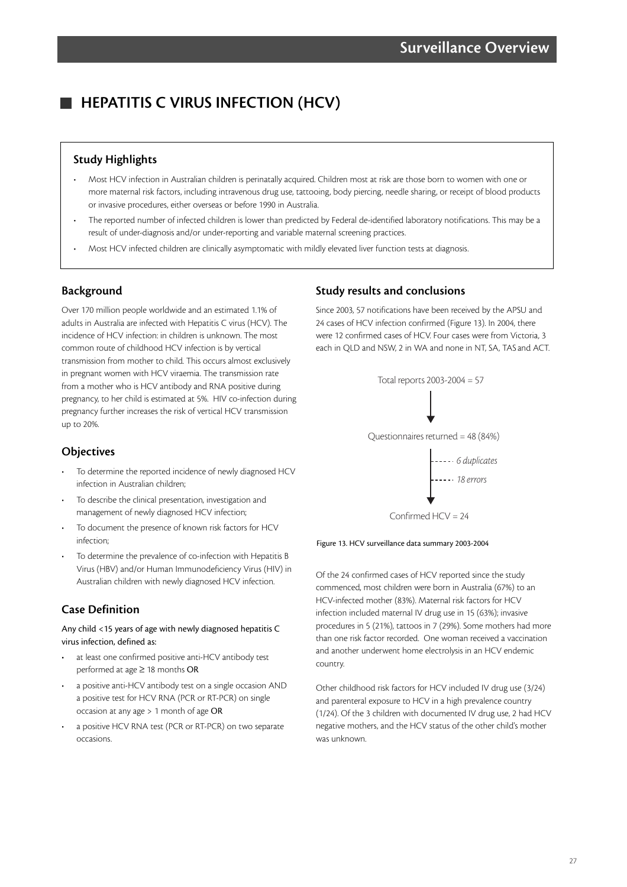# HEPATITIS C VIRUS INFECTION (HCV)

### Study Highlights

- Most HCV infection in Australian children is perinatally acquired. Children most at risk are those born to women with one or more maternal risk factors, including intravenous drug use, tattooing, body piercing, needle sharing, or receipt of blood products or invasive procedures, either overseas or before 1990 in Australia.
- The reported number of infected children is lower than predicted by Federal de-identified laboratory notifications. This may be a result of under-diagnosis and/or under-reporting and variable maternal screening practices.
- Most HCV infected children are clinically asymptomatic with mildly elevated liver function tests at diagnosis.

## Background

Over 170 million people worldwide and an estimated 1.1% of adults in Australia are infected with Hepatitis C virus (HCV). The incidence of HCV infection: in children is unknown. The most common route of childhood HCV infection is by vertical transmission from mother to child. This occurs almost exclusively in pregnant women with HCV viraemia. The transmission rate from a mother who is HCV antibody and RNA positive during pregnancy, to her child is estimated at 5%. HIV co-infection during pregnancy further increases the risk of vertical HCV transmission up to 20%.

## Objectives

- To determine the reported incidence of newly diagnosed HCV infection in Australian children;
- To describe the clinical presentation, investigation and management of newly diagnosed HCV infection;
- To document the presence of known risk factors for HCV infection;
- To determine the prevalence of co-infection with Hepatitis B Virus (HBV) and/or Human Immunodeficiency Virus (HIV) in Australian children with newly diagnosed HCV infection.

## Case Definition

Any child <15 years of age with newly diagnosed hepatitis C virus infection, defined as:

- at least one confirmed positive anti-HCV antibody test performed at age ≥ 18 months **OR**
- a positive anti-HCV antibody test on a single occasion AND a positive test for HCV RNA (PCR or RT-PCR) on single occasion at any age > 1 month of age **OR**
- a positive HCV RNA test (PCR or RT-PCR) on two separate occasions.

## Study results and conclusions

Since 2003, 57 notifications have been received by the APSU and 24 cases of HCV infection confirmed (Figure 13). In 2004, there were 12 confirmed cases of HCV. Four cases were from Victoria, 3 each in QLD and NSW, 2 in WA and none in NT, SA, TAS and ACT.

Total reports 2003-2004 = 57

↓

Questionnaires returned = 48 (84%)

- *6 duplicates*
- *18 errors*

↓

Confirmed HCV = 24

Figure 13. HCV surveillance data summary 2003-2004

Of the 24 confirmed cases of HCV reported since the study commenced, most children were born in Australia (67%) to an HCV-infected mother (83%). Maternal risk factors for HCV infection included maternal IV drug use in 15 (63%); invasive procedures in 5 (21%), tattoos in 7 (29%). Some mothers had more than one risk factor recorded. One woman received a vaccination and another underwent home electrolysis in an HCV endemic country.

Other childhood risk factors for HCV included IV drug use (3/24) and parenteral exposure to HCV in a high prevalence country (1/24). Of the 3 children with documented IV drug use, 2 had HCV negative mothers, and the HCV status of the other child's mother was unknown.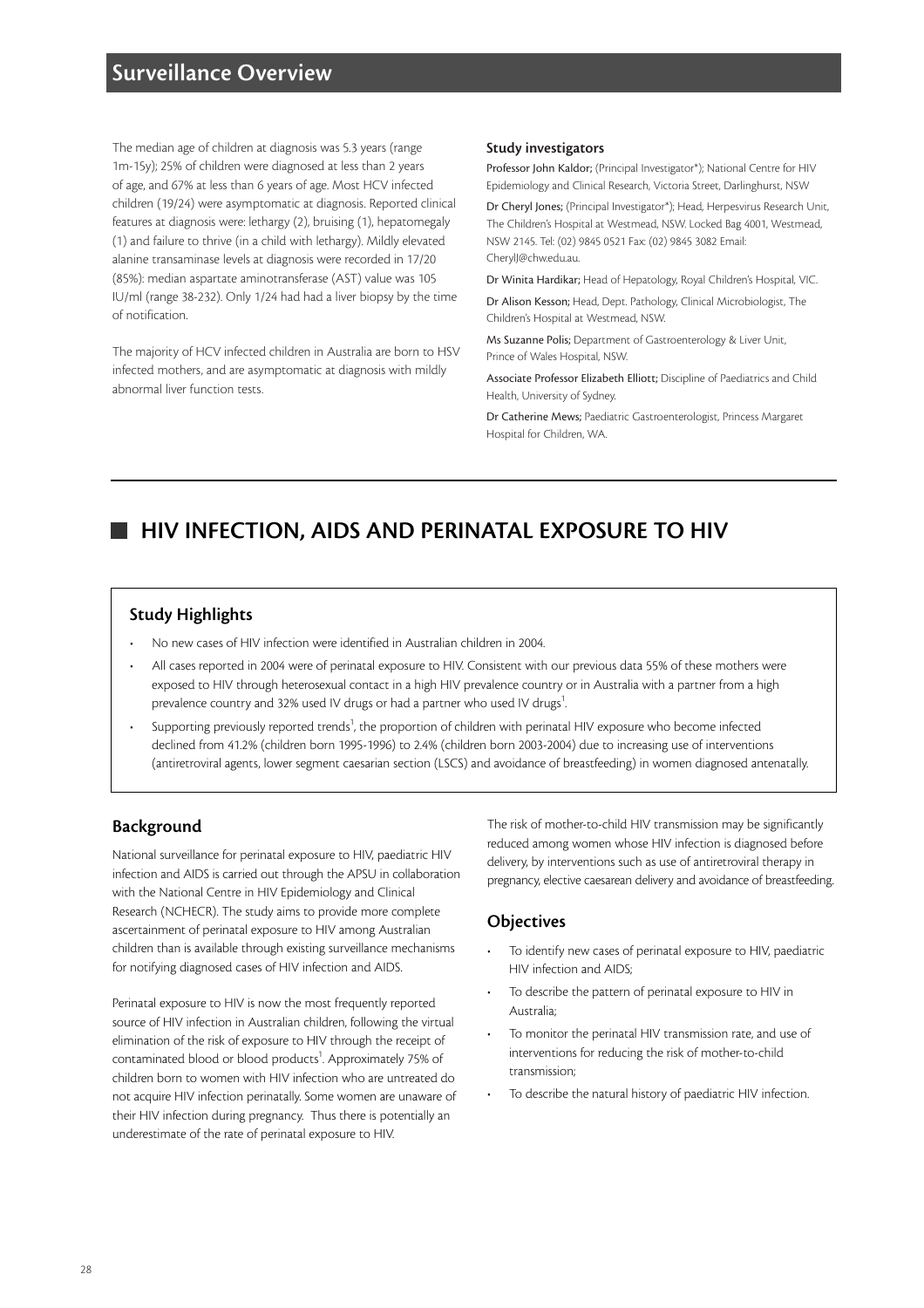The median age of children at diagnosis was 5.3 years (range 1m-15y); 25% of children were diagnosed at less than 2 years of age, and 67% at less than 6 years of age. Most HCV infected children (19/24) were asymptomatic at diagnosis. Reported clinical features at diagnosis were: lethargy (2), bruising (1), hepatomegaly (1) and failure to thrive (in a child with lethargy). Mildly elevated alanine transaminase levels at diagnosis were recorded in 17/20 (85%): median aspartate aminotransferase (AST) value was 105 IU/ml (range 38-232). Only 1/24 had had a liver biopsy by the time of notification.

The majority of HCV infected children in Australia are born to HSV infected mothers, and are asymptomatic at diagnosis with mildly abnormal liver function tests.

### Study investigators

**Professor John Kaldor;** (Principal Investigator*); National Centre for HIV Epidemiology and Clinical Research, Victoria Street, Darlinghurst, NSW

**Dr Cheryl Jones;** (Principal Investigator*); Head, Herpesvirus Research Unit, The Children's Hospital at Westmead, NSW. Locked Bag 4001, Westmead, NSW 2145. Tel: (02) 9845 0521 Fax: (02) 9845 3082 Email: CherylJ@chw.edu.au.

**Dr Winita Hardikar;** Head of Hepatology, Royal Children's Hospital, VIC.

**Dr Alison Kesson;** Head, Dept. Pathology, Clinical Microbiologist, The Children's Hospital at Westmead, NSW.

**Ms Suzanne Polis;** Department of Gastroenterology & Liver Unit, Prince of Wales Hospital, NSW.

**Associate Professor Elizabeth Elliott;** Discipline of Paediatrics and Child Health, University of Sydney.

**Dr Catherine Mews;** Paediatric Gastroenterologist, Princess Margaret Hospital for Children, WA.

# HIV INFECTION, AIDS AND PERINATAL EXPOSURE TO HIV

## Study Highlights

- No new cases of HIV infection were identified in Australian children in 2004.
- All cases reported in 2004 were of perinatal exposure to HIV. Consistent with our previous data 55% of these mothers were exposed to HIV through heterosexual contact in a high HIV prevalence country or in Australia with a partner from a high prevalence country and 32% used IV drugs or had a partner who used IV drugs[1].
- Supporting previously reported trends[1], the proportion of children with perinatal HIV exposure who become infected declined from 41.2% (children born 1995-1996) to 2.4% (children born 2003-2004) due to increasing use of interventions (antiretroviral agents, lower segment caesarian section (LSCS) and avoidance of breastfeeding) in women diagnosed antenatally.

## Background

National surveillance for perinatal exposure to HIV, paediatric HIV infection and AIDS is carried out through the APSU in collaboration with the National Centre in HIV Epidemiology and Clinical Research (NCHECR). The study aims to provide more complete ascertainment of perinatal exposure to HIV among Australian children than is available through existing surveillance mechanisms for notifying diagnosed cases of HIV infection and AIDS.

Perinatal exposure to HIV is now the most frequently reported source of HIV infection in Australian children, following the virtual elimination of the risk of exposure to HIV through the receipt of contaminated blood or blood products[1]. Approximately 75% of children born to women with HIV infection who are untreated do not acquire HIV infection perinatally. Some women are unaware of their HIV infection during pregnancy. Thus there is potentially an underestimate of the rate of perinatal exposure to HIV.

The risk of mother-to-child HIV transmission may be significantly reduced among women whose HIV infection is diagnosed before delivery, by interventions such as use of antiretroviral therapy in pregnancy, elective caesarean delivery and avoidance of breastfeeding.

## Objectives

- To identify new cases of perinatal exposure to HIV, paediatric HIV infection and AIDS;
- To describe the pattern of perinatal exposure to HIV in Australia;
- To monitor the perinatal HIV transmission rate, and use of interventions for reducing the risk of mother-to-child transmission;
- To describe the natural history of paediatric HIV infection.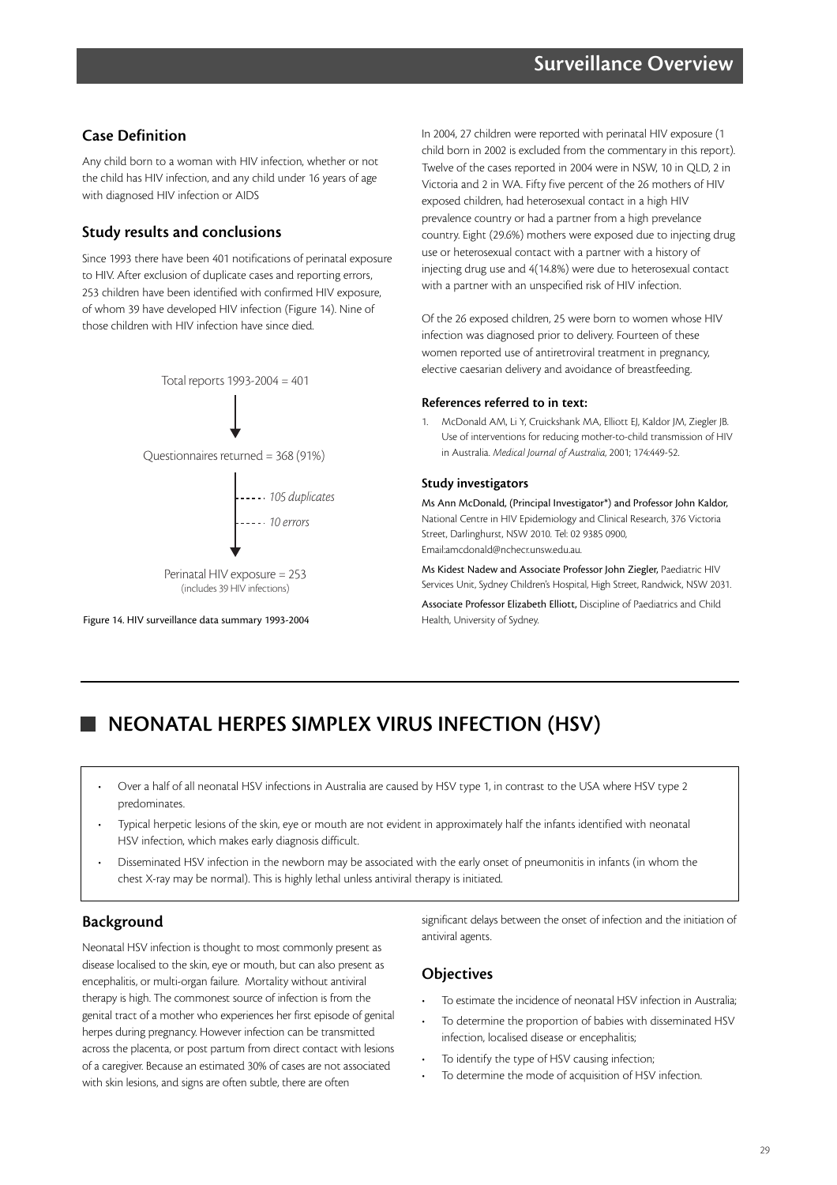## Case Definition

Any child born to a woman with HIV infection, whether or not the child has HIV infection, and any child under 16 years of age with diagnosed HIV infection or AIDS

## Study results and conclusions

Since 1993 there have been 401 notifications of perinatal exposure to HIV. After exclusion of duplicate cases and reporting errors, 253 children have been identified with confirmed HIV exposure, of whom 39 have developed HIV infection (Figure 14). Nine of those children with HIV infection have since died.

Total reports 1993-2004 = 401

↓

Questionnaires returned = 368 (91%)

↓ *105 duplicates*

*10 errors*

Perinatal HIV exposure = 253
(includes 39 HIV infections)

Figure 14. HIV surveillance data summary 1993-2004

In 2004, 27 children were reported with perinatal HIV exposure (1 child born in 2002 is excluded from the commentary in this report). Twelve of the cases reported in 2004 were in NSW, 10 in QLD, 2 in Victoria and 2 in WA. Fifty five percent of the 26 mothers of HIV exposed children, had heterosexual contact in a high HIV prevalence country or had a partner from a high prevelance country. Eight (29.6%) mothers were exposed due to injecting drug use or heterosexual contact with a partner with a history of injecting drug use and 4(14.8%) were due to heterosexual contact with a partner with an unspecified risk of HIV infection.

Of the 26 exposed children, 25 were born to women whose HIV infection was diagnosed prior to delivery. Fourteen of these women reported use of antiretroviral treatment in pregnancy, elective caesarian delivery and avoidance of breastfeeding.

### References referred to in text:

1. McDonald AM, Li Y, Cruickshank MA, Elliott EJ, Kaldor JM, Ziegler JB. Use of interventions for reducing mother-to-child transmission of HIV in Australia. *Medical Journal of Australia*, 2001; 174:449-52.

### Study investigators

**Ms Ann McDonald, (Principal Investigator*) and Professor John Kaldor,** National Centre in HIV Epidemiology and Clinical Research, 376 Victoria Street, Darlinghurst, NSW 2010. Tel: 02 9385 0900, Email:amcdonald@nchecr.unsw.edu.au.

**Ms Kidest Nadew and Associate Professor John Ziegler,** Paediatric HIV Services Unit, Sydney Children's Hospital, High Street, Randwick, NSW 2031.

**Associate Professor Elizabeth Elliott,** Discipline of Paediatrics and Child Health, University of Sydney.

# NEONATAL HERPES SIMPLEX VIRUS INFECTION (HSV)

- Over a half of all neonatal HSV infections in Australia are caused by HSV type 1, in contrast to the USA where HSV type 2 predominates.
- Typical herpetic lesions of the skin, eye or mouth are not evident in approximately half the infants identified with neonatal HSV infection, which makes early diagnosis difficult.
- Disseminated HSV infection in the newborn may be associated with the early onset of pneumonitis in infants (in whom the chest X-ray may be normal). This is highly lethal unless antiviral therapy is initiated.

## Background

Neonatal HSV infection is thought to most commonly present as disease localised to the skin, eye or mouth, but can also present as encephalitis, or multi-organ failure. Mortality without antiviral therapy is high. The commonest source of infection is from the genital tract of a mother who experiences her first episode of genital herpes during pregnancy. However infection can be transmitted across the placenta, or post partum from direct contact with lesions of a caregiver. Because an estimated 30% of cases are not associated with skin lesions, and signs are often subtle, there are often significant delays between the onset of infection and the initiation of antiviral agents.

## Objectives

- To estimate the incidence of neonatal HSV infection in Australia;
- To determine the proportion of babies with disseminated HSV infection, localised disease or encephalitis;
- To identify the type of HSV causing infection;
- To determine the mode of acquisition of HSV infection.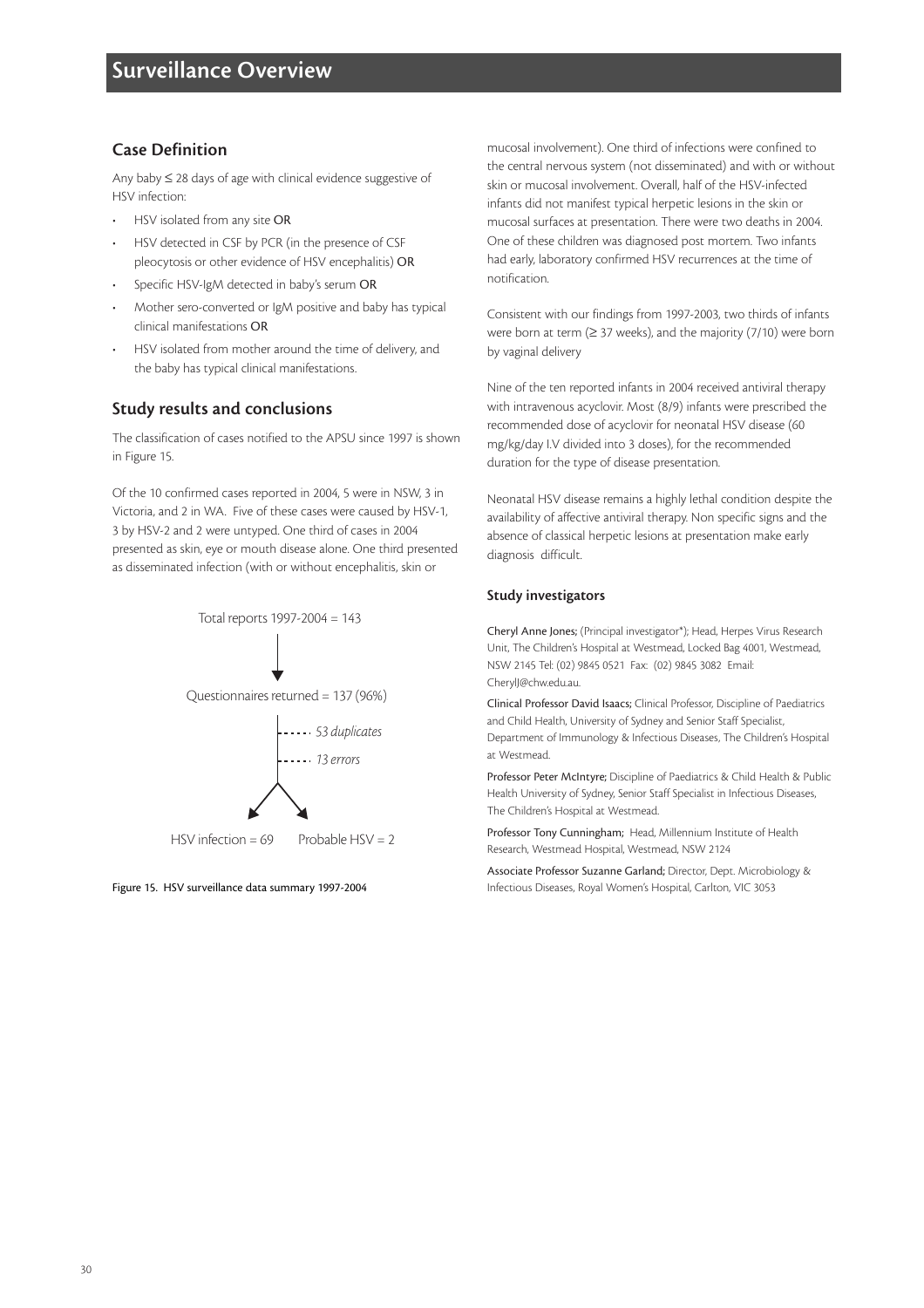## Surveillance Overview

### Case Definition

Any baby ≤ 28 days of age with clinical evidence suggestive of HSV infection:

- HSV isolated from any site **OR**
- HSV detected in CSF by PCR (in the presence of CSF pleocytosis or other evidence of HSV encephalitis) **OR**
- Specific HSV-IgM detected in baby's serum **OR**
- Mother sero-converted or IgM positive and baby has typical clinical manifestations **OR**
- HSV isolated from mother around the time of delivery, and the baby has typical clinical manifestations.

### Study results and conclusions

The classification of cases notified to the APSU since 1997 is shown in Figure 15.

Of the 10 confirmed cases reported in 2004, 5 were in NSW, 3 in Victoria, and 2 in WA. Five of these cases were caused by HSV-1, 3 by HSV-2 and 2 were untyped. One third of cases in 2004 presented as skin, eye or mouth disease alone. One third presented as disseminated infection (with or without encephalitis, skin or mucosal involvement). One third of infections were confined to the central nervous system (not disseminated) and with or without skin or mucosal involvement. Overall, half of the HSV-infected infants did not manifest typical herpetic lesions in the skin or mucosal surfaces at presentation. There were two deaths in 2004. One of these children was diagnosed post mortem. Two infants had early, laboratory confirmed HSV recurrences at the time of notification.

Consistent with our findings from 1997-2003, two thirds of infants were born at term (≥ 37 weeks), and the majority (7/10) were born by vaginal delivery

Nine of the ten reported infants in 2004 received antiviral therapy with intravenous acyclovir. Most (8/9) infants were prescribed the recommended dose of acyclovir for neonatal HSV disease (60 mg/kg/day I.V divided into 3 doses), for the recommended duration for the type of disease presentation.

Neonatal HSV disease remains a highly lethal condition despite the availability of affective antiviral therapy. Non specific signs and the absence of classical herpetic lesions at presentation make early diagnosis difficult.

Total reports 1997-2004 = 143

↓

Questionnaires returned = 137 (96%)

- *53 duplicates*
- *13 errors*

HSV infection = 69 &nbsp;&nbsp;&nbsp; Probable HSV = 2

Figure 15. HSV surveillance data summary 1997-2004

#### Study investigators

**Cheryl Anne Jones;** (Principal investigator*); Head, Herpes Virus Research Unit, The Children's Hospital at Westmead, Locked Bag 4001, Westmead, NSW 2145 Tel: (02) 9845 0521 Fax: (02) 9845 3082 Email: CherylJ@chw.edu.au.

**Clinical Professor David Isaacs;** Clinical Professor, Discipline of Paediatrics and Child Health, University of Sydney and Senior Staff Specialist, Department of Immunology & Infectious Diseases, The Children's Hospital at Westmead.

**Professor Peter McIntyre;** Discipline of Paediatrics & Child Health & Public Health University of Sydney, Senior Staff Specialist in Infectious Diseases, The Children's Hospital at Westmead.

**Professor Tony Cunningham;** Head, Millennium Institute of Health Research, Westmead Hospital, Westmead, NSW 2124

**Associate Professor Suzanne Garland;** Director, Dept. Microbiology & Infectious Diseases, Royal Women's Hospital, Carlton, VIC 3053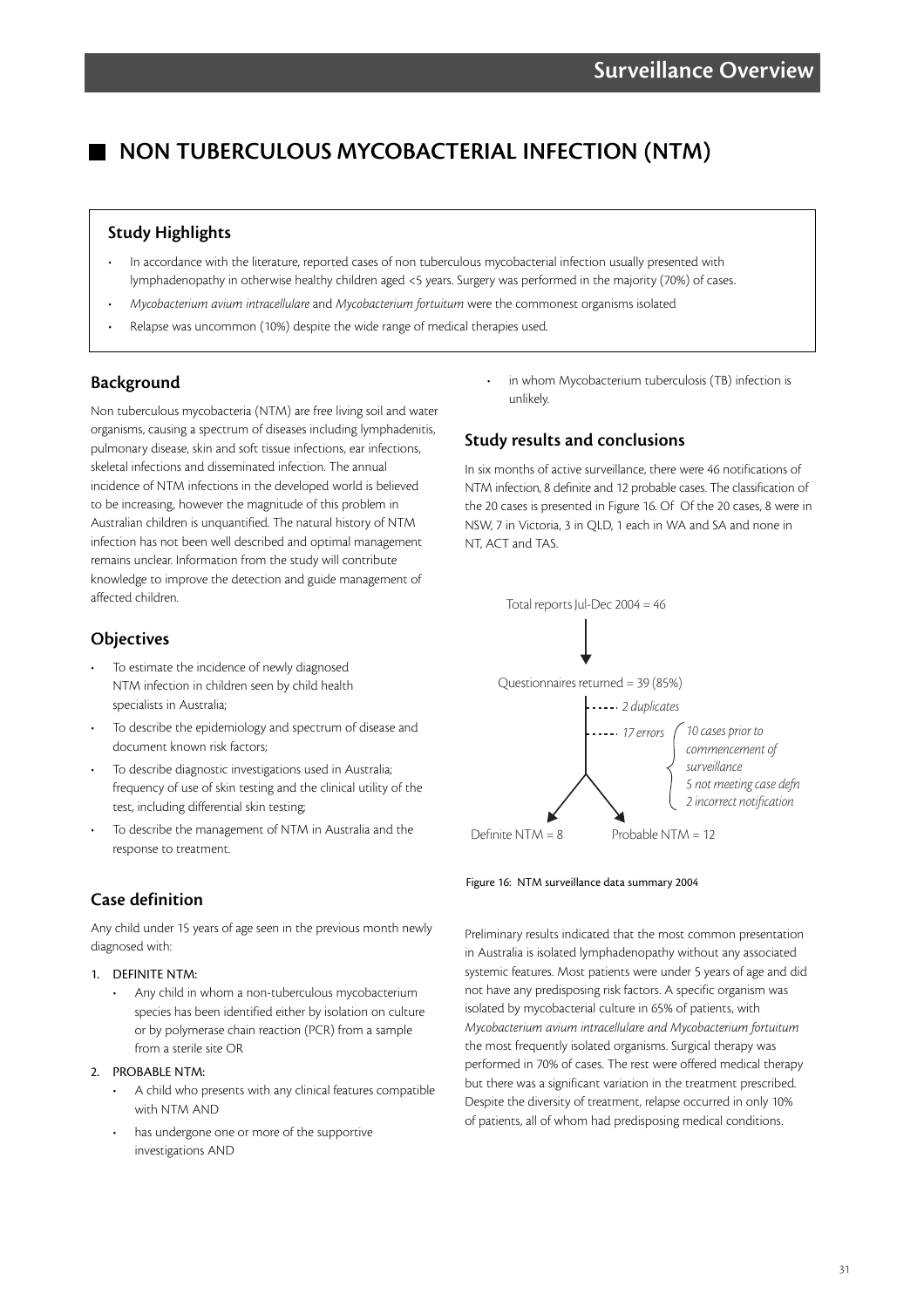# NON TUBERCULOUS MYCOBACTERIAL INFECTION (NTM)

### Study Highlights

- In accordance with the literature, reported cases of non tuberculous mycobacterial infection usually presented with lymphadenopathy in otherwise healthy children aged <5 years. Surgery was performed in the majority (70%) of cases.
- *Mycobacterium avium intracellulare* and *Mycobacterium fortuitum* were the commonest organisms isolated
- Relapse was uncommon (10%) despite the wide range of medical therapies used.

## Background

Non tuberculous mycobacteria (NTM) are free living soil and water organisms, causing a spectrum of diseases including lymphadenitis, pulmonary disease, skin and soft tissue infections, ear infections, skeletal infections and disseminated infection. The annual incidence of NTM infections in the developed world is believed to be increasing, however the magnitude of this problem in Australian children is unquantified. The natural history of NTM infection has not been well described and optimal management remains unclear. Information from the study will contribute knowledge to improve the detection and guide management of affected children.

## Objectives

- To estimate the incidence of newly diagnosed NTM infection in children seen by child health specialists in Australia;
- To describe the epidemiology and spectrum of disease and document known risk factors;
- To describe diagnostic investigations used in Australia; frequency of use of skin testing and the clinical utility of the test, including differential skin testing;
- To describe the management of NTM in Australia and the response to treatment.

## Case definition

Any child under 15 years of age seen in the previous month newly diagnosed with:

1. DEFINITE NTM:
   - Any child in whom a non-tuberculous mycobacterium species has been identified either by isolation on culture or by polymerase chain reaction (PCR) from a sample from a sterile site OR
2. PROBABLE NTM:
   - A child who presents with any clinical features compatible with NTM AND
   - has undergone one or more of the supportive investigations AND
   - in whom Mycobacterium tuberculosis (TB) infection is unlikely.

## Study results and conclusions

In six months of active surveillance, there were 46 notifications of NTM infection, 8 definite and 12 probable cases. The classification of the 20 cases is presented in Figure 16. Of Of the 20 cases, 8 were in NSW, 7 in Victoria, 3 in QLD, 1 each in WA and SA and none in NT, ACT and TAS.

Total reports Jul-Dec 2004 = 46

Questionnaires returned = 39 (85%)

- *2 duplicates*
- *17 errors*
  - *10 cases prior to commencement of surveillance*
  - *5 not meeting case defn*
  - *2 incorrect notification*

Definite NTM = 8 | Probable NTM = 12

Figure 16: NTM surveillance data summary 2004

Preliminary results indicated that the most common presentation in Australia is isolated lymphadenopathy without any associated systemic features. Most patients were under 5 years of age and did not have any predisposing risk factors. A specific organism was isolated by mycobacterial culture in 65% of patients, with *Mycobacterium avium intracellulare and Mycobacterium fortuitum* the most frequently isolated organisms. Surgical therapy was performed in 70% of cases. The rest were offered medical therapy but there was a significant variation in the treatment prescribed. Despite the diversity of treatment, relapse occurred in only 10% of patients, all of whom had predisposing medical conditions.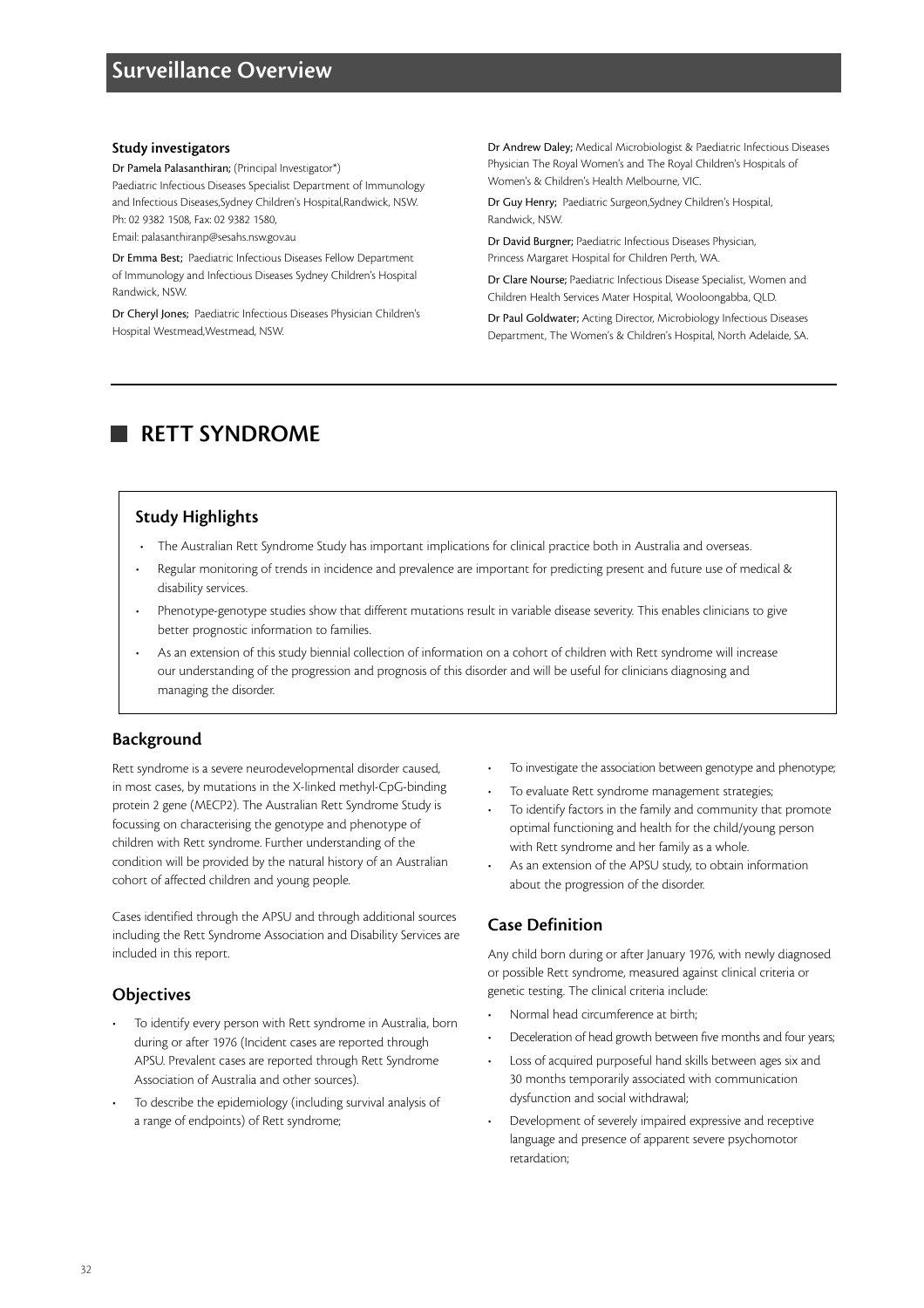## Surveillance Overview

### Study investigators

**Dr Pamela Palasanthiran;** (Principal Investigator*)
Paediatric Infectious Diseases Specialist Department of Immunology and Infectious Diseases,Sydney Children's Hospital,Randwick, NSW.
Ph: 02 9382 1508, Fax: 02 9382 1580,
Email: palasanthiranp@sesahs.nsw.gov.au

**Dr Emma Best;** Paediatric Infectious Diseases Fellow Department of Immunology and Infectious Diseases Sydney Children's Hospital Randwick, NSW.

**Dr Cheryl Jones;** Paediatric Infectious Diseases Physician Children's Hospital Westmead,Westmead, NSW.

**Dr Andrew Daley;** Medical Microbiologist & Paediatric Infectious Diseases Physician The Royal Women's and The Royal Children's Hospitals of Women's & Children's Health Melbourne, VIC.

**Dr Guy Henry;** Paediatric Surgeon,Sydney Children's Hospital, Randwick, NSW.

**Dr David Burgner;** Paediatric Infectious Diseases Physician, Princess Margaret Hospital for Children Perth, WA.

**Dr Clare Nourse;** Paediatric Infectious Disease Specialist, Women and Children Health Services Mater Hospital, Wooloongabba, QLD.

**Dr Paul Goldwater;** Acting Director, Microbiology Infectious Diseases Department, The Women's & Children's Hospital, North Adelaide, SA.

# RETT SYNDROME

### Study Highlights

- The Australian Rett Syndrome Study has important implications for clinical practice both in Australia and overseas.
- Regular monitoring of trends in incidence and prevalence are important for predicting present and future use of medical & disability services.
- Phenotype-genotype studies show that different mutations result in variable disease severity. This enables clinicians to give better prognostic information to families.
- As an extension of this study biennial collection of information on a cohort of children with Rett syndrome will increase our understanding of the progression and prognosis of this disorder and will be useful for clinicians diagnosing and managing the disorder.

### Background

Rett syndrome is a severe neurodevelopmental disorder caused, in most cases, by mutations in the X-linked methyl-CpG-binding protein 2 gene (MECP2). The Australian Rett Syndrome Study is focussing on characterising the genotype and phenotype of children with Rett syndrome. Further understanding of the condition will be provided by the natural history of an Australian cohort of affected children and young people.

Cases identified through the APSU and through additional sources including the Rett Syndrome Association and Disability Services are included in this report.

### Objectives

- To identify every person with Rett syndrome in Australia, born during or after 1976 (Incident cases are reported through APSU. Prevalent cases are reported through Rett Syndrome Association of Australia and other sources).
- To describe the epidemiology (including survival analysis of a range of endpoints) of Rett syndrome;
- To investigate the association between genotype and phenotype;
- To evaluate Rett syndrome management strategies;
- To identify factors in the family and community that promote optimal functioning and health for the child/young person with Rett syndrome and her family as a whole.
- As an extension of the APSU study, to obtain information about the progression of the disorder.

### Case Definition

Any child born during or after January 1976, with newly diagnosed or possible Rett syndrome, measured against clinical criteria or genetic testing. The clinical criteria include:

- Normal head circumference at birth;
- Deceleration of head growth between five months and four years;
- Loss of acquired purposeful hand skills between ages six and 30 months temporarily associated with communication dysfunction and social withdrawal;
- Development of severely impaired expressive and receptive language and presence of apparent severe psychomotor retardation;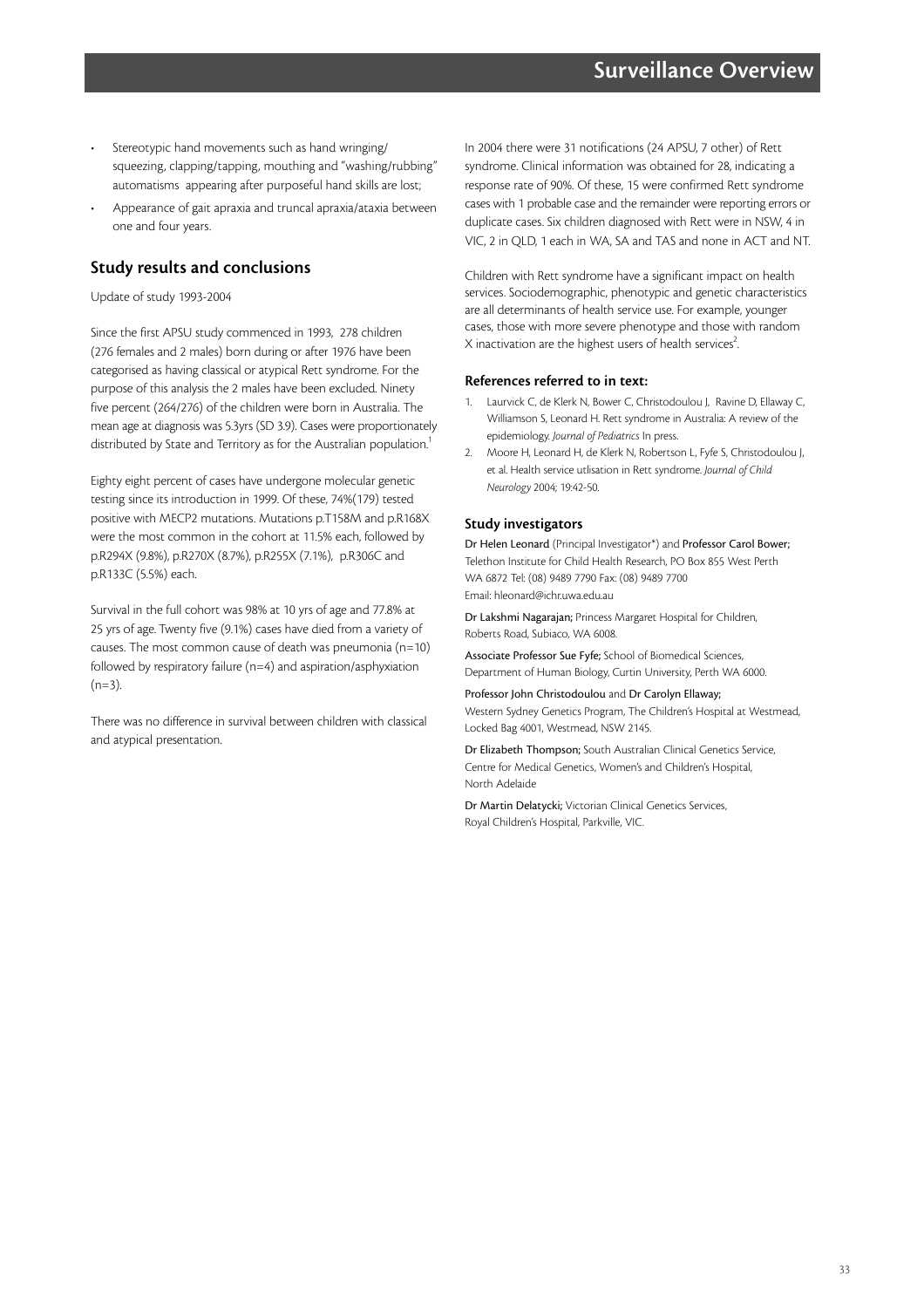- Stereotypic hand movements such as hand wringing/ squeezing, clapping/tapping, mouthing and "washing/rubbing" automatisms appearing after purposeful hand skills are lost;
- Appearance of gait apraxia and truncal apraxia/ataxia between one and four years.

## Study results and conclusions

Update of study 1993-2004

Since the first APSU study commenced in 1993, 278 children (276 females and 2 males) born during or after 1976 have been categorised as having classical or atypical Rett syndrome. For the purpose of this analysis the 2 males have been excluded. Ninety five percent (264/276) of the children were born in Australia. The mean age at diagnosis was 5.3yrs (SD 3.9). Cases were proportionately distributed by State and Territory as for the Australian population.[1]

Eighty eight percent of cases have undergone molecular genetic testing since its introduction in 1999. Of these, 74%(179) tested positive with MECP2 mutations. Mutations p.T158M and p.R168X were the most common in the cohort at 11.5% each, followed by p.R294X (9.8%), p.R270X (8.7%), p.R255X (7.1%), p.R306C and p.R133C (5.5%) each.

Survival in the full cohort was 98% at 10 yrs of age and 77.8% at 25 yrs of age. Twenty five (9.1%) cases have died from a variety of causes. The most common cause of death was pneumonia (n=10) followed by respiratory failure (n=4) and aspiration/asphyxiation (n=3).

There was no difference in survival between children with classical and atypical presentation.

In 2004 there were 31 notifications (24 APSU, 7 other) of Rett syndrome. Clinical information was obtained for 28, indicating a response rate of 90%. Of these, 15 were confirmed Rett syndrome cases with 1 probable case and the remainder were reporting errors or duplicate cases. Six children diagnosed with Rett were in NSW, 4 in VIC, 2 in QLD, 1 each in WA, SA and TAS and none in ACT and NT.

Children with Rett syndrome have a significant impact on health services. Sociodemographic, phenotypic and genetic characteristics are all determinants of health service use. For example, younger cases, those with more severe phenotype and those with random X inactivation are the highest users of health services[2].

### References referred to in text:

1. Laurvick C, de Klerk N, Bower C, Christodoulou J, Ravine D, Ellaway C, Williamson S, Leonard H. Rett syndrome in Australia: A review of the epidemiology. *Journal of Pediatrics* In press.
2. Moore H, Leonard H, de Klerk N, Robertson L, Fyfe S, Christodoulou J, et al. Health service utlisation in Rett syndrome. *Journal of Child Neurology* 2004; 19:42-50.

### Study investigators

**Dr Helen Leonard** (Principal Investigator*) and **Professor Carol Bower;** Telethon Institute for Child Health Research, PO Box 855 West Perth WA 6872 Tel: (08) 9489 7790 Fax: (08) 9489 7700 Email: hleonard@ichr.uwa.edu.au

**Dr Lakshmi Nagarajan;** Princess Margaret Hospital for Children, Roberts Road, Subiaco, WA 6008.

**Associate Professor Sue Fyfe;** School of Biomedical Sciences, Department of Human Biology, Curtin University, Perth WA 6000.

**Professor John Christodoulou** and **Dr Carolyn Ellaway;** Western Sydney Genetics Program, The Children's Hospital at Westmead, Locked Bag 4001, Westmead, NSW 2145.

**Dr Elizabeth Thompson;** South Australian Clinical Genetics Service, Centre for Medical Genetics, Women's and Children's Hospital, North Adelaide

**Dr Martin Delatycki;** Victorian Clinical Genetics Services, Royal Children's Hospital, Parkville, VIC.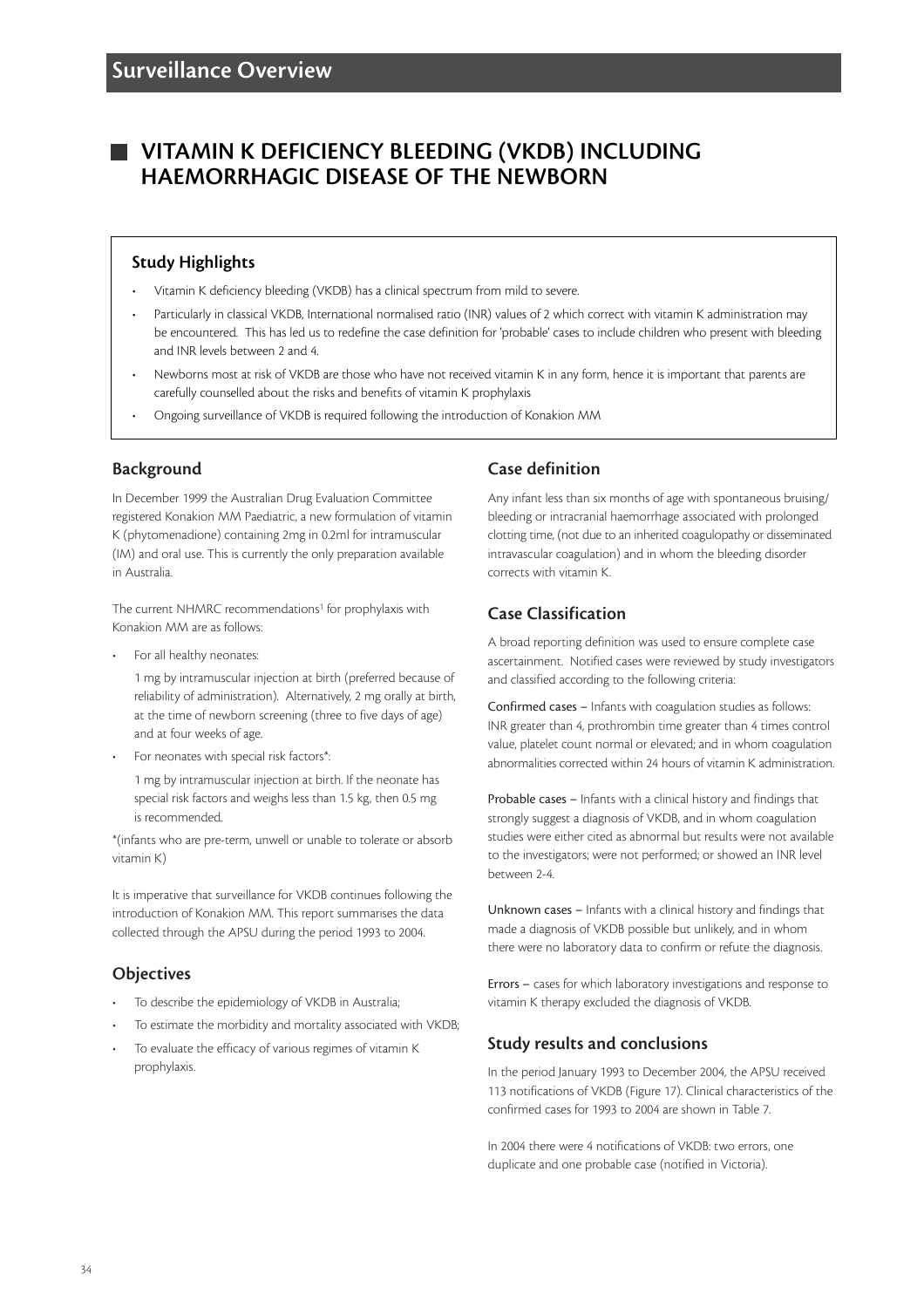# Surveillance Overview

## VITAMIN K DEFICIENCY BLEEDING (VKDB) INCLUDING HAEMORRHAGIC DISEASE OF THE NEWBORN

### Study Highlights

- Vitamin K deficiency bleeding (VKDB) has a clinical spectrum from mild to severe.
- Particularly in classical VKDB, International normalised ratio (INR) values of 2 which correct with vitamin K administration may be encountered. This has led us to redefine the case definition for 'probable' cases to include children who present with bleeding and INR levels between 2 and 4.
- Newborns most at risk of VKDB are those who have not received vitamin K in any form, hence it is important that parents are carefully counselled about the risks and benefits of vitamin K prophylaxis
- Ongoing surveillance of VKDB is required following the introduction of Konakion MM

### Background

In December 1999 the Australian Drug Evaluation Committee registered Konakion MM Paediatric, a new formulation of vitamin K (phytomenadione) containing 2mg in 0.2ml for intramuscular (IM) and oral use. This is currently the only preparation available in Australia.

The current NHMRC recommendations[1] for prophylaxis with Konakion MM are as follows:

- For all healthy neonates:

  1 mg by intramuscular injection at birth (preferred because of reliability of administration). Alternatively, 2 mg orally at birth, at the time of newborn screening (three to five days of age) and at four weeks of age.

- For neonates with special risk factors*:

  1 mg by intramuscular injection at birth. If the neonate has special risk factors and weighs less than 1.5 kg, then 0.5 mg is recommended.

*(infants who are pre-term, unwell or unable to tolerate or absorb vitamin K)

It is imperative that surveillance for VKDB continues following the introduction of Konakion MM. This report summarises the data collected through the APSU during the period 1993 to 2004.

### Objectives

- To describe the epidemiology of VKDB in Australia;
- To estimate the morbidity and mortality associated with VKDB;
- To evaluate the efficacy of various regimes of vitamin K prophylaxis.

### Case definition

Any infant less than six months of age with spontaneous bruising/bleeding or intracranial haemorrhage associated with prolonged clotting time, (not due to an inherited coagulopathy or disseminated intravascular coagulation) and in whom the bleeding disorder corrects with vitamin K.

### Case Classification

A broad reporting definition was used to ensure complete case ascertainment. Notified cases were reviewed by study investigators and classified according to the following criteria:

**Confirmed cases** – Infants with coagulation studies as follows: INR greater than 4, prothrombin time greater than 4 times control value, platelet count normal or elevated; and in whom coagulation abnormalities corrected within 24 hours of vitamin K administration.

**Probable cases** – Infants with a clinical history and findings that strongly suggest a diagnosis of VKDB, and in whom coagulation studies were either cited as abnormal but results were not available to the investigators; were not performed; or showed an INR level between 2-4.

**Unknown cases** – Infants with a clinical history and findings that made a diagnosis of VKDB possible but unlikely, and in whom there were no laboratory data to confirm or refute the diagnosis.

**Errors** – cases for which laboratory investigations and response to vitamin K therapy excluded the diagnosis of VKDB.

### Study results and conclusions

In the period January 1993 to December 2004, the APSU received 113 notifications of VKDB (Figure 17). Clinical characteristics of the confirmed cases for 1993 to 2004 are shown in Table 7.

In 2004 there were 4 notifications of VKDB: two errors, one duplicate and one probable case (notified in Victoria).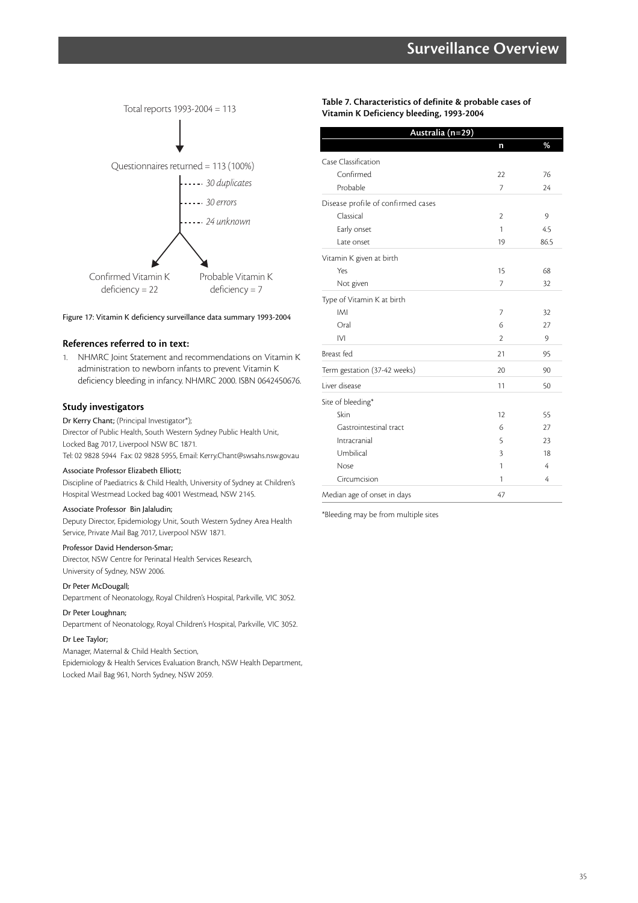Total reports 1993-2004 = 113

Questionnaires returned = 113 (100%)

- *30 duplicates*
- *30 errors*
- *24 unknown*

Confirmed Vitamin K deficiency = 22

Probable Vitamin K deficiency = 7

Figure 17: Vitamin K deficiency surveillance data summary 1993-2004

### References referred to in text:

1. NHMRC Joint Statement and recommendations on Vitamin K administration to newborn infants to prevent Vitamin K deficiency bleeding in infancy. NHMRC 2000. ISBN 0642450676.

### Study investigators

Dr Kerry Chant; (Principal Investigator*);
Director of Public Health, South Western Sydney Public Health Unit, Locked Bag 7017, Liverpool NSW BC 1871.
Tel: 02 9828 5944 Fax: 02 9828 5955, Email: Kerry.Chant@swsahs.nsw.gov.au

Associate Professor Elizabeth Elliott;
Discipline of Paediatrics & Child Health, University of Sydney at Children's Hospital Westmead Locked bag 4001 Westmead, NSW 2145.

Associate Professor Bin Jalaludin;
Deputy Director, Epidemiology Unit, South Western Sydney Area Health Service, Private Mail Bag 7017, Liverpool NSW 1871.

Professor David Henderson-Smar;
Director, NSW Centre for Perinatal Health Services Research, University of Sydney, NSW 2006.

Dr Peter McDougall;
Department of Neonatology, Royal Children's Hospital, Parkville, VIC 3052.

Dr Peter Loughnan;
Department of Neonatology, Royal Children's Hospital, Parkville, VIC 3052.

Dr Lee Taylor;
Manager, Maternal & Child Health Section,
Epidemiology & Health Services Evaluation Branch, NSW Health Department, Locked Mail Bag 961, North Sydney, NSW 2059.

**Table 7. Characteristics of definite & probable cases of Vitamin K Deficiency bleeding, 1993-2004**

| Australia (n=29) | | |
|---|---|---|
| | n | % |
| Case Classification | | |
| Confirmed | 22 | 76 |
| Probable | 7 | 24 |
| Disease profile of confirmed cases | | |
| Classical | 2 | 9 |
| Early onset | 1 | 4.5 |
| Late onset | 19 | 86.5 |
| Vitamin K given at birth | | |
| Yes | 15 | 68 |
| Not given | 7 | 32 |
| Type of Vitamin K at birth | | |
| IMI | 7 | 32 |
| Oral | 6 | 27 |
| IVI | 2 | 9 |
| Breast fed | 21 | 95 |
| Term gestation (37-42 weeks) | 20 | 90 |
| Liver disease | 11 | 50 |
| Site of bleeding* | | |
| Skin | 12 | 55 |
| Gastrointestinal tract | 6 | 27 |
| Intracranial | 5 | 23 |
| Umbilical | 3 | 18 |
| Nose | 1 | 4 |
| Circumcision | 1 | 4 |
| Median age of onset in days | 47 | |

*Bleeding may be from multiple sites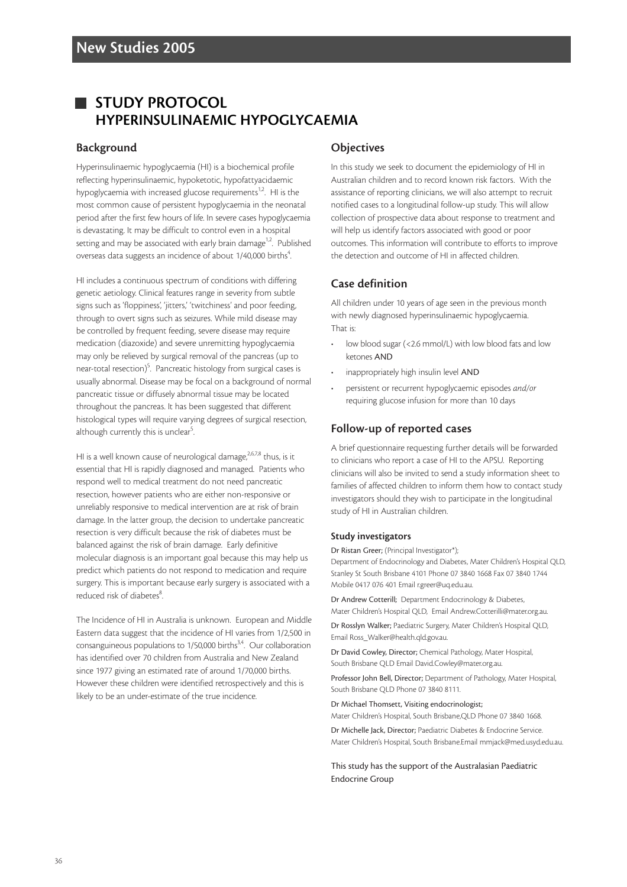# New Studies 2005

## STUDY PROTOCOL HYPERINSULINAEMIC HYPOGLYCAEMIA

### Background

Hyperinsulinaemic hypoglycaemia (HI) is a biochemical profile reflecting hyperinsulinaemic, hypoketotic, hypofattyacidaemic hypoglycaemia with increased glucose requirements[1,2]. HI is the most common cause of persistent hypoglycaemia in the neonatal period after the first few hours of life. In severe cases hypoglycaemia is devastating. It may be difficult to control even in a hospital setting and may be associated with early brain damage[1,2]. Published overseas data suggests an incidence of about 1/40,000 births[4].

HI includes a continuous spectrum of conditions with differing genetic aetiology. Clinical features range in severity from subtle signs such as 'floppiness', 'jitters,' 'twitchiness' and poor feeding, through to overt signs such as seizures. While mild disease may be controlled by frequent feeding, severe disease may require medication (diazoxide) and severe unremitting hypoglycaemia may only be relieved by surgical removal of the pancreas (up to near-total resection)[5]. Pancreatic histology from surgical cases is usually abnormal. Disease may be focal on a background of normal pancreatic tissue or diffusely abnormal tissue may be located throughout the pancreas. It has been suggested that different histological types will require varying degrees of surgical resection, although currently this is unclear[5].

HI is a well known cause of neurological damage,[2,6,7,8] thus, is it essential that HI is rapidly diagnosed and managed. Patients who respond well to medical treatment do not need pancreatic resection, however patients who are either non-responsive or unreliably responsive to medical intervention are at risk of brain damage. In the latter group, the decision to undertake pancreatic resection is very difficult because the risk of diabetes must be balanced against the risk of brain damage. Early definitive molecular diagnosis is an important goal because this may help us predict which patients do not respond to medication and require surgery. This is important because early surgery is associated with a reduced risk of diabetes[8].

The Incidence of HI in Australia is unknown. European and Middle Eastern data suggest that the incidence of HI varies from 1/2,500 in consanguineous populations to 1/50,000 births[3,4]. Our collaboration has identified over 70 children from Australia and New Zealand since 1977 giving an estimated rate of around 1/70,000 births. However these children were identified retrospectively and this is likely to be an under-estimate of the true incidence.

### Objectives

In this study we seek to document the epidemiology of HI in Australian children and to record known risk factors. With the assistance of reporting clinicians, we will also attempt to recruit notified cases to a longitudinal follow-up study. This will allow collection of prospective data about response to treatment and will help us identify factors associated with good or poor outcomes. This information will contribute to efforts to improve the detection and outcome of HI in affected children.

### Case definition

All children under 10 years of age seen in the previous month with newly diagnosed hyperinsulinaemic hypoglycaemia. That is:

- low blood sugar (<2.6 mmol/L) with low blood fats and low ketones AND
- inappropriately high insulin level AND
- persistent or recurrent hypoglycaemic episodes *and/or* requiring glucose infusion for more than 10 days

### Follow-up of reported cases

A brief questionnaire requesting further details will be forwarded to clinicians who report a case of HI to the APSU. Reporting clinicians will also be invited to send a study information sheet to families of affected children to inform them how to contact study investigators should they wish to participate in the longitudinal study of HI in Australian children.

#### Study investigators

**Dr Ristan Greer;** (Principal Investigator*); Department of Endocrinology and Diabetes, Mater Children's Hospital QLD, Stanley St South Brisbane 4101 Phone 07 3840 1668 Fax 07 3840 1744 Mobile 0417 076 401 Email r.greer@uq.edu.au.

**Dr Andrew Cotterill;** Department Endocrinology & Diabetes, Mater Children's Hospital QLD, Email Andrew.Cotterilli@mater.org.au.

**Dr Rosslyn Walker;** Paediatric Surgery, Mater Children's Hospital QLD, Email Ross_Walker@health.qld.gov.au.

**Dr David Cowley, Director;** Chemical Pathology, Mater Hospital, South Brisbane QLD Email David.Cowley@mater.org.au.

**Professor John Bell, Director;** Department of Pathology, Mater Hospital, South Brisbane QLD Phone 07 3840 8111.

**Dr Michael Thomsett, Visiting endocrinologist;** Mater Children's Hospital, South Brisbane,QLD Phone 07 3840 1668.

**Dr Michelle Jack, Director;** Paediatric Diabetes & Endocrine Service. Mater Children's Hospital, South Brisbane.Email mmjack@med.usyd.edu.au.

This study has the support of the Australasian Paediatric Endocrine Group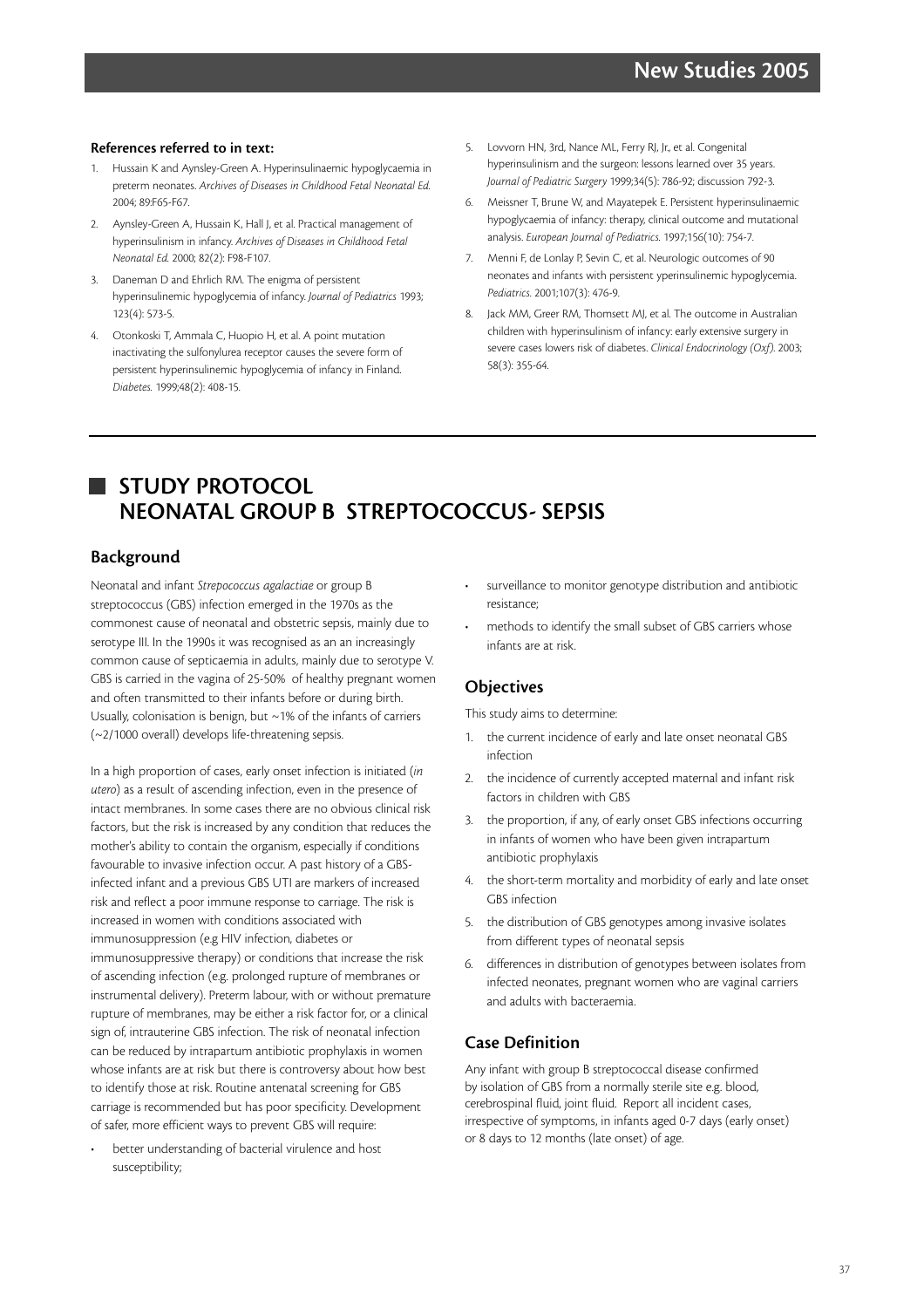**References referred to in text:**

1. Hussain K and Aynsley-Green A. Hyperinsulinaemic hypoglycaemia in preterm neonates. *Archives of Diseases in Childhood Fetal Neonatal Ed.* 2004; 89:F65-F67.
2. Aynsley-Green A, Hussain K, Hall J, et al. Practical management of hyperinsulinism in infancy. *Archives of Diseases in Childhood Fetal Neonatal Ed.* 2000; 82(2): F98-F107.
3. Daneman D and Ehrlich RM. The enigma of persistent hyperinsulinemic hypoglycemia of infancy. *Journal of Pediatrics* 1993; 123(4): 573-5.
4. Otonkoski T, Ammala C, Huopio H, et al. A point mutation inactivating the sulfonylurea receptor causes the severe form of persistent hyperinsulinemic hypoglycemia of infancy in Finland. *Diabetes.* 1999;48(2): 408-15.
5. Lovvorn HN, 3rd, Nance ML, Ferry RJ, Jr., et al. Congenital hyperinsulinism and the surgeon: lessons learned over 35 years. *Journal of Pediatric Surgery* 1999;34(5): 786-92; discussion 792-3.
6. Meissner T, Brune W, and Mayatepek E. Persistent hyperinsulinaemic hypoglycaemia of infancy: therapy, clinical outcome and mutational analysis. *European Journal of Pediatrics.* 1997;156(10): 754-7.
7. Menni F, de Lonlay P, Sevin C, et al. Neurologic outcomes of 90 neonates and infants with persistent yperinsulinemic hypoglycemia. *Pediatrics.* 2001;107(3): 476-9.
8. Jack MM, Greer RM, Thomsett MJ, et al. The outcome in Australian children with hyperinsulinism of infancy: early extensive surgery in severe cases lowers risk of diabetes. *Clinical Endocrinology (Oxf).* 2003; 58(3): 355-64.

# STUDY PROTOCOL NEONATAL GROUP B STREPTOCOCCUS- SEPSIS

## Background

Neonatal and infant *Strepococcus agalactiae* or group B streptococcus (GBS) infection emerged in the 1970s as the commonest cause of neonatal and obstetric sepsis, mainly due to serotype III. In the 1990s it was recognised as an an increasingly common cause of septicaemia in adults, mainly due to serotype V. GBS is carried in the vagina of 25-50% of healthy pregnant women and often transmitted to their infants before or during birth. Usually, colonisation is benign, but ~1% of the infants of carriers (~2/1000 overall) develops life-threatening sepsis.

In a high proportion of cases, early onset infection is initiated (*in utero*) as a result of ascending infection, even in the presence of intact membranes. In some cases there are no obvious clinical risk factors, but the risk is increased by any condition that reduces the mother's ability to contain the organism, especially if conditions favourable to invasive infection occur. A past history of a GBS-infected infant and a previous GBS UTI are markers of increased risk and reflect a poor immune response to carriage. The risk is increased in women with conditions associated with immunosuppression (e.g HIV infection, diabetes or immunosuppressive therapy) or conditions that increase the risk of ascending infection (e.g. prolonged rupture of membranes or instrumental delivery). Preterm labour, with or without premature rupture of membranes, may be either a risk factor for, or a clinical sign of, intrauterine GBS infection. The risk of neonatal infection can be reduced by intrapartum antibiotic prophylaxis in women whose infants are at risk but there is controversy about how best to identify those at risk. Routine antenatal screening for GBS carriage is recommended but has poor specificity. Development of safer, more efficient ways to prevent GBS will require:

- better understanding of bacterial virulence and host susceptibility;
- surveillance to monitor genotype distribution and antibiotic resistance;
- methods to identify the small subset of GBS carriers whose infants are at risk.

## Objectives

This study aims to determine:

1. the current incidence of early and late onset neonatal GBS infection
2. the incidence of currently accepted maternal and infant risk factors in children with GBS
3. the proportion, if any, of early onset GBS infections occurring in infants of women who have been given intrapartum antibiotic prophylaxis
4. the short-term mortality and morbidity of early and late onset GBS infection
5. the distribution of GBS genotypes among invasive isolates from different types of neonatal sepsis
6. differences in distribution of genotypes between isolates from infected neonates, pregnant women who are vaginal carriers and adults with bacteraemia.

## Case Definition

Any infant with group B streptococcal disease confirmed by isolation of GBS from a normally sterile site e.g. blood, cerebrospinal fluid, joint fluid. Report all incident cases, irrespective of symptoms, in infants aged 0-7 days (early onset) or 8 days to 12 months (late onset) of age.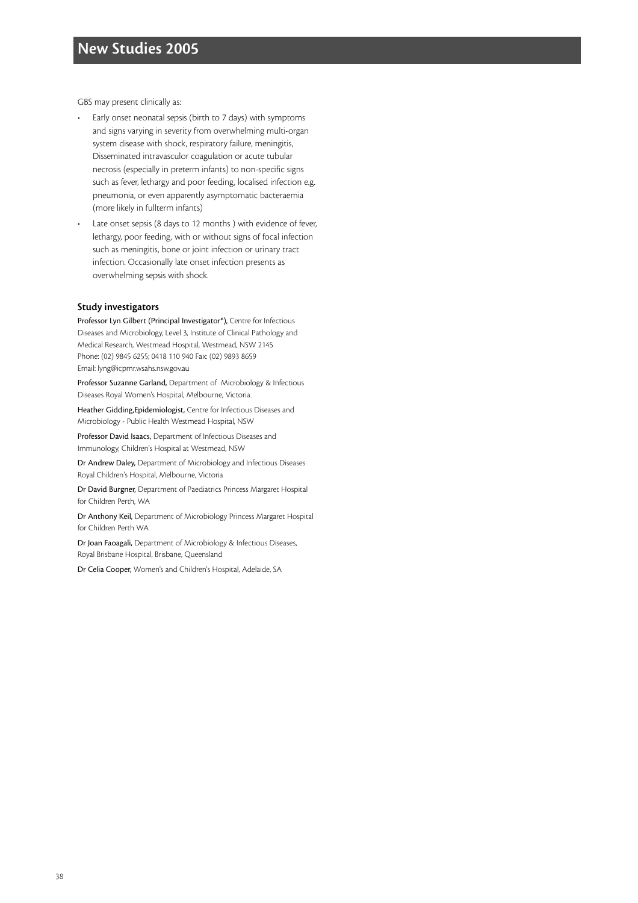GBS may present clinically as:

- Early onset neonatal sepsis (birth to 7 days) with symptoms and signs varying in severity from overwhelming multi-organ system disease with shock, respiratory failure, meningitis, Disseminated intravasculor coagulation or acute tubular necrosis (especially in preterm infants) to non-specific signs such as fever, lethargy and poor feeding, localised infection e.g. pneumonia, or even apparently asymptomatic bacteraemia (more likely in fullterm infants)
- Late onset sepsis (8 days to 12 months ) with evidence of fever, lethargy, poor feeding, with or without signs of focal infection such as meningitis, bone or joint infection or urinary tract infection. Occasionally late onset infection presents as overwhelming sepsis with shock.

### Study investigators

**Professor Lyn Gilbert (Principal Investigator*),** Centre for Infectious Diseases and Microbiology, Level 3, Institute of Clinical Pathology and Medical Research, Westmead Hospital, Westmead, NSW 2145
Phone: (02) 9845 6255; 0418 110 940 Fax: (02) 9893 8659
Email: lyng@icpmr.wsahs.nsw.gov.au

**Professor Suzanne Garland,** Department of Microbiology & Infectious Diseases Royal Women's Hospital, Melbourne, Victoria.

**Heather Gidding,Epidemiologist,** Centre for Infectious Diseases and Microbiology - Public Health Westmead Hospital, NSW

**Professor David Isaacs,** Department of Infectious Diseases and Immunology, Children's Hospital at Westmead, NSW

**Dr Andrew Daley,** Department of Microbiology and Infectious Diseases Royal Children's Hospital, Melbourne, Victoria

**Dr David Burgner,** Department of Paediatrics Princess Margaret Hospital for Children Perth, WA

**Dr Anthony Keil,** Department of Microbiology Princess Margaret Hospital for Children Perth WA

**Dr Joan Faoagali,** Department of Microbiology & Infectious Diseases, Royal Brisbane Hospital, Brisbane, Queensland

**Dr Celia Cooper,** Women's and Children's Hospital, Adelaide, SA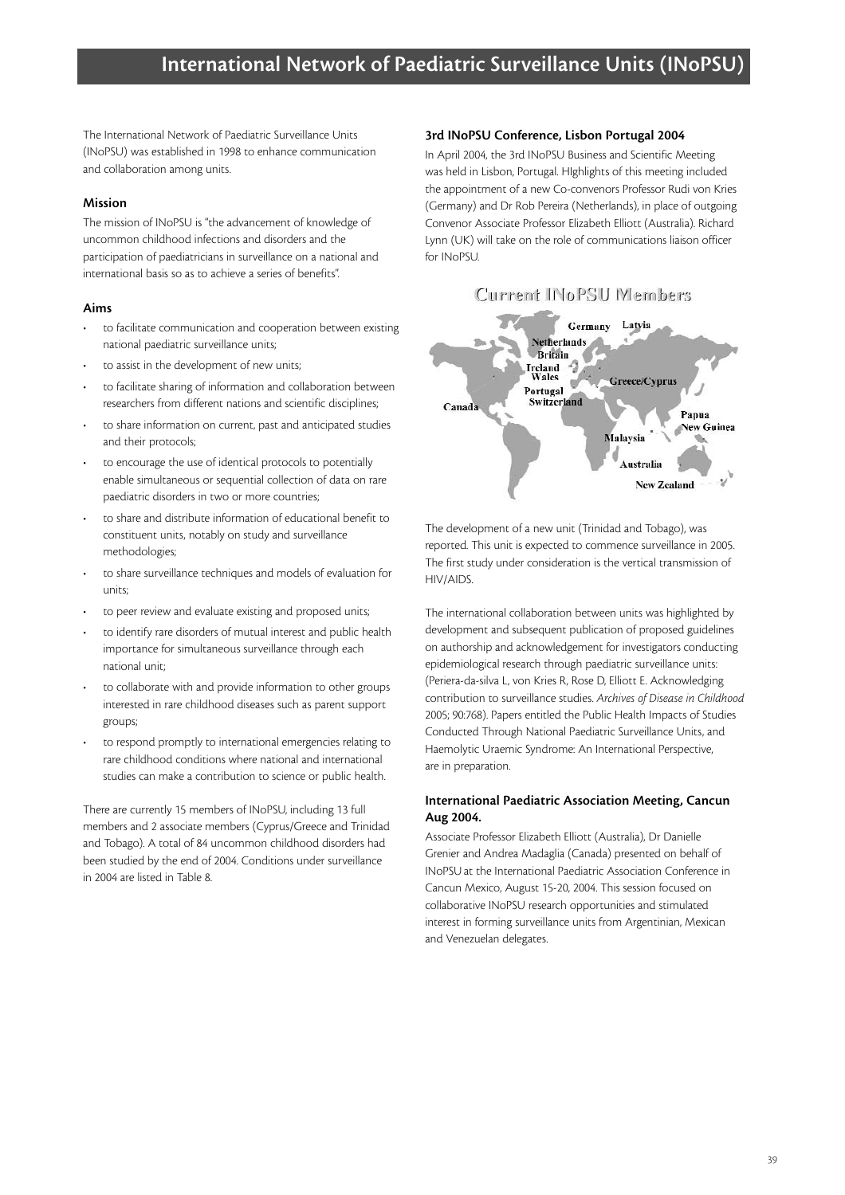# International Network of Paediatric Surveillance Units (INoPSU)

The International Network of Paediatric Surveillance Units (INoPSU) was established in 1998 to enhance communication and collaboration among units.

### Mission

The mission of INoPSU is "the advancement of knowledge of uncommon childhood infections and disorders and the participation of paediatricians in surveillance on a national and international basis so as to achieve a series of benefits".

### Aims

- to facilitate communication and cooperation between existing national paediatric surveillance units;
- to assist in the development of new units;
- to facilitate sharing of information and collaboration between researchers from different nations and scientific disciplines;
- to share information on current, past and anticipated studies and their protocols;
- to encourage the use of identical protocols to potentially enable simultaneous or sequential collection of data on rare paediatric disorders in two or more countries;
- to share and distribute information of educational benefit to constituent units, notably on study and surveillance methodologies;
- to share surveillance techniques and models of evaluation for units;
- to peer review and evaluate existing and proposed units;
- to identify rare disorders of mutual interest and public health importance for simultaneous surveillance through each national unit;
- to collaborate with and provide information to other groups interested in rare childhood diseases such as parent support groups;
- to respond promptly to international emergencies relating to rare childhood conditions where national and international studies can make a contribution to science or public health.

There are currently 15 members of INoPSU, including 13 full members and 2 associate members (Cyprus/Greece and Trinidad and Tobago). A total of 84 uncommon childhood disorders had been studied by the end of 2004. Conditions under surveillance in 2004 are listed in Table 8.

### 3rd INoPSU Conference, Lisbon Portugal 2004

In April 2004, the 3rd INoPSU Business and Scientific Meeting was held in Lisbon, Portugal. HIghlights of this meeting included the appointment of a new Co-convenors Professor Rudi von Kries (Germany) and Dr Rob Pereira (Netherlands), in place of outgoing Convenor Associate Professor Elizabeth Elliott (Australia). Richard Lynn (UK) will take on the role of communications liaison officer for INoPSU.

Current INoPSU Members

Germany, Latvia, Netherlands, Britain, Ireland, Wales, Greece/Cyprus, Portugal, Switzerland, Canada, Papua New Guinea, Malaysia, Australia, New Zealand

The development of a new unit (Trinidad and Tobago), was reported. This unit is expected to commence surveillance in 2005. The first study under consideration is the vertical transmission of HIV/AIDS.

The international collaboration between units was highlighted by development and subsequent publication of proposed guidelines on authorship and acknowledgement for investigators conducting epidemiological research through paediatric surveillance units: (Periera-da-silva L, von Kries R, Rose D, Elliott E. Acknowledging contribution to surveillance studies. *Archives of Disease in Childhood* 2005; 90:768). Papers entitled the Public Health Impacts of Studies Conducted Through National Paediatric Surveillance Units, and Haemolytic Uraemic Syndrome: An International Perspective, are in preparation.

### International Paediatric Association Meeting, Cancun Aug 2004.

Associate Professor Elizabeth Elliott (Australia), Dr Danielle Grenier and Andrea Madaglia (Canada) presented on behalf of INoPSU at the International Paediatric Association Conference in Cancun Mexico, August 15-20, 2004. This session focused on collaborative INoPSU research opportunities and stimulated interest in forming surveillance units from Argentinian, Mexican and Venezuelan delegates.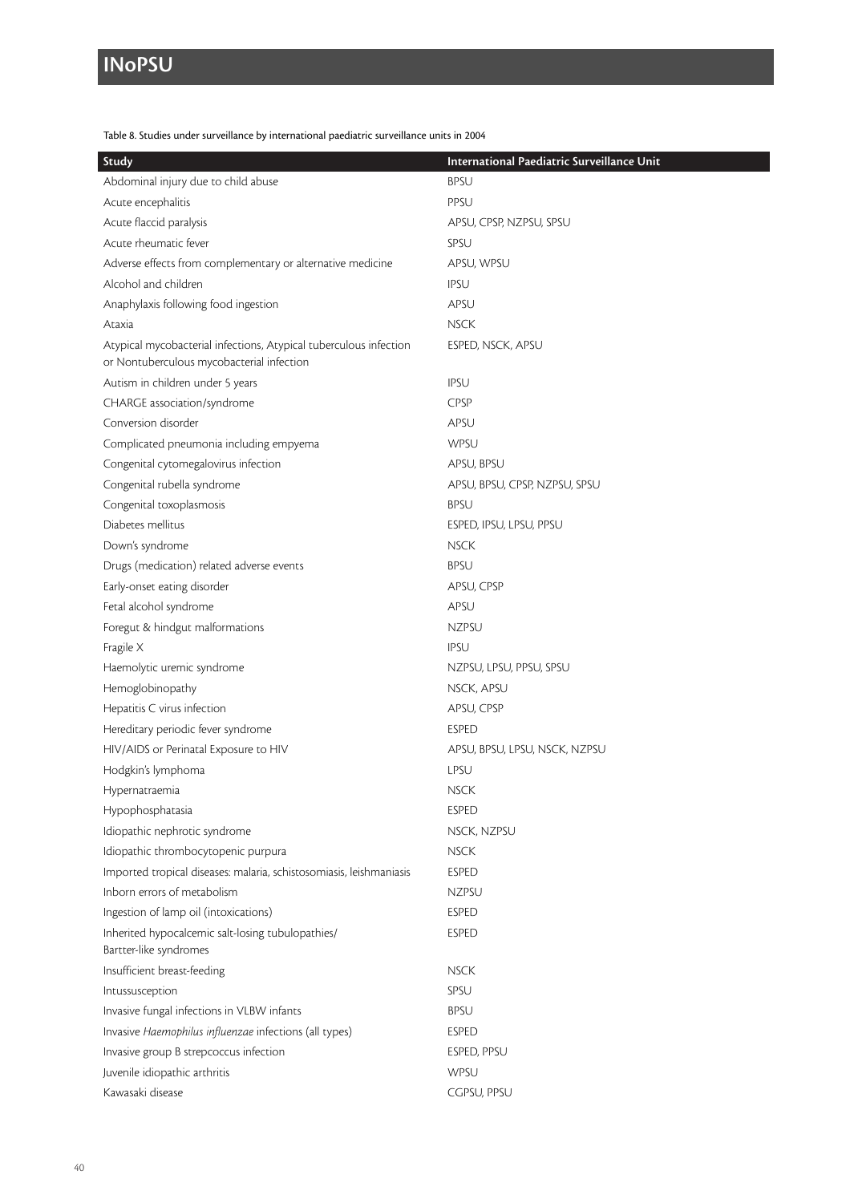Table 8. Studies under surveillance by international paediatric surveillance units in 2004

| Study | International Paediatric Surveillance Unit |
| --- | --- |
| Abdominal injury due to child abuse | BPSU |
| Acute encephalitis | PPSU |
| Acute flaccid paralysis | APSU, CPSP, NZPSU, SPSU |
| Acute rheumatic fever | SPSU |
| Adverse effects from complementary or alternative medicine | APSU, WPSU |
| Alcohol and children | IPSU |
| Anaphylaxis following food ingestion | APSU |
| Ataxia | NSCK |
| Atypical mycobacterial infections, Atypical tuberculous infection or Nontuberculous mycobacterial infection | ESPED, NSCK, APSU |
| Autism in children under 5 years | IPSU |
| CHARGE association/syndrome | CPSP |
| Conversion disorder | APSU |
| Complicated pneumonia including empyema | WPSU |
| Congenital cytomegalovirus infection | APSU, BPSU |
| Congenital rubella syndrome | APSU, BPSU, CPSP, NZPSU, SPSU |
| Congenital toxoplasmosis | BPSU |
| Diabetes mellitus | ESPED, IPSU, LPSU, PPSU |
| Down's syndrome | NSCK |
| Drugs (medication) related adverse events | BPSU |
| Early-onset eating disorder | APSU, CPSP |
| Fetal alcohol syndrome | APSU |
| Foregut & hindgut malformations | NZPSU |
| Fragile X | IPSU |
| Haemolytic uremic syndrome | NZPSU, LPSU, PPSU, SPSU |
| Hemoglobinopathy | NSCK, APSU |
| Hepatitis C virus infection | APSU, CPSP |
| Hereditary periodic fever syndrome | ESPED |
| HIV/AIDS or Perinatal Exposure to HIV | APSU, BPSU, LPSU, NSCK, NZPSU |
| Hodgkin's lymphoma | LPSU |
| Hypernatraemia | NSCK |
| Hypophosphatasia | ESPED |
| Idiopathic nephrotic syndrome | NSCK, NZPSU |
| Idiopathic thrombocytopenic purpura | NSCK |
| Imported tropical diseases: malaria, schistosomiasis, leishmaniasis | ESPED |
| Inborn errors of metabolism | NZPSU |
| Ingestion of lamp oil (intoxications) | ESPED |
| Inherited hypocalcemic salt-losing tubulopathies/ Bartter-like syndromes | ESPED |
| Insufficient breast-feeding | NSCK |
| Intussusception | SPSU |
| Invasive fungal infections in VLBW infants | BPSU |
| Invasive *Haemophilus influenzae* infections (all types) | ESPED |
| Invasive group B strepcoccus infection | ESPED, PPSU |
| Juvenile idiopathic arthritis | WPSU |
| Kawasaki disease | CGPSU, PPSU |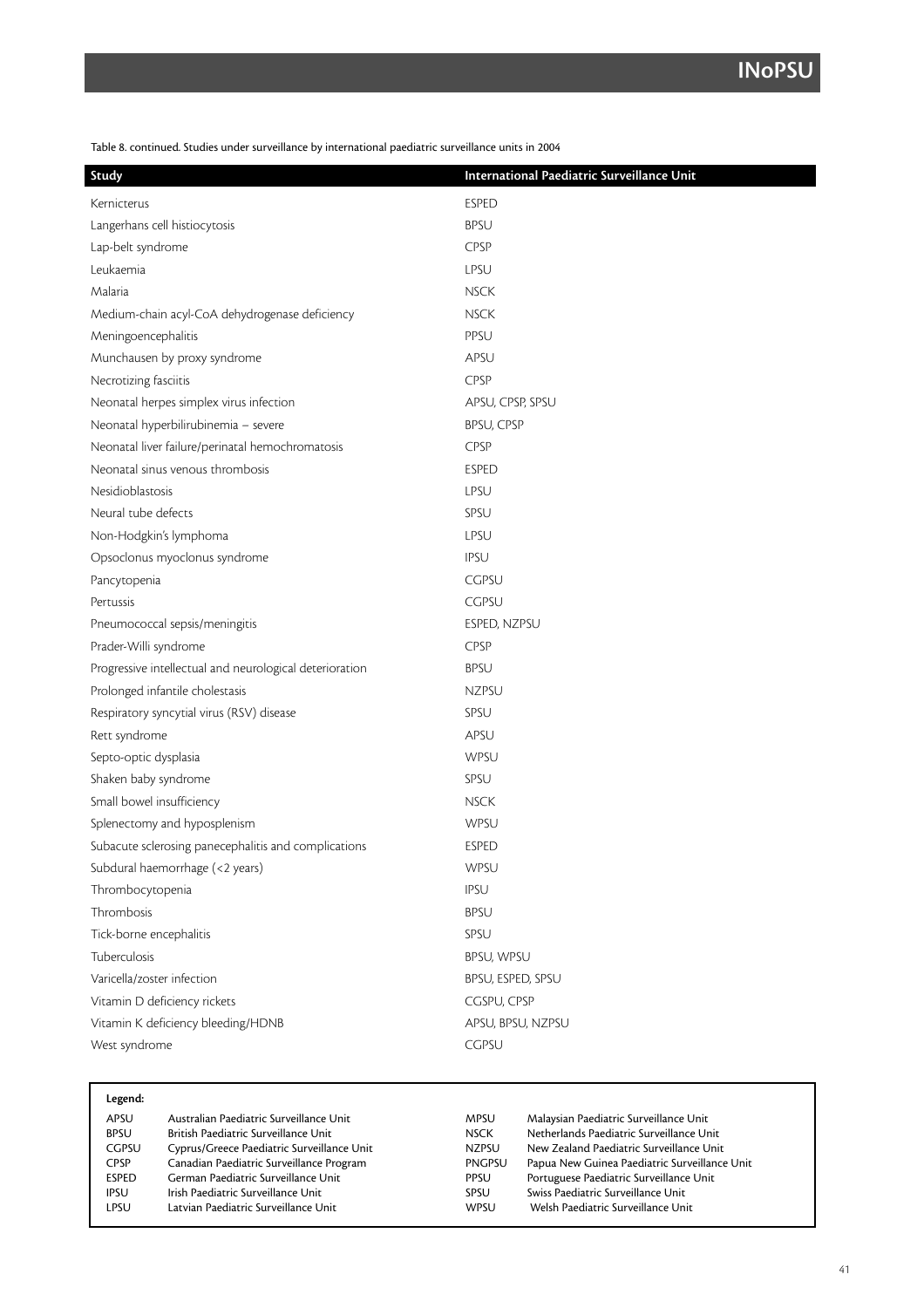Table 8. continued. Studies under surveillance by international paediatric surveillance units in 2004

| Study | International Paediatric Surveillance Unit |
|---|---|
| Kernicterus | ESPED |
| Langerhans cell histiocytosis | BPSU |
| Lap-belt syndrome | CPSP |
| Leukaemia | LPSU |
| Malaria | NSCK |
| Medium-chain acyl-CoA dehydrogenase deficiency | NSCK |
| Meningoencephalitis | PPSU |
| Munchausen by proxy syndrome | APSU |
| Necrotizing fasciitis | CPSP |
| Neonatal herpes simplex virus infection | APSU, CPSP, SPSU |
| Neonatal hyperbilirubinemia – severe | BPSU, CPSP |
| Neonatal liver failure/perinatal hemochromatosis | CPSP |
| Neonatal sinus venous thrombosis | ESPED |
| Nesidioblastosis | LPSU |
| Neural tube defects | SPSU |
| Non-Hodgkin's lymphoma | LPSU |
| Opsoclonus myoclonus syndrome | IPSU |
| Pancytopenia | CGPSU |
| Pertussis | CGPSU |
| Pneumococcal sepsis/meningitis | ESPED, NZPSU |
| Prader-Willi syndrome | CPSP |
| Progressive intellectual and neurological deterioration | BPSU |
| Prolonged infantile cholestasis | NZPSU |
| Respiratory syncytial virus (RSV) disease | SPSU |
| Rett syndrome | APSU |
| Septo-optic dysplasia | WPSU |
| Shaken baby syndrome | SPSU |
| Small bowel insufficiency | NSCK |
| Splenectomy and hyposplenism | WPSU |
| Subacute sclerosing panecephalitis and complications | ESPED |
| Subdural haemorrhage (<2 years) | WPSU |
| Thrombocytopenia | IPSU |
| Thrombosis | BPSU |
| Tick-borne encephalitis | SPSU |
| Tuberculosis | BPSU, WPSU |
| Varicella/zoster infection | BPSU, ESPED, SPSU |
| Vitamin D deficiency rickets | CGSPU, CPSP |
| Vitamin K deficiency bleeding/HDNB | APSU, BPSU, NZPSU |
| West syndrome | CGPSU |

**Legend:**

| | | | |
|---|---|---|---|
| APSU | Australian Paediatric Surveillance Unit | MPSU | Malaysian Paediatric Surveillance Unit |
| BPSU | British Paediatric Surveillance Unit | NSCK | Netherlands Paediatric Surveillance Unit |
| CGPSU | Cyprus/Greece Paediatric Surveillance Unit | NZPSU | New Zealand Paediatric Surveillance Unit |
| CPSP | Canadian Paediatric Surveillance Program | PNGPSU | Papua New Guinea Paediatric Surveillance Unit |
| ESPED | German Paediatric Surveillance Unit | PPSU | Portuguese Paediatric Surveillance Unit |
| IPSU | Irish Paediatric Surveillance Unit | SPSU | Swiss Paediatric Surveillance Unit |
| LPSU | Latvian Paediatric Surveillance Unit | WPSU | Welsh Paediatric Surveillance Unit |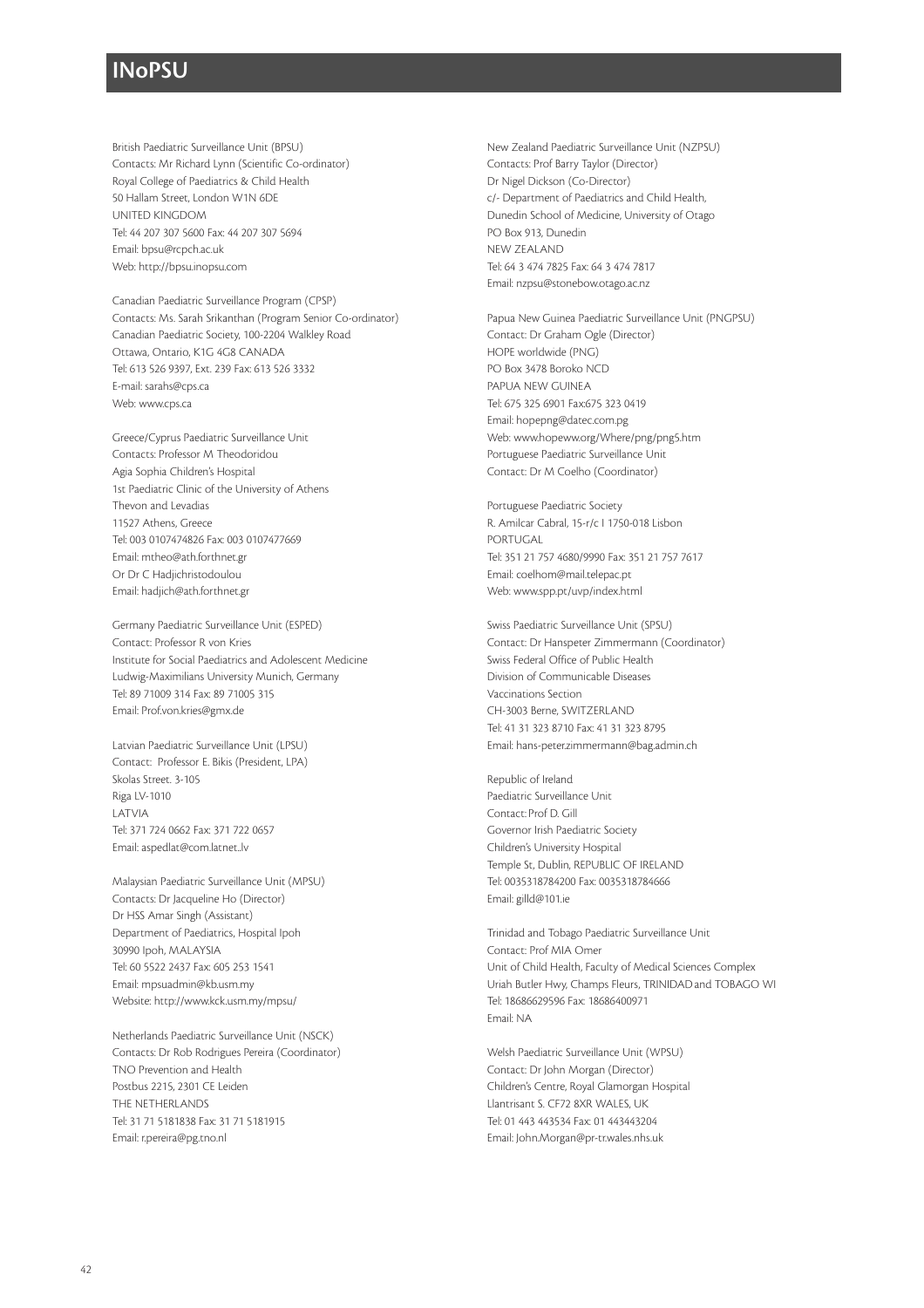# INoPSU

British Paediatric Surveillance Unit (BPSU)
Contacts: Mr Richard Lynn (Scientific Co-ordinator)
Royal College of Paediatrics & Child Health
50 Hallam Street, London W1N 6DE
UNITED KINGDOM
Tel: 44 207 307 5600 Fax: 44 207 307 5694
Email: bpsu@rcpch.ac.uk
Web: http://bpsu.inopsu.com

Canadian Paediatric Surveillance Program (CPSP)
Contacts: Ms. Sarah Srikanthan (Program Senior Co-ordinator)
Canadian Paediatric Society, 100-2204 Walkley Road
Ottawa, Ontario, K1G 4G8 CANADA
Tel: 613 526 9397, Ext. 239 Fax: 613 526 3332
E-mail: sarahs@cps.ca
Web: www.cps.ca

Greece/Cyprus Paediatric Surveillance Unit
Contacts: Professor M Theodoridou
Agia Sophia Children's Hospital
1st Paediatric Clinic of the University of Athens
Thevon and Levadias
11527 Athens, Greece
Tel: 003 0107474826 Fax: 003 0107477669
Email: mtheo@ath.forthnet.gr
Or Dr C Hadjichristodoulou
Email: hadjich@ath.forthnet.gr

Germany Paediatric Surveillance Unit (ESPED)
Contact: Professor R von Kries
Institute for Social Paediatrics and Adolescent Medicine
Ludwig-Maximilians University Munich, Germany
Tel: 89 71009 314 Fax: 89 71005 315
Email: Prof.von.kries@gmx.de

Latvian Paediatric Surveillance Unit (LPSU)
Contact: Professor E. Bikis (President, LPA)
Skolas Street. 3-105
Riga LV-1010
LATVIA
Tel: 371 724 0662 Fax: 371 722 0657
Email: aspedlat@com.latnet..lv

Malaysian Paediatric Surveillance Unit (MPSU)
Contacts: Dr Jacqueline Ho (Director)
Dr HSS Amar Singh (Assistant)
Department of Paediatrics, Hospital Ipoh
30990 Ipoh, MALAYSIA
Tel: 60 5522 2437 Fax: 605 253 1541
Email: mpsuadmin@kb.usm.my
Website: http://www.kck.usm.my/mpsu/

Netherlands Paediatric Surveillance Unit (NSCK)
Contacts: Dr Rob Rodrigues Pereira (Coordinator)
TNO Prevention and Health
Postbus 2215, 2301 CE Leiden
THE NETHERLANDS
Tel: 31 71 5181838 Fax: 31 71 5181915
Email: r.pereira@pg.tno.nl

New Zealand Paediatric Surveillance Unit (NZPSU)
Contacts: Prof Barry Taylor (Director)
Dr Nigel Dickson (Co-Director)
c/- Department of Paediatrics and Child Health,
Dunedin School of Medicine, University of Otago
PO Box 913, Dunedin
NEW ZEALAND
Tel: 64 3 474 7825 Fax: 64 3 474 7817
Email: nzpsu@stonebow.otago.ac.nz

Papua New Guinea Paediatric Surveillance Unit (PNGPSU)
Contact: Dr Graham Ogle (Director)
HOPE worldwide (PNG)
PO Box 3478 Boroko NCD
PAPUA NEW GUINEA
Tel: 675 325 6901 Fax:675 323 0419
Email: hopepng@datec.com.pg
Web: www.hopeww.org/Where/png/png5.htm
Portuguese Paediatric Surveillance Unit
Contact: Dr M Coelho (Coordinator)

Portuguese Paediatric Society
R. Amilcar Cabral, 15-r/c I 1750-018 Lisbon
PORTUGAL
Tel: 351 21 757 4680/9990 Fax: 351 21 757 7617
Email: coelhom@mail.telepac.pt
Web: www.spp.pt/uvp/index.html

Swiss Paediatric Surveillance Unit (SPSU)
Contact: Dr Hanspeter Zimmermann (Coordinator)
Swiss Federal Office of Public Health
Division of Communicable Diseases
Vaccinations Section
CH-3003 Berne, SWITZERLAND
Tel: 41 31 323 8710 Fax: 41 31 323 8795
Email: hans-peter.zimmermann@bag.admin.ch

Republic of Ireland
Paediatric Surveillance Unit
Contact: Prof D. Gill
Governor Irish Paediatric Society
Children's University Hospital
Temple St, Dublin, REPUBLIC OF IRELAND
Tel: 0035318784200 Fax: 0035318784666
Email: gilld@101.ie

Trinidad and Tobago Paediatric Surveillance Unit
Contact: Prof MIA Omer
Unit of Child Health, Faculty of Medical Sciences Complex
Uriah Butler Hwy, Champs Fleurs, TRINIDAD and TOBAGO WI
Tel: 18686629596 Fax: 18686400971
Email: NA

Welsh Paediatric Surveillance Unit (WPSU)
Contact: Dr John Morgan (Director)
Children's Centre, Royal Glamorgan Hospital
Llantrisant S. CF72 8XR WALES, UK
Tel: 01 443 443534 Fax: 01 443443204
Email: John.Morgan@pr-tr.wales.nhs.uk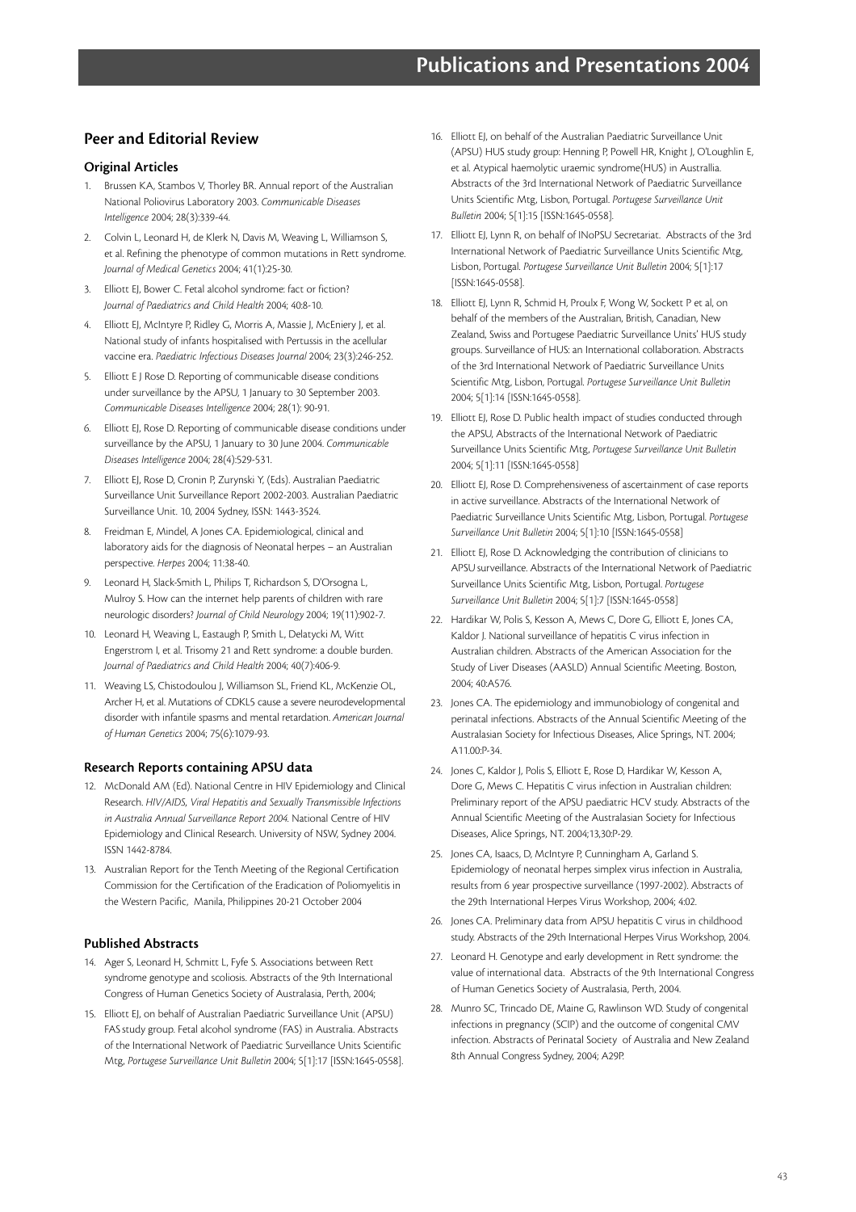# Publications and Presentations 2004

## Peer and Editorial Review

### Original Articles

1. Brussen KA, Stambos V, Thorley BR. Annual report of the Australian National Poliovirus Laboratory 2003. *Communicable Diseases Intelligence* 2004; 28(3):339-44.

2. Colvin L, Leonard H, de Klerk N, Davis M, Weaving L, Williamson S, et al. Refining the phenotype of common mutations in Rett syndrome. *Journal of Medical Genetics* 2004; 41(1):25-30.

3. Elliott EJ, Bower C. Fetal alcohol syndrome: fact or fiction? *Journal of Paediatrics and Child Health* 2004; 40:8-10.

4. Elliott EJ, McIntyre P, Ridley G, Morris A, Massie J, McEniery J, et al. National study of infants hospitalised with Pertussis in the acellular vaccine era. *Paediatric Infectious Diseases Journal* 2004; 23(3):246-252.

5. Elliott E J Rose D. Reporting of communicable disease conditions under surveillance by the APSU, 1 January to 30 September 2003. *Communicable Diseases Intelligence* 2004; 28(1): 90-91.

6. Elliott EJ, Rose D. Reporting of communicable disease conditions under surveillance by the APSU, 1 January to 30 June 2004. *Communicable Diseases Intelligence* 2004; 28(4):529-531.

7. Elliott EJ, Rose D, Cronin P, Zurynski Y, (Eds). Australian Paediatric Surveillance Unit Surveillance Report 2002-2003. Australian Paediatric Surveillance Unit. 10, 2004 Sydney, ISSN: 1443-3524.

8. Freidman E, Mindel, A Jones CA. Epidemiological, clinical and laboratory aids for the diagnosis of Neonatal herpes – an Australian perspective. *Herpes* 2004; 11:38-40.

9. Leonard H, Slack-Smith L, Philips T, Richardson S, D'Orsogna L, Mulroy S. How can the internet help parents of children with rare neurologic disorders? *Journal of Child Neurology* 2004; 19(11):902-7.

10. Leonard H, Weaving L, Eastaugh P, Smith L, Delatycki M, Witt Engerstrom I, et al. Trisomy 21 and Rett syndrome: a double burden. *Journal of Paediatrics and Child Health* 2004; 40(7):406-9.

11. Weaving LS, Chistodoulou J, Williamson SL, Friend KL, McKenzie OL, Archer H, et al. Mutations of CDKL5 cause a severe neurodevelopmental disorder with infantile spasms and mental retardation. *American Journal of Human Genetics* 2004; 75(6):1079-93.

### Research Reports containing APSU data

12. McDonald AM (Ed). National Centre in HIV Epidemiology and Clinical Research. *HIV/AIDS, Viral Hepatitis and Sexually Transmissible Infections in Australia Annual Surveillance Report 2004.* National Centre of HIV Epidemiology and Clinical Research. University of NSW, Sydney 2004. ISSN 1442-8784.

13. Australian Report for the Tenth Meeting of the Regional Certification Commission for the Certification of the Eradication of Poliomyelitis in the Western Pacific, Manila, Philippines 20-21 October 2004

### Published Abstracts

14. Ager S, Leonard H, Schmitt L, Fyfe S. Associations between Rett syndrome genotype and scoliosis. Abstracts of the 9th International Congress of Human Genetics Society of Australasia, Perth, 2004;

15. Elliott EJ, on behalf of Australian Paediatric Surveillance Unit (APSU) FAS study group. Fetal alcohol syndrome (FAS) in Australia. Abstracts of the International Network of Paediatric Surveillance Units Scientific Mtg, *Portugese Surveillance Unit Bulletin* 2004; 5[1]:17 [ISSN:1645-0558].

16. Elliott EJ, on behalf of the Australian Paediatric Surveillance Unit (APSU) HUS study group: Henning P, Powell HR, Knight J, O'Loughlin E, et al. Atypical haemolytic uraemic syndrome(HUS) in Australlia. Abstracts of the 3rd International Network of Paediatric Surveillance Units Scientific Mtg, Lisbon, Portugal. *Portugese Surveillance Unit Bulletin* 2004; 5[1]:15 [ISSN:1645-0558].

17. Elliott EJ, Lynn R, on behalf of INoPSU Secretariat. Abstracts of the 3rd International Network of Paediatric Surveillance Units Scientific Mtg, Lisbon, Portugal. *Portugese Surveillance Unit Bulletin* 2004; 5[1]:17 [ISSN:1645-0558].

18. Elliott EJ, Lynn R, Schmid H, Proulx F, Wong W, Sockett P et al, on behalf of the members of the Australian, British, Canadian, New Zealand, Swiss and Portugese Paediatric Surveillance Units' HUS study groups. Surveillance of HUS: an International collaboration. Abstracts of the 3rd International Network of Paediatric Surveillance Units Scientific Mtg, Lisbon, Portugal. *Portugese Surveillance Unit Bulletin* 2004; 5[1]:14 [ISSN:1645-0558].

19. Elliott EJ, Rose D. Public health impact of studies conducted through the APSU, Abstracts of the International Network of Paediatric Surveillance Units Scientific Mtg, *Portugese Surveillance Unit Bulletin* 2004; 5[1]:11 [ISSN:1645-0558]

20. Elliott EJ, Rose D. Comprehensiveness of ascertainment of case reports in active surveillance. Abstracts of the International Network of Paediatric Surveillance Units Scientific Mtg, Lisbon, Portugal. *Portugese Surveillance Unit Bulletin* 2004; 5[1]:10 [ISSN:1645-0558]

21. Elliott EJ, Rose D. Acknowledging the contribution of clinicians to APSU surveillance. Abstracts of the International Network of Paediatric Surveillance Units Scientific Mtg, Lisbon, Portugal. *Portugese Surveillance Unit Bulletin* 2004; 5[1]:7 [ISSN:1645-0558]

22. Hardikar W, Polis S, Kesson A, Mews C, Dore G, Elliott E, Jones CA, Kaldor J. National surveillance of hepatitis C virus infection in Australian children. Abstracts of the American Association for the Study of Liver Diseases (AASLD) Annual Scientific Meeting. Boston, 2004; 40:A576.

23. Jones CA. The epidemiology and immunobiology of congenital and perinatal infections. Abstracts of the Annual Scientific Meeting of the Australasian Society for Infectious Diseases, Alice Springs, NT. 2004; A11.00:P-34.

24. Jones C, Kaldor J, Polis S, Elliott E, Rose D, Hardikar W, Kesson A, Dore G, Mews C. Hepatitis C virus infection in Australian children: Preliminary report of the APSU paediatric HCV study. Abstracts of the Annual Scientific Meeting of the Australasian Society for Infectious Diseases, Alice Springs, NT. 2004;13,30:P-29.

25. Jones CA, Isaacs, D, McIntyre P, Cunningham A, Garland S. Epidemiology of neonatal herpes simplex virus infection in Australia, results from 6 year prospective surveillance (1997-2002). Abstracts of the 29th International Herpes Virus Workshop, 2004; 4:02.

26. Jones CA. Preliminary data from APSU hepatitis C virus in childhood study. Abstracts of the 29th International Herpes Virus Workshop, 2004.

27. Leonard H. Genotype and early development in Rett syndrome: the value of international data. Abstracts of the 9th International Congress of Human Genetics Society of Australasia, Perth, 2004.

28. Munro SC, Trincado DE, Maine G, Rawlinson WD. Study of congenital infections in pregnancy (SCIP) and the outcome of congenital CMV infection. Abstracts of Perinatal Society of Australia and New Zealand 8th Annual Congress Sydney, 2004; A29P.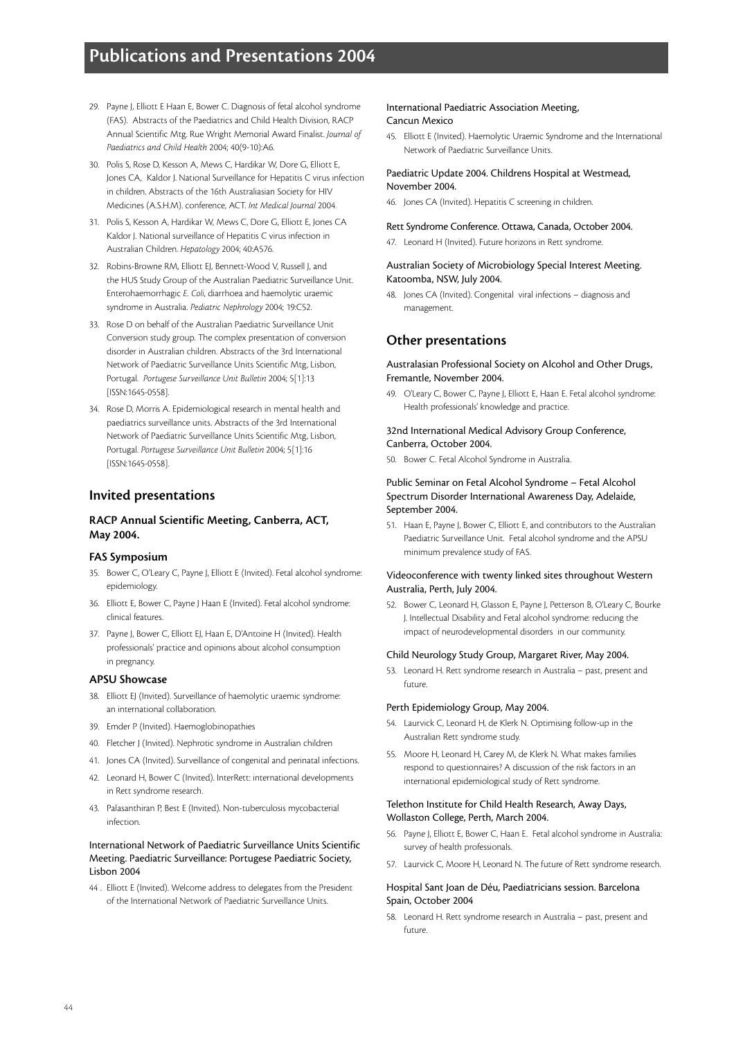# Publications and Presentations 2004

29. Payne J, Elliott E Haan E, Bower C. Diagnosis of fetal alcohol syndrome (FAS). Abstracts of the Paediatrics and Child Health Division, RACP Annual Scientific Mtg. Rue Wright Memorial Award Finalist. *Journal of Paediatrics and Child Health* 2004; 40(9-10):A6.
30. Polis S, Rose D, Kesson A, Mews C, Hardikar W, Dore G, Elliott E, Jones CA, Kaldor J. National Surveillance for Hepatitis C virus infection in children. Abstracts of the 16th Australiasian Society for HIV Medicines (A.S.H.M). conference, ACT. *Int Medical Journal* 2004.
31. Polis S, Kesson A, Hardikar W, Mews C, Dore G, Elliott E, Jones CA Kaldor J. National surveillance of Hepatitis C virus infection in Australian Children. *Hepatology* 2004; 40:A576.
32. Robins-Browne RM, Elliott EJ, Bennett-Wood V, Russell J, and the HUS Study Group of the Australian Paediatric Surveillance Unit. Enterohaemorrhagic *E. Coli*, diarrhoea and haemolytic uraemic syndrome in Australia. *Pediatric Nephrology* 2004; 19:C52.
33. Rose D on behalf of the Australian Paediatric Surveillance Unit Conversion study group. The complex presentation of conversion disorder in Australian children. Abstracts of the 3rd International Network of Paediatric Surveillance Units Scientific Mtg, Lisbon, Portugal. *Portugese Surveillance Unit Bulletin* 2004; 5[1]:13 [ISSN:1645-0558].
34. Rose D, Morris A. Epidemiological research in mental health and paediatrics surveillance units. Abstracts of the 3rd International Network of Paediatric Surveillance Units Scientific Mtg, Lisbon, Portugal. *Portugese Surveillance Unit Bulletin* 2004; 5[1]:16 [ISSN:1645-0558].

## Invited presentations

### RACP Annual Scientific Meeting, Canberra, ACT, May 2004.

#### FAS Symposium

35. Bower C, O'Leary C, Payne J, Elliott E (Invited). Fetal alcohol syndrome: epidemiology.
36. Elliott E, Bower C, Payne J Haan E (Invited). Fetal alcohol syndrome: clinical features.
37. Payne J, Bower C, Elliott EJ, Haan E, D'Antoine H (Invited). Health professionals' practice and opinions about alcohol consumption in pregnancy.

#### APSU Showcase

38. Elliott EJ (Invited). Surveillance of haemolytic uraemic syndrome: an international collaboration.
39. Emder P (Invited). Haemoglobinopathies
40. Fletcher J (Invited). Nephrotic syndrome in Australian children
41. Jones CA (Invited). Surveillance of congenital and perinatal infections.
42. Leonard H, Bower C (Invited). InterRett: international developments in Rett syndrome research.
43. Palasanthiran P, Best E (Invited). Non-tuberculosis mycobacterial infection.

#### International Network of Paediatric Surveillance Units Scientific Meeting. Paediatric Surveillance: Portugese Paediatric Society, Lisbon 2004

44. Elliott E (Invited). Welcome address to delegates from the President of the International Network of Paediatric Surveillance Units.

#### International Paediatric Association Meeting, Cancun Mexico

45. Elliott E (Invited). Haemolytic Uraemic Syndrome and the International Network of Paediatric Surveillance Units.

#### Paediatric Update 2004. Childrens Hospital at Westmead, November 2004.

46. Jones CA (Invited). Hepatitis C screening in children.

#### Rett Syndrome Conference. Ottawa, Canada, October 2004.

47. Leonard H (Invited). Future horizons in Rett syndrome.

#### Australian Society of Microbiology Special Interest Meeting. Katoomba, NSW, July 2004.

48. Jones CA (Invited). Congenital viral infections – diagnosis and management.

## Other presentations

#### Australasian Professional Society on Alcohol and Other Drugs, Fremantle, November 2004.

49. O'Leary C, Bower C, Payne J, Elliott E, Haan E. Fetal alcohol syndrome: Health professionals' knowledge and practice.

#### 32nd International Medical Advisory Group Conference, Canberra, October 2004.

50. Bower C. Fetal Alcohol Syndrome in Australia.

#### Public Seminar on Fetal Alcohol Syndrome – Fetal Alcohol Spectrum Disorder International Awareness Day, Adelaide, September 2004.

51. Haan E, Payne J, Bower C, Elliott E, and contributors to the Australian Paediatric Surveillance Unit. Fetal alcohol syndrome and the APSU minimum prevalence study of FAS.

#### Videoconference with twenty linked sites throughout Western Australia, Perth, July 2004.

52. Bower C, Leonard H, Glasson E, Payne J, Petterson B, O'Leary C, Bourke J. Intellectual Disability and Fetal alcohol syndrome: reducing the impact of neurodevelopmental disorders in our community.

#### Child Neurology Study Group, Margaret River, May 2004.

53. Leonard H. Rett syndrome research in Australia – past, present and future.

#### Perth Epidemiology Group, May 2004.

54. Laurvick C, Leonard H, de Klerk N. Optimising follow-up in the Australian Rett syndrome study.
55. Moore H, Leonard H, Carey M, de Klerk N. What makes families respond to questionnaires? A discussion of the risk factors in an international epidemiological study of Rett syndrome.

#### Telethon Institute for Child Health Research, Away Days, Wollaston College, Perth, March 2004.

56. Payne J, Elliott E, Bower C, Haan E. Fetal alcohol syndrome in Australia: survey of health professionals.
57. Laurvick C, Moore H, Leonard N. The future of Rett syndrome research.

#### Hospital Sant Joan de Déu, Paediatricians session. Barcelona Spain, October 2004

58. Leonard H. Rett syndrome research in Australia – past, present and future.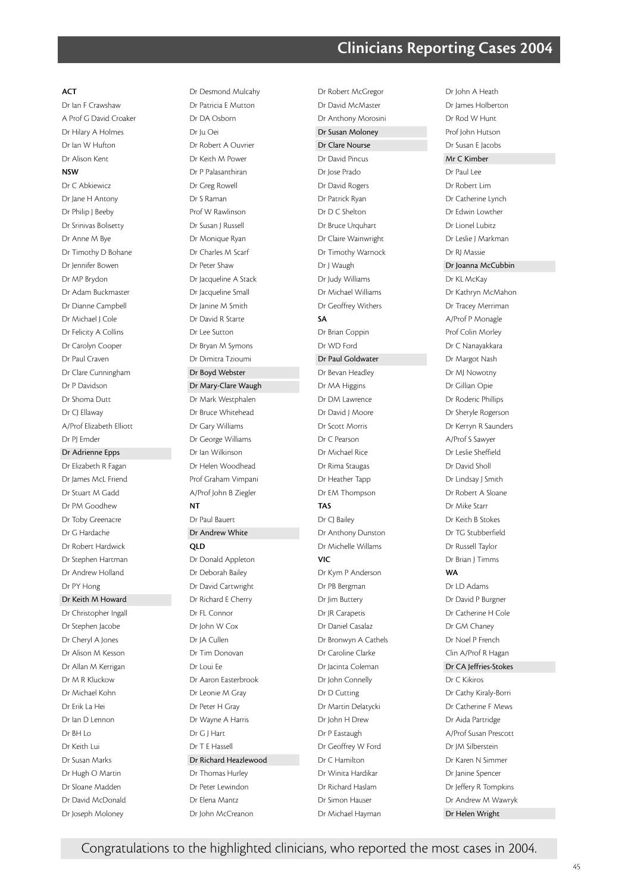# Clinicians Reporting Cases 2004

**ACT**

Dr Ian F Crawshaw
A Prof G David Croaker
Dr Hilary A Holmes
Dr Ian W Hufton
Dr Alison Kent

**NSW**

Dr C Abkiewicz
Dr Jane H Antony
Dr Philip J Beeby
Dr Srinivas Bolisetty
Dr Anne M Bye
Dr Timothy D Bohane
Dr Jennifer Bowen
Dr MP Brydon
Dr Adam Buckmaster
Dr Dianne Campbell
Dr Michael J Cole
Dr Felicity A Collins
Dr Carolyn Cooper
Dr Paul Craven
Dr Clare Cunningham
Dr P Davidson
Dr Shoma Dutt
Dr CJ Ellaway
A/Prof Elizabeth Elliott
Dr PJ Emder
Dr Adrienne Epps
Dr Elizabeth R Fagan
Dr James McL Friend
Dr Stuart M Gadd
Dr PM Goodhew
Dr Toby Greenacre
Dr G Hardache
Dr Robert Hardwick
Dr Stephen Hartman
Dr Andrew Holland
Dr PY Hong
Dr Keith M Howard
Dr Christopher Ingall
Dr Stephen Jacobe
Dr Cheryl A Jones
Dr Alison M Kesson
Dr Allan M Kerrigan
Dr M R Kluckow
Dr Michael Kohn
Dr Erik La Hei
Dr Ian D Lennon
Dr BH Lo
Dr Keith Lui
Dr Susan Marks
Dr Hugh O Martin
Dr Sloane Madden
Dr David McDonald
Dr Joseph Moloney
Dr Desmond Mulcahy
Dr Patricia E Mutton
Dr DA Osborn
Dr Ju Oei
Dr Robert A Ouvrier
Dr Keith M Power
Dr P Palasanthiran
Dr Greg Rowell
Dr S Raman
Prof W Rawlinson
Dr Susan J Russell
Dr Monique Ryan
Dr Charles M Scarf
Dr Peter Shaw
Dr Jacqueline A Stack
Dr Jacqueline Small
Dr Janine M Smith
Dr David R Starte
Dr Lee Sutton
Dr Bryan M Symons
Dr Dimitra Tzioumi
Dr Boyd Webster
Dr Mary-Clare Waugh
Dr Mark Westphalen
Dr Bruce Whitehead
Dr Gary Williams
Dr George Williams
Dr Ian Wilkinson
Dr Helen Woodhead
Prof Graham Vimpani
A/Prof John B Ziegler

**NT**

Dr Paul Bauert
Dr Andrew White

**QLD**

Dr Donald Appleton
Dr Deborah Bailey
Dr David Cartwright
Dr Richard E Cherry
Dr FL Connor
Dr John W Cox
Dr JA Cullen
Dr Tim Donovan
Dr Loui Ee
Dr Aaron Easterbrook
Dr Leonie M Gray
Dr Peter H Gray
Dr Wayne A Harris
Dr G J Hart
Dr T E Hassell
Dr Richard Heazlewood
Dr Thomas Hurley
Dr Peter Lewindon
Dr Elena Mantz
Dr John McCreanon
Dr Robert McGregor
Dr David McMaster
Dr Anthony Morosini
Dr Susan Moloney
Dr Clare Nourse
Dr David Pincus
Dr Jose Prado
Dr David Rogers
Dr Patrick Ryan
Dr D C Shelton
Dr Bruce Urquhart
Dr Claire Wainwright
Dr Timothy Warnock
Dr J Waugh
Dr Judy Williams
Dr Michael Williams
Dr Geoffrey Withers

**SA**

Dr Brian Coppin
Dr WD Ford
Dr Paul Goldwater
Dr Bevan Headley
Dr MA Higgins
Dr DM Lawrence
Dr David J Moore
Dr Scott Morris
Dr C Pearson
Dr Michael Rice
Dr Rima Staugas
Dr Heather Tapp
Dr EM Thompson

**TAS**

Dr CJ Bailey
Dr Anthony Dunston
Dr Michelle Willams

**VIC**

Dr Kym P Anderson
Dr PB Bergman
Dr Jim Buttery
Dr JR Carapetis
Dr Daniel Casalaz
Dr Bronwyn A Cathels
Dr Caroline Clarke
Dr Jacinta Coleman
Dr John Connelly
Dr D Cutting
Dr Martin Delatycki
Dr John H Drew
Dr P Eastaugh
Dr Geoffrey W Ford
Dr C Hamilton
Dr Winita Hardikar
Dr Richard Haslam
Dr Simon Hauser
Dr Michael Hayman
Dr John A Heath
Dr James Holberton
Dr Rod W Hunt
Prof John Hutson
Dr Susan E Jacobs
Mr C Kimber
Dr Paul Lee
Dr Robert Lim
Dr Catherine Lynch
Dr Edwin Lowther
Dr Lionel Lubitz
Dr Leslie J Markman
Dr RJ Massie
Dr Joanna McCubbin
Dr KL McKay
Dr Kathryn McMahon
Dr Tracey Merriman
A/Prof P Monagle
Prof Colin Morley
Dr C Nanayakkara
Dr Margot Nash
Dr MJ Nowotny
Dr Gillian Opie
Dr Roderic Phillips
Dr Sheryle Rogerson
Dr Kerryn R Saunders
A/Prof S Sawyer
Dr Leslie Sheffield
Dr David Sholl
Dr Lindsay J Smith
Dr Robert A Sloane
Dr Mike Starr
Dr Keith B Stokes
Dr TG Stubberfield
Dr Russell Taylor
Dr Brian J Timms

**WA**

Dr LD Adams
Dr David P Burgner
Dr Catherine H Cole
Dr GM Chaney
Dr Noel P French
Clin A/Prof R Hagan
Dr CA Jeffries-Stokes
Dr C Kikiros
Dr Cathy Kiraly-Borri
Dr Catherine F Mews
Dr Aida Partridge
A/Prof Susan Prescott
Dr JM Silberstein
Dr Karen N Simmer
Dr Janine Spencer
Dr Jeffery R Tompkins
Dr Andrew M Wawryk
Dr Helen Wright

Congratulations to the highlighted clinicians, who reported the most cases in 2004.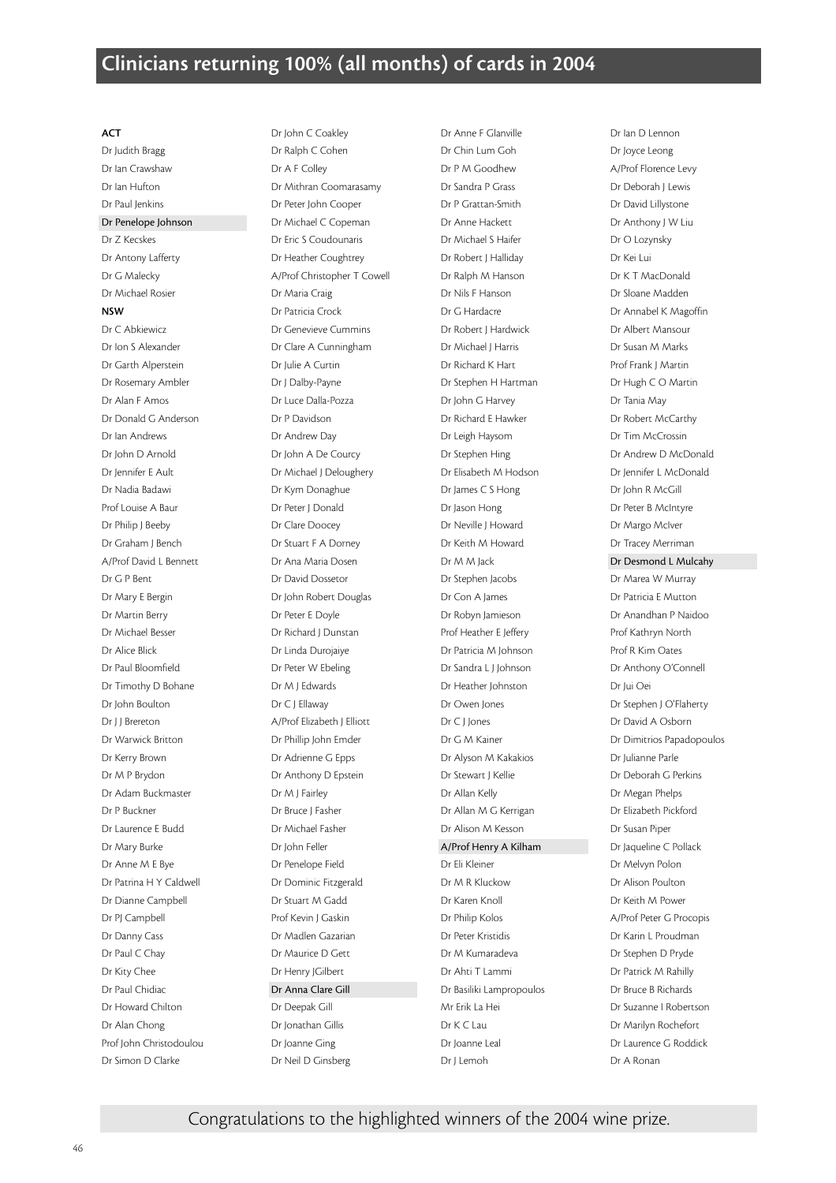# Clinicians returning 100% (all months) of cards in 2004

**ACT**

Dr Judith Bragg
Dr Ian Crawshaw
Dr Ian Hufton
Dr Paul Jenkins
Dr Penelope Johnson
Dr Z Kecskes
Dr Antony Lafferty
Dr G Malecky
Dr Michael Rosier

**NSW**

Dr C Abkiewicz
Dr Ion S Alexander
Dr Garth Alperstein
Dr Rosemary Ambler
Dr Alan F Amos
Dr Donald G Anderson
Dr Ian Andrews
Dr John D Arnold
Dr Jennifer E Ault
Dr Nadia Badawi
Prof Louise A Baur
Dr Philip J Beeby
Dr Graham J Bench
A/Prof David L Bennett
Dr G P Bent
Dr Mary E Bergin
Dr Martin Berry
Dr Michael Besser
Dr Alice Blick
Dr Paul Bloomfield
Dr Timothy D Bohane
Dr John Boulton
Dr J J Brereton
Dr Warwick Britton
Dr Kerry Brown
Dr M P Brydon
Dr Adam Buckmaster
Dr P Buckner
Dr Laurence E Budd
Dr Mary Burke
Dr Anne M E Bye
Dr Patrina H Y Caldwell
Dr Dianne Campbell
Dr PJ Campbell
Dr Danny Cass
Dr Paul C Chay
Dr Kity Chee
Dr Paul Chidiac
Dr Howard Chilton
Dr Alan Chong
Prof John Christodoulou
Dr Simon D Clarke
Dr John C Coakley
Dr Ralph C Cohen
Dr A F Colley
Dr Mithran Coomarasamy
Dr Peter John Cooper
Dr Michael C Copeman
Dr Eric S Coudounaris
Dr Heather Coughtrey
A/Prof Christopher T Cowell
Dr Maria Craig
Dr Patricia Crock
Dr Genevieve Cummins
Dr Clare A Cunningham
Dr Julie A Curtin
Dr J Dalby-Payne
Dr Luce Dalla-Pozza
Dr P Davidson
Dr Andrew Day
Dr John A De Courcy
Dr Michael J Deloughery
Dr Kym Donaghue
Dr Peter J Donald
Dr Clare Doocey
Dr Stuart F A Dorney
Dr Ana Maria Dosen
Dr David Dossetor
Dr John Robert Douglas
Dr Peter E Doyle
Dr Richard J Dunstan
Dr Linda Durojaiye
Dr Peter W Ebeling
Dr M J Edwards
Dr C J Ellaway
A/Prof Elizabeth J Elliott
Dr Phillip John Emder
Dr Adrienne G Epps
Dr Anthony D Epstein
Dr M J Fairley
Dr Bruce J Fasher
Dr Michael Fasher
Dr John Feller
Dr Penelope Field
Dr Dominic Fitzgerald
Dr Stuart M Gadd
Prof Kevin J Gaskin
Dr Madlen Gazarian
Dr Maurice D Gett
Dr Henry JGilbert
Dr Anna Clare Gill
Dr Deepak Gill
Dr Jonathan Gillis
Dr Joanne Ging
Dr Neil D Ginsberg
Dr Anne F Glanville
Dr Chin Lum Goh
Dr P M Goodhew
Dr Sandra P Grass
Dr P Grattan-Smith
Dr Anne Hackett
Dr Michael S Haifer
Dr Robert J Halliday
Dr Ralph M Hanson
Dr Nils F Hanson
Dr G Hardacre
Dr Robert J Hardwick
Dr Michael J Harris
Dr Richard K Hart
Dr Stephen H Hartman
Dr John G Harvey
Dr Richard E Hawker
Dr Leigh Haysom
Dr Stephen Hing
Dr Elisabeth M Hodson
Dr James C S Hong
Dr Jason Hong
Dr Neville J Howard
Dr Keith M Howard
Dr M M Jack
Dr Stephen Jacobs
Dr Con A James
Dr Robyn Jamieson
Prof Heather E Jeffery
Dr Patricia M Johnson
Dr Sandra L J Johnson
Dr Heather Johnston
Dr Owen Jones
Dr C J Jones
Dr G M Kainer
Dr Alyson M Kakakios
Dr Stewart J Kellie
Dr Allan Kelly
Dr Allan M G Kerrigan
Dr Alison M Kesson
A/Prof Henry A Kilham
Dr Eli Kleiner
Dr M R Kluckow
Dr Karen Knoll
Dr Philip Kolos
Dr Peter Kristidis
Dr M Kumaradeva
Dr Ahti T Lammi
Dr Basiliki Lampropoulos
Mr Erik La Hei
Dr K C Lau
Dr Joanne Leal
Dr J Lemoh
Dr Ian D Lennon
Dr Joyce Leong
A/Prof Florence Levy
Dr Deborah J Lewis
Dr David Lillystone
Dr Anthony J W Liu
Dr O Lozynsky
Dr Kei Lui
Dr K T MacDonald
Dr Sloane Madden
Dr Annabel K Magoffin
Dr Albert Mansour
Dr Susan M Marks
Prof Frank J Martin
Dr Hugh C O Martin
Dr Tania May
Dr Robert McCarthy
Dr Tim McCrossin
Dr Andrew D McDonald
Dr Jennifer L McDonald
Dr John R McGill
Dr Peter B McIntyre
Dr Margo McIver
Dr Tracey Merriman
Dr Desmond L Mulcahy
Dr Marea W Murray
Dr Patricia E Mutton
Dr Anandhan P Naidoo
Prof Kathryn North
Prof R Kim Oates
Dr Anthony O'Connell
Dr Jui Oei
Dr Stephen J O'Flaherty
Dr David A Osborn
Dr Dimitrios Papadopoulos
Dr Julianne Parle
Dr Deborah G Perkins
Dr Megan Phelps
Dr Elizabeth Pickford
Dr Susan Piper
Dr Jaqueline C Pollack
Dr Melvyn Polon
Dr Alison Poulton
Dr Keith M Power
A/Prof Peter G Procopis
Dr Karin L Proudman
Dr Stephen D Pryde
Dr Patrick M Rahilly
Dr Bruce B Richards
Dr Suzanne I Robertson
Dr Marilyn Rochefort
Dr Laurence G Roddick
Dr A Ronan

Congratulations to the highlighted winners of the 2004 wine prize.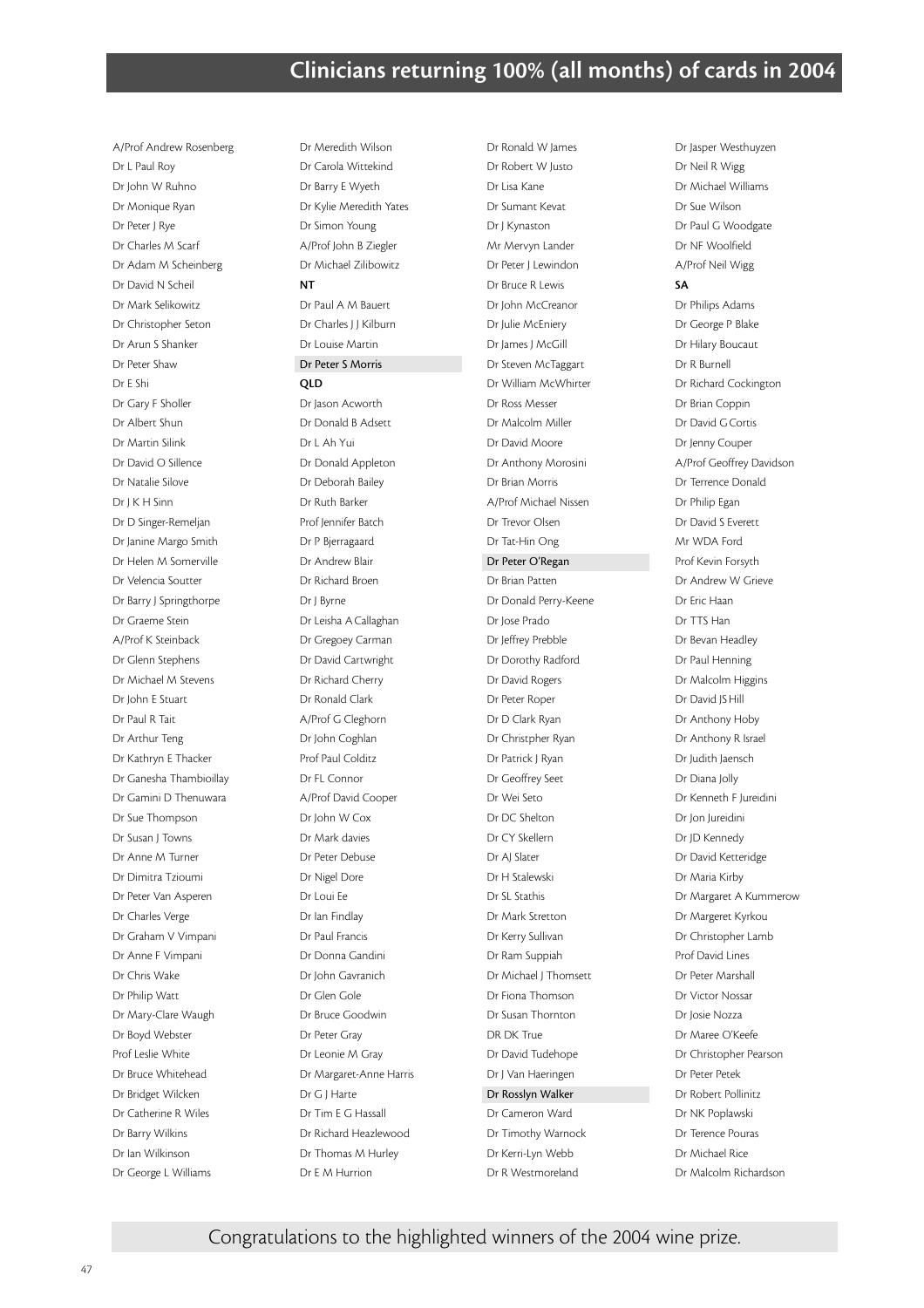# Clinicians returning 100% (all months) of cards in 2004

A/Prof Andrew Rosenberg
Dr L Paul Roy
Dr John W Ruhno
Dr Monique Ryan
Dr Peter J Rye
Dr Charles M Scarf
Dr Adam M Scheinberg
Dr David N Scheil
Dr Mark Selikowitz
Dr Christopher Seton
Dr Arun S Shanker
Dr Peter Shaw
Dr E Shi
Dr Gary F Sholler
Dr Albert Shun
Dr Martin Silink
Dr David O Sillence
Dr Natalie Silove
Dr J K H Sinn
Dr D Singer-Remeljan
Dr Janine Margo Smith
Dr Helen M Somerville
Dr Velencia Soutter
Dr Barry J Springthorpe
Dr Graeme Stein
A/Prof K Steinback
Dr Glenn Stephens
Dr Michael M Stevens
Dr John E Stuart
Dr Paul R Tait
Dr Arthur Teng
Dr Kathryn E Thacker
Dr Ganesha Thambioillay
Dr Gamini D Thenuwara
Dr Sue Thompson
Dr Susan J Towns
Dr Anne M Turner
Dr Dimitra Tzioumi
Dr Peter Van Asperen
Dr Charles Verge
Dr Graham V Vimpani
Dr Anne F Vimpani
Dr Chris Wake
Dr Philip Watt
Dr Mary-Clare Waugh
Dr Boyd Webster
Prof Leslie White
Dr Bruce Whitehead
Dr Bridget Wilcken
Dr Catherine R Wiles
Dr Barry Wilkins
Dr Ian Wilkinson
Dr George L Williams
Dr Meredith Wilson
Dr Carola Wittekind
Dr Barry E Wyeth
Dr Kylie Meredith Yates
Dr Simon Young
A/Prof John B Ziegler
Dr Michael Zilibowitz

**NT**

Dr Paul A M Bauert
Dr Charles J J Kilburn
Dr Louise Martin
**Dr Peter S Morris**

**QLD**

Dr Jason Acworth
Dr Donald B Adsett
Dr L Ah Yui
Dr Donald Appleton
Dr Deborah Bailey
Dr Ruth Barker
Prof Jennifer Batch
Dr P Bjerragaard
Dr Andrew Blair
Dr Richard Broen
Dr J Byrne
Dr Leisha A Callaghan
Dr Gregoey Carman
Dr David Cartwright
Dr Richard Cherry
Dr Ronald Clark
A/Prof G Cleghorn
Dr John Coghlan
Prof Paul Colditz
Dr FL Connor
A/Prof David Cooper
Dr John W Cox
Dr Mark davies
Dr Peter Debuse
Dr Nigel Dore
Dr Loui Ee
Dr Ian Findlay
Dr Paul Francis
Dr Donna Gandini
Dr John Gavranich
Dr Glen Gole
Dr Bruce Goodwin
Dr Peter Gray
Dr Leonie M Gray
Dr Margaret-Anne Harris
Dr G J Harte
Dr Tim E G Hassall
Dr Richard Heazlewood
Dr Thomas M Hurley
Dr E M Hurrion
Dr Ronald W James
Dr Robert W Justo
Dr Lisa Kane
Dr Sumant Kevat
Dr J Kynaston
Mr Mervyn Lander
Dr Peter J Lewindon
Dr Bruce R Lewis
Dr John McCreanor
Dr Julie McEniery
Dr James J McGill
Dr Steven McTaggart
Dr William McWhirter
Dr Ross Messer
Dr Malcolm Miller
Dr David Moore
Dr Anthony Morosini
Dr Brian Morris
A/Prof Michael Nissen
Dr Trevor Olsen
Dr Tat-Hin Ong
**Dr Peter O'Regan**
Dr Brian Patten
Dr Donald Perry-Keene
Dr Jose Prado
Dr Jeffrey Prebble
Dr Dorothy Radford
Dr David Rogers
Dr Peter Roper
Dr D Clark Ryan
Dr Christpher Ryan
Dr Patrick J Ryan
Dr Geoffrey Seet
Dr Wei Seto
Dr DC Shelton
Dr CY Skellern
Dr AJ Slater
Dr H Stalewski
Dr SL Stathis
Dr Mark Stretton
Dr Kerry Sullivan
Dr Ram Suppiah
Dr Michael J Thomsett
Dr Fiona Thomson
Dr Susan Thornton
DR DK True
Dr David Tudehope
Dr J Van Haeringen
**Dr Rosslyn Walker**
Dr Cameron Ward
Dr Timothy Warnock
Dr Kerri-Lyn Webb
Dr R Westmoreland
Dr Jasper Westhuyzen
Dr Neil R Wigg
Dr Michael Williams
Dr Sue Wilson
Dr Paul G Woodgate
Dr NF Woolfield
A/Prof Neil Wigg

**SA**

Dr Philips Adams
Dr George P Blake
Dr Hilary Boucaut
Dr R Burnell
Dr Richard Cockington
Dr Brian Coppin
Dr David G Cortis
Dr Jenny Couper
A/Prof Geoffrey Davidson
Dr Terrence Donald
Dr Philip Egan
Dr David S Everett
Mr WDA Ford
Prof Kevin Forsyth
Dr Andrew W Grieve
Dr Eric Haan
Dr TTS Han
Dr Bevan Headley
Dr Paul Henning
Dr Malcolm Higgins
Dr David JS Hill
Dr Anthony Hoby
Dr Anthony R Israel
Dr Judith Jaensch
Dr Diana Jolly
Dr Kenneth F Jureidini
Dr Jon Jureidini
Dr JD Kennedy
Dr David Ketteridge
Dr Maria Kirby
Dr Margaret A Kummerow
Dr Margeret Kyrkou
Dr Christopher Lamb
Prof David Lines
Dr Peter Marshall
Dr Victor Nossar
Dr Josie Nozza
Dr Maree O'Keefe
Dr Christopher Pearson
Dr Peter Petek
Dr Robert Pollinitz
Dr NK Poplawski
Dr Terence Pouras
Dr Michael Rice
Dr Malcolm Richardson

Congratulations to the highlighted winners of the 2004 wine prize.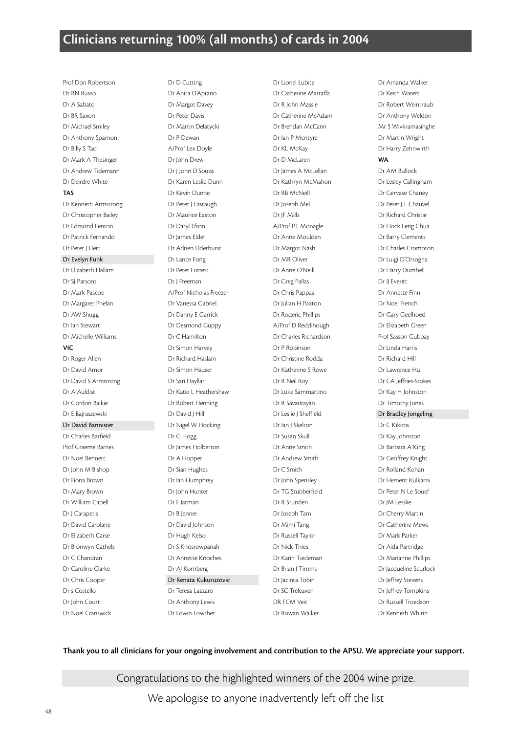# Clinicians returning 100% (all months) of cards in 2004

Prof Don Robertson
Dr RN Russo
Dr A Sabato
Dr BR Saxon
Dr Michael Smiley
Dr Anthony Sparnon
Dr Billy S Tao
Dr Mark A Thesinger
Dr Andrew Tidemann
Dr Deirdre White

**TAS**

Dr Kenneth Armstrong
Dr Christopher Bailey
Dr Edmond Fenton
Dr Patrick Fernando
Dr Peter J Flett
Dr Evelyn Funk
Dr Elizabeth Hallam
Dr SJ Parsons
Dr Mark Pascoe
Dr Margaret Phelan
Dr AW Shugg
Dr Ian Stewart
Dr Michelle Williams

**VIC**

Dr Roger Allen
Dr David Amor
Dr David S Armstrong
Dr A Auldist
Dr Gordon Baikie
Dr E Bajraszewski
Dr David Bannister
Dr Charles Barfield
Prof Graeme Barnes
Dr Noel Bennett
Dr John M Bishop
Dr Fiona Brown
Dr Mary Brown
Dr William Capell
Dr J Carapetis
Dr David Carolane
Dr Elizabeth Carse
Dr Bronwyn Cathels
Dr C Chandran
Dr Caroline Clarke
Dr Chris Cooper
Dr s Costello
Dr John Court
Dr Noel Cranswick
Dr D Cutting
Dr Anita D'Aprano
Dr Margot Davey
Dr Peter Davis
Dr Martin Delatycki
Dr P Dewan
A/Prof Lex Doyle
Dr John Drew
Dr J John D'Souza
Dr Karen Leslie Dunn
Dr Kevin Dunne
Dr Peter J Eastaugh
Dr Maurice Easton
Dr Daryl Efron
Dr James Elder
Dr Adrien Elderhurst
Dr Lance Fong
Dr Peter Forrest
Dr J Freeman
A/Prof Nicholas Freezer
Dr Vanessa Gabriel
Dr Danny E Garrick
Dr Desmond Guppy
Dr C Hamilton
Dr Simon Harvey
Dr Richard Haslam
Dr Simon Hauser
Dr Sari Hayllar
Dr Katie L Heathershaw
Dr Robert Henning
Dr David J Hill
Dr Nigel W Hocking
Dr G Hogg
Dr James Holberton
Dr A Hopper
Dr Sian Hughes
Dr Ian Humphrey
Dr John Hunter
Dr F Jarman
Dr B Jenner
Dr David Johnson
Dr Hugh Kelso
Dr S Khosrowpanah
Dr Annette Knoches
Dr AJ Kornberg
Dr Renata Kukuruzovic
Dr Teresa Lazzaro
Dr Anthony Lewis
Dr Edwin Lowther
Dr Lionel Lubitz
Dr Catherine Marraffa
Dr R John Massie
Dr Catherine McAdam
Dr Brendan McCann
Dr Ian P Mcntyre
Dr KL McKay
Dr D McLaren
Dr James A McLellan
Dr Kathryn McMahon
Dr RB McNeill
Dr Joseph Mel
Dr JF Mills
A/Prof PT Monagle
Dr Anne Moulden
Dr Margot Nash
Dr MR Oliver
Dr Anne O'Neill
Dr Greg Pallas
Dr Chris Pappas
Dr Julian H Paxton
Dr Roderic Phillips
A/Prof D Reddihough
Dr Charles Richardson
Dr P Robinson
Dr Christine Rodda
Dr Katherine S Rowe
Dr R Neil Roy
Dr Luke Sammartino
Dr R Savarirayan
Dr Leslie J Sheffield
Dr Ian J Skelton
Dr Susan Skull
Dr Anne Smith
Dr Andrew Smith
Dr C Smith
Dr John Spensley
Dr TG Stubberfield
Dr R Stunden
Dr Joseph Tam
Dr Mimi Tang
Dr Russell Taylor
Dr Nick Thies
Dr Karin Tiedeman
Dr Brian J Timms
Dr Jacinta Tobin
Dr SC Treleaven
DR FCM Veit
Dr Rowan Walker
Dr Amanda Walker
Dr Keith Waters
Dr Robert Weintraub
Dr Anthony Weldon
Mr S Wivkramasinghe
Dr Martin Wright
Dr Harry Zehnwirth

**WA**

Dr AM Bullock
Dr Lesley Callingham
Dr Gervase Chaney
Dr Peter J L Chauvel
Dr Richard Christie
Dr Hock Leng Chua
Dr Barry Clements
Dr Charles Crompton
Dr Luigi D'Orsogna
Dr Harry Dumbell
Dr IJ Everitt
Dr Annette Finn
Dr Noel French
Dr Gary Geelhoed
Dr Elizabeth Green
Prof Sasson Gubbay
Dr Linda Harris
Dr Richard Hill
Dr Lawrence Hu
Dr CA Jeffries-Stokes
Dr Kay H Johnston
Dr Timothy Jones
Dr Bradley Jongeling
Dr C Kikiros
Dr Kay Johnston
Dr Barbara A King
Dr Geoffrey Knight
Dr Rolland Kohan
Dr Hement Kulkarni
Dr Peter N Le Souef
Dr JM Lesslie
Dr Cherry Martin
Dr Catherine Mews
Dr Mark Parker
Dr Aida Partridge
Dr Marianne Phillips
Dr Jacqueline Scurlock
Dr Jeffrey Stevens
Dr Jeffrey Tompkins
Dr Russell Troedson
Dr Kenneth Whitin

**Thank you to all clinicians for your ongoing involvement and contribution to the APSU. We appreciate your support.**

Congratulations to the highlighted winners of the 2004 wine prize.

We apologise to anyone inadvertently left off the list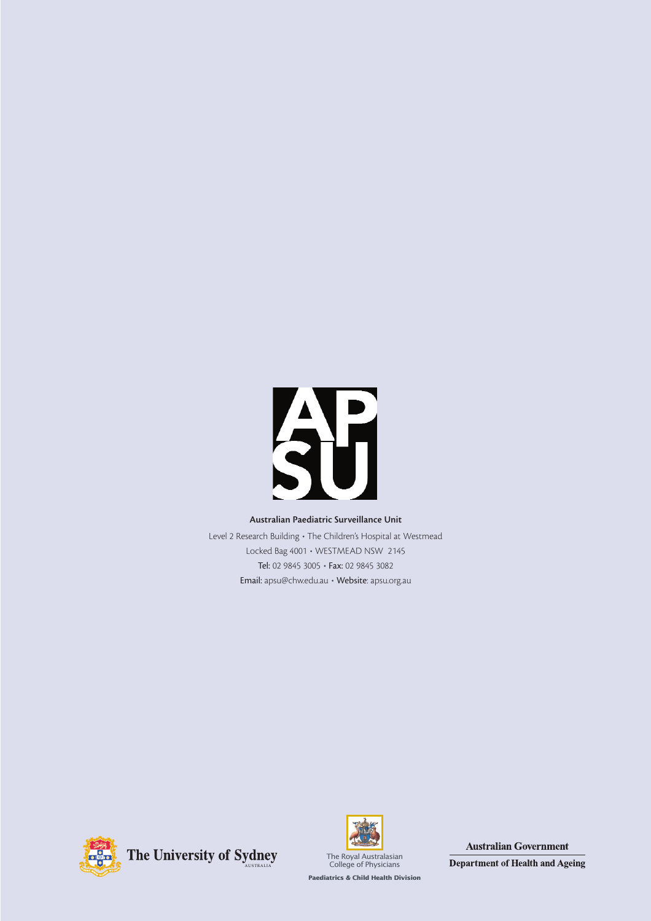APSU

**Australian Paediatric Surveillance Unit**

Level 2 Research Building • The Children's Hospital at Westmead

Locked Bag 4001 • WESTMEAD NSW 2145

**Tel:** 02 9845 3005 • **Fax:** 02 9845 3082

**Email:** apsu@chw.edu.au • **Website**: apsu.org.au

The University of Sydney

AUSTRALIA

The Royal Australasian College of Physicians

**Paediatrics & Child Health Division**

**Australian Government**

**Department of Health and Ageing**